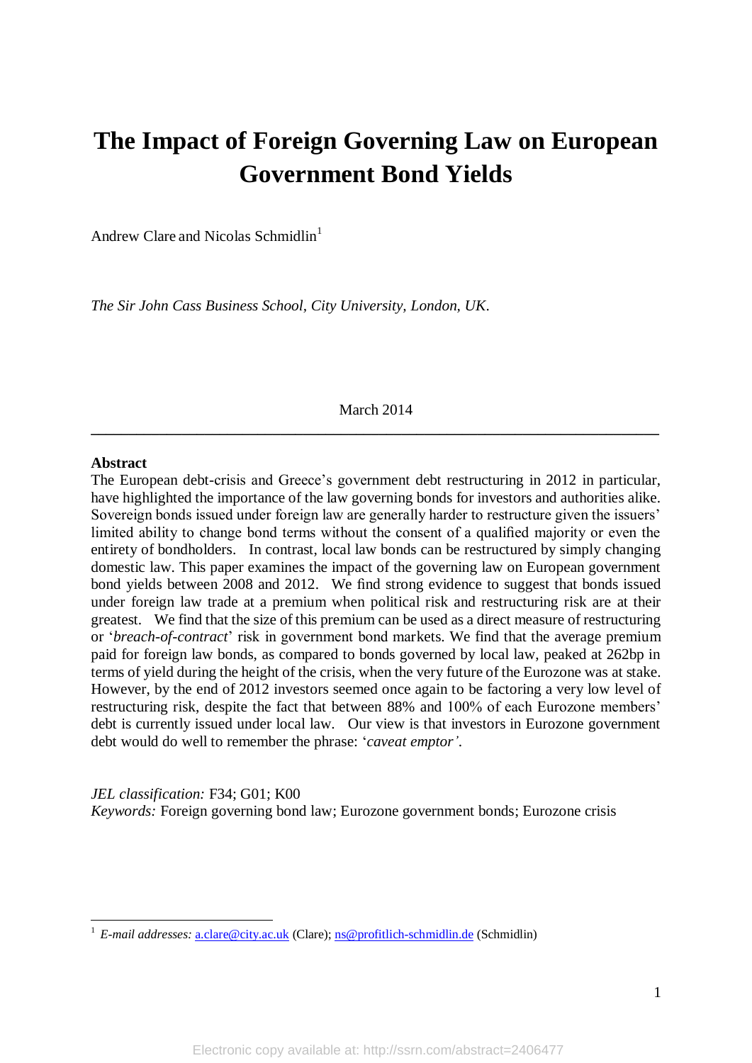# The Impact of Foreign Governing Law on European Government Bond Yields

Andrew Clare and Nicolas Schmidlin[1]

*The Sir John Cass Business School, City University, London, UK.*

March 2014

---

**Abstract**

The European debt-crisis and Greece's government debt restructuring in 2012 in particular, have highlighted the importance of the law governing bonds for investors and authorities alike. Sovereign bonds issued under foreign law are generally harder to restructure given the issuers' limited ability to change bond terms without the consent of a qualified majority or even the entirety of bondholders. In contrast, local law bonds can be restructured by simply changing domestic law. This paper examines the impact of the governing law on European government bond yields between 2008 and 2012. We find strong evidence to suggest that bonds issued under foreign law trade at a premium when political risk and restructuring risk are at their greatest. We find that the size of this premium can be used as a direct measure of restructuring or '*breach-of-contract*' risk in government bond markets. We find that the average premium paid for foreign law bonds, as compared to bonds governed by local law, peaked at 262bp in terms of yield during the height of the crisis, when the very future of the Eurozone was at stake. However, by the end of 2012 investors seemed once again to be factoring a very low level of restructuring risk, despite the fact that between 88% and 100% of each Eurozone members' debt is currently issued under local law. Our view is that investors in Eurozone government debt would do well to remember the phrase: '*caveat emptor'*.

*JEL classification:* F34; G01; K00

*Keywords:* Foreign governing bond law; Eurozone government bonds; Eurozone crisis

---

[1] *E-mail addresses:* a.clare@city.ac.uk (Clare); ns@profitlich-schmidlin.de (Schmidlin)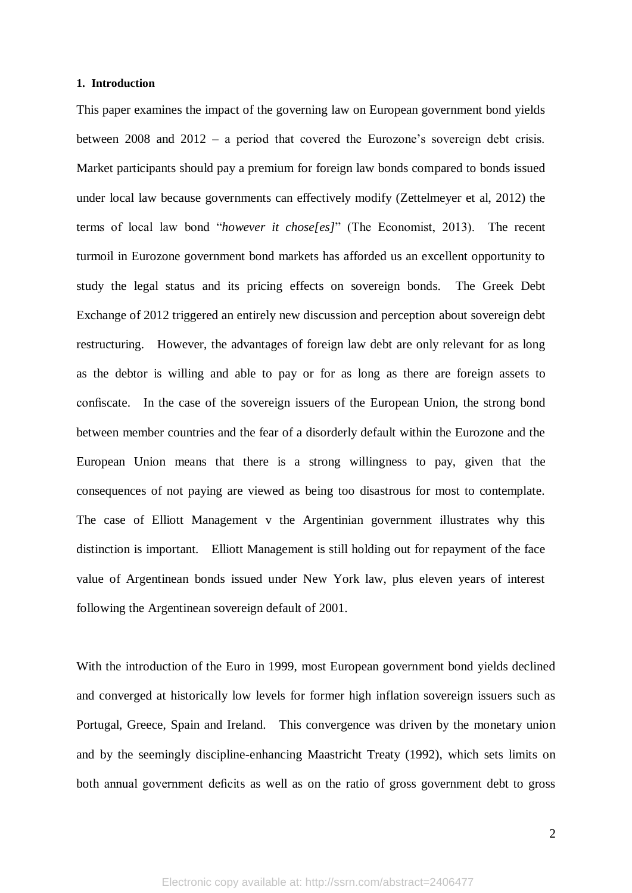## 1. Introduction

This paper examines the impact of the governing law on European government bond yields between 2008 and 2012 – a period that covered the Eurozone's sovereign debt crisis. Market participants should pay a premium for foreign law bonds compared to bonds issued under local law because governments can effectively modify (Zettelmeyer et al, 2012) the terms of local law bond "*however it chose[es]*" (The Economist, 2013). The recent turmoil in Eurozone government bond markets has afforded us an excellent opportunity to study the legal status and its pricing effects on sovereign bonds. The Greek Debt Exchange of 2012 triggered an entirely new discussion and perception about sovereign debt restructuring. However, the advantages of foreign law debt are only relevant for as long as the debtor is willing and able to pay or for as long as there are foreign assets to confiscate. In the case of the sovereign issuers of the European Union, the strong bond between member countries and the fear of a disorderly default within the Eurozone and the European Union means that there is a strong willingness to pay, given that the consequences of not paying are viewed as being too disastrous for most to contemplate. The case of Elliott Management v the Argentinian government illustrates why this distinction is important. Elliott Management is still holding out for repayment of the face value of Argentinean bonds issued under New York law, plus eleven years of interest following the Argentinean sovereign default of 2001.

With the introduction of the Euro in 1999, most European government bond yields declined and converged at historically low levels for former high inflation sovereign issuers such as Portugal, Greece, Spain and Ireland. This convergence was driven by the monetary union and by the seemingly discipline-enhancing Maastricht Treaty (1992), which sets limits on both annual government deficits as well as on the ratio of gross government debt to gross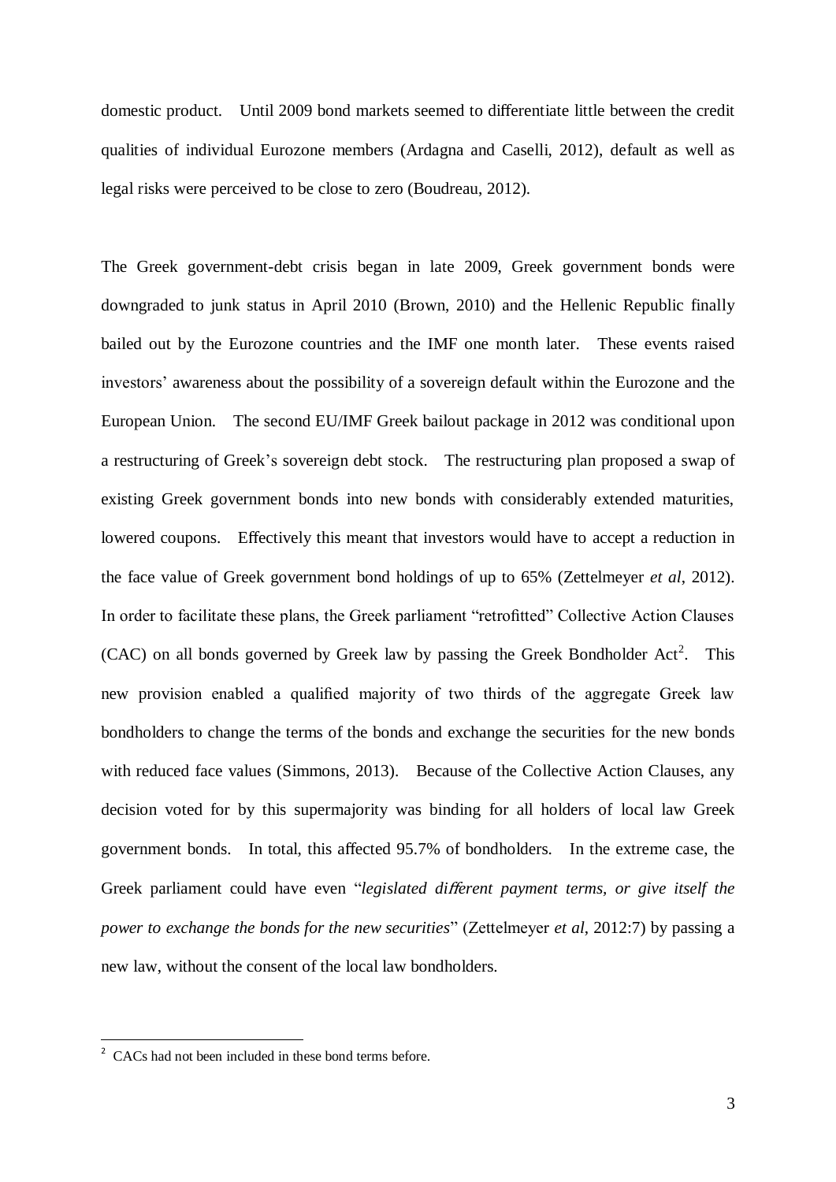domestic product. Until 2009 bond markets seemed to differentiate little between the credit qualities of individual Eurozone members (Ardagna and Caselli, 2012), default as well as legal risks were perceived to be close to zero (Boudreau, 2012).

The Greek government-debt crisis began in late 2009, Greek government bonds were downgraded to junk status in April 2010 (Brown, 2010) and the Hellenic Republic finally bailed out by the Eurozone countries and the IMF one month later. These events raised investors' awareness about the possibility of a sovereign default within the Eurozone and the European Union. The second EU/IMF Greek bailout package in 2012 was conditional upon a restructuring of Greek's sovereign debt stock. The restructuring plan proposed a swap of existing Greek government bonds into new bonds with considerably extended maturities, lowered coupons. Effectively this meant that investors would have to accept a reduction in the face value of Greek government bond holdings of up to 65% (Zettelmeyer *et al*, 2012). In order to facilitate these plans, the Greek parliament "retrofitted" Collective Action Clauses (CAC) on all bonds governed by Greek law by passing the Greek Bondholder Act[2]. This new provision enabled a qualified majority of two thirds of the aggregate Greek law bondholders to change the terms of the bonds and exchange the securities for the new bonds with reduced face values (Simmons, 2013). Because of the Collective Action Clauses, any decision voted for by this supermajority was binding for all holders of local law Greek government bonds. In total, this affected 95.7% of bondholders. In the extreme case, the Greek parliament could have even "*legislated different payment terms, or give itself the power to exchange the bonds for the new securities*" (Zettelmeyer *et al*, 2012:7) by passing a new law, without the consent of the local law bondholders.

[2] CACs had not been included in these bond terms before.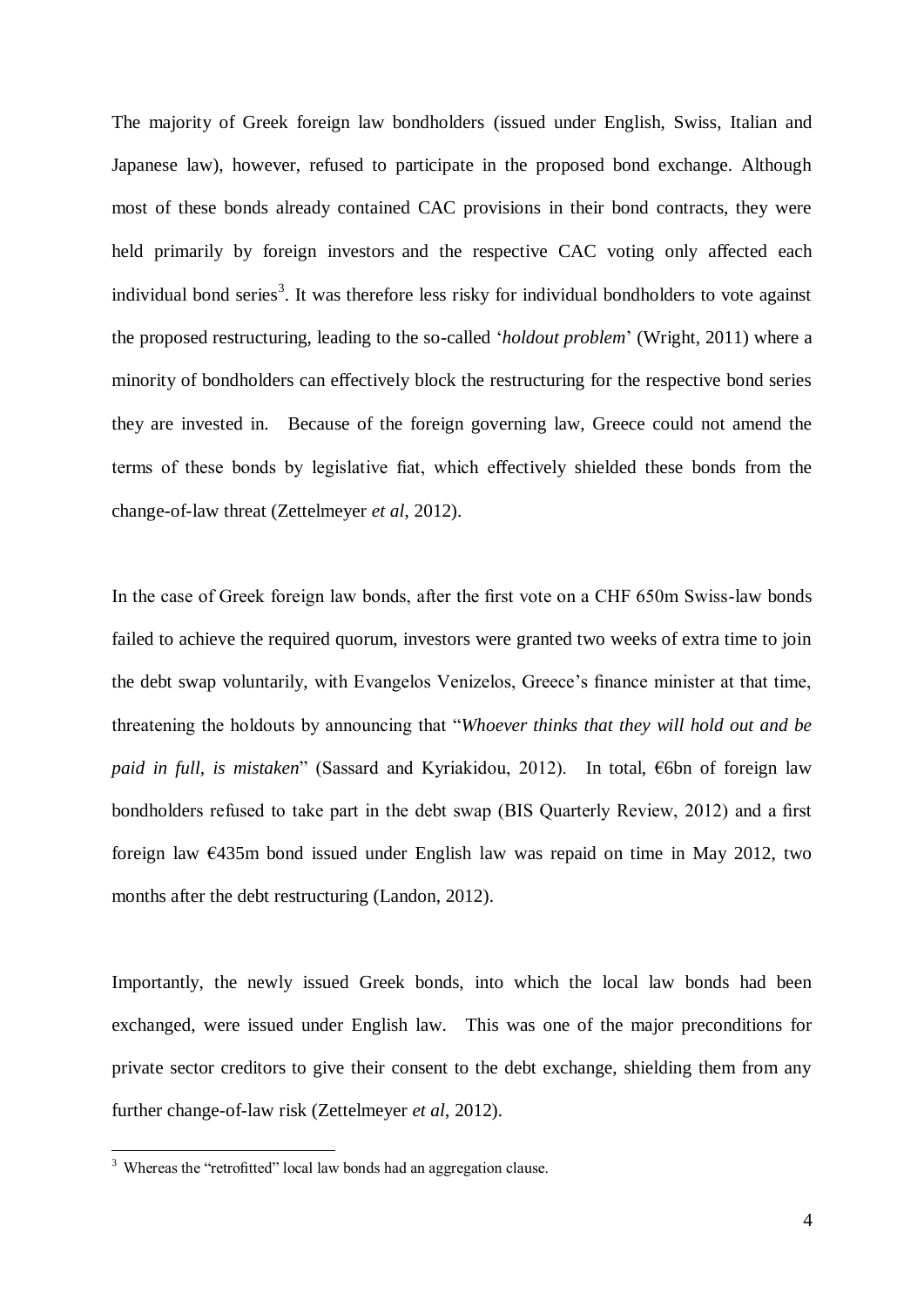The majority of Greek foreign law bondholders (issued under English, Swiss, Italian and Japanese law), however, refused to participate in the proposed bond exchange. Although most of these bonds already contained CAC provisions in their bond contracts, they were held primarily by foreign investors and the respective CAC voting only affected each individual bond series[3]. It was therefore less risky for individual bondholders to vote against the proposed restructuring, leading to the so-called '*holdout problem*' (Wright, 2011) where a minority of bondholders can effectively block the restructuring for the respective bond series they are invested in. Because of the foreign governing law, Greece could not amend the terms of these bonds by legislative fiat, which effectively shielded these bonds from the change-of-law threat (Zettelmeyer *et al*, 2012).

In the case of Greek foreign law bonds, after the first vote on a CHF 650m Swiss-law bonds failed to achieve the required quorum, investors were granted two weeks of extra time to join the debt swap voluntarily, with Evangelos Venizelos, Greece's finance minister at that time, threatening the holdouts by announcing that "*Whoever thinks that they will hold out and be paid in full, is mistaken*" (Sassard and Kyriakidou, 2012). In total, €6bn of foreign law bondholders refused to take part in the debt swap (BIS Quarterly Review, 2012) and a first foreign law €435m bond issued under English law was repaid on time in May 2012, two months after the debt restructuring (Landon, 2012).

Importantly, the newly issued Greek bonds, into which the local law bonds had been exchanged, were issued under English law. This was one of the major preconditions for private sector creditors to give their consent to the debt exchange, shielding them from any further change-of-law risk (Zettelmeyer *et al*, 2012).

[3] Whereas the "retrofitted" local law bonds had an aggregation clause.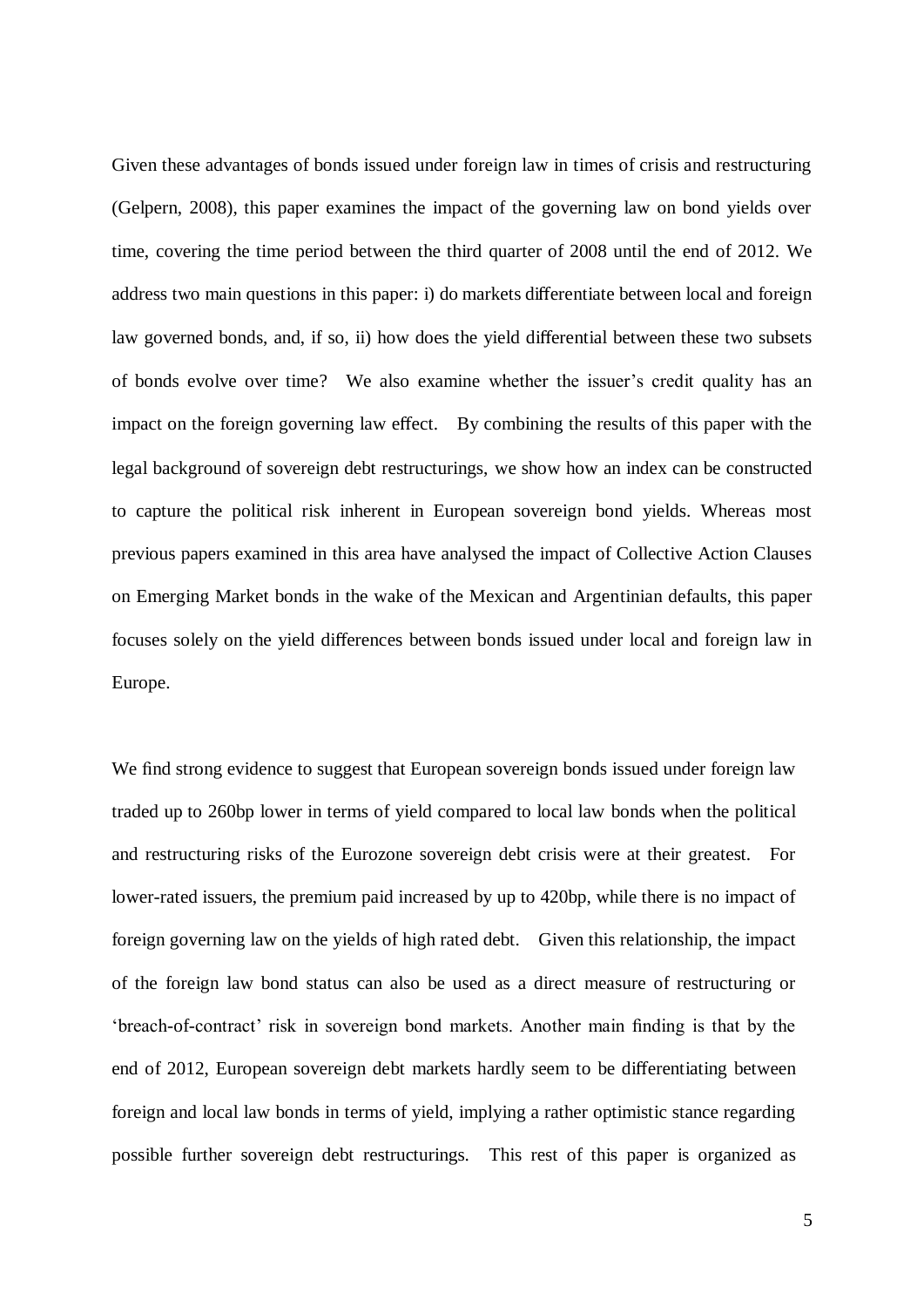Given these advantages of bonds issued under foreign law in times of crisis and restructuring (Gelpern, 2008), this paper examines the impact of the governing law on bond yields over time, covering the time period between the third quarter of 2008 until the end of 2012. We address two main questions in this paper: i) do markets differentiate between local and foreign law governed bonds, and, if so, ii) how does the yield differential between these two subsets of bonds evolve over time? We also examine whether the issuer's credit quality has an impact on the foreign governing law effect. By combining the results of this paper with the legal background of sovereign debt restructurings, we show how an index can be constructed to capture the political risk inherent in European sovereign bond yields. Whereas most previous papers examined in this area have analysed the impact of Collective Action Clauses on Emerging Market bonds in the wake of the Mexican and Argentinian defaults, this paper focuses solely on the yield differences between bonds issued under local and foreign law in Europe.

We find strong evidence to suggest that European sovereign bonds issued under foreign law traded up to 260bp lower in terms of yield compared to local law bonds when the political and restructuring risks of the Eurozone sovereign debt crisis were at their greatest. For lower-rated issuers, the premium paid increased by up to 420bp, while there is no impact of foreign governing law on the yields of high rated debt. Given this relationship, the impact of the foreign law bond status can also be used as a direct measure of restructuring or 'breach-of-contract' risk in sovereign bond markets. Another main finding is that by the end of 2012, European sovereign debt markets hardly seem to be differentiating between foreign and local law bonds in terms of yield, implying a rather optimistic stance regarding possible further sovereign debt restructurings. This rest of this paper is organized as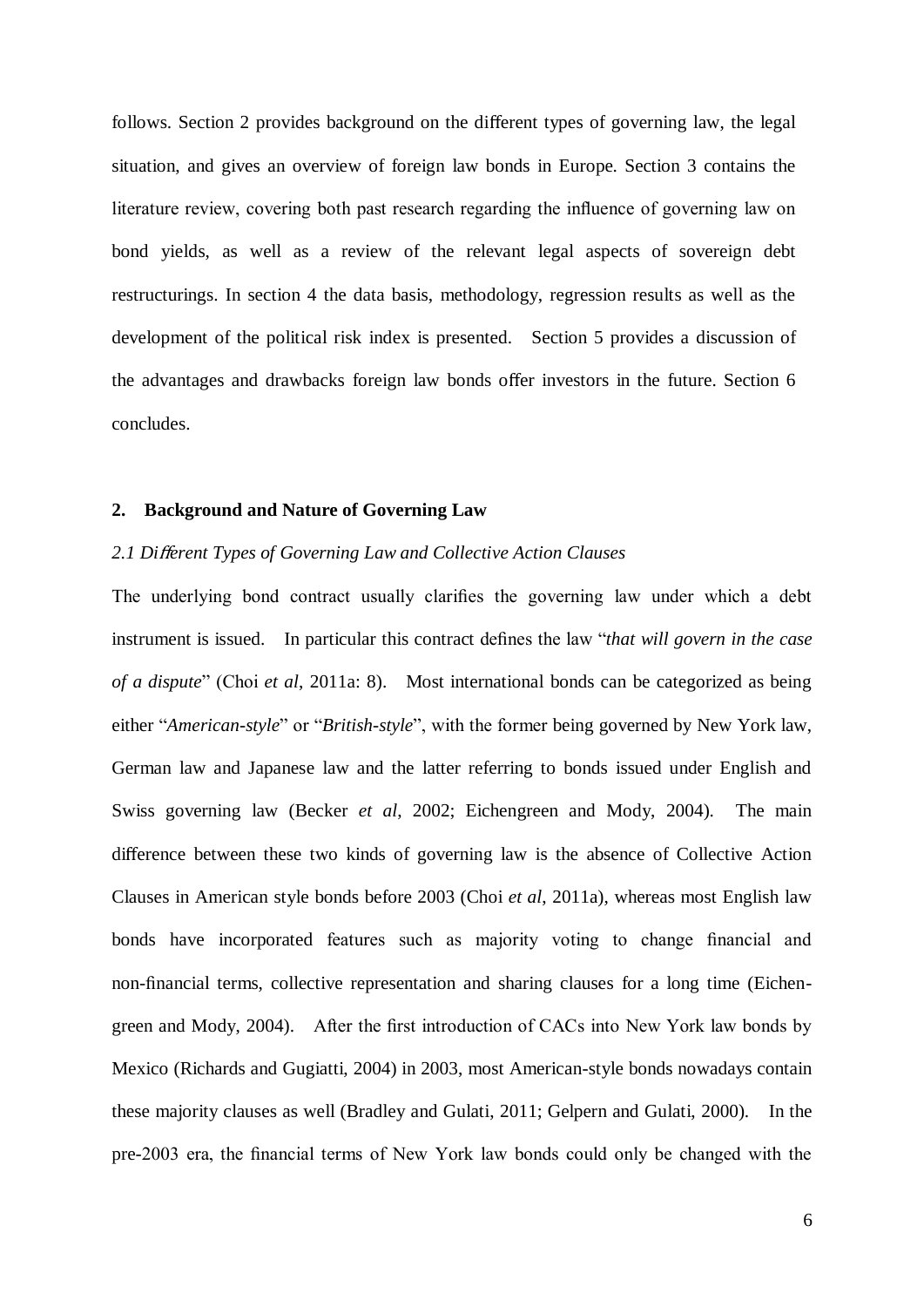follows. Section 2 provides background on the different types of governing law, the legal situation, and gives an overview of foreign law bonds in Europe. Section 3 contains the literature review, covering both past research regarding the influence of governing law on bond yields, as well as a review of the relevant legal aspects of sovereign debt restructurings. In section 4 the data basis, methodology, regression results as well as the development of the political risk index is presented. Section 5 provides a discussion of the advantages and drawbacks foreign law bonds offer investors in the future. Section 6 concludes.

## 2. Background and Nature of Governing Law

### *2.1 Different Types of Governing Law and Collective Action Clauses*

The underlying bond contract usually clarifies the governing law under which a debt instrument is issued. In particular this contract defines the law "*that will govern in the case of a dispute*" (Choi *et al*, 2011a: 8). Most international bonds can be categorized as being either "*American-style*" or "*British-style*", with the former being governed by New York law, German law and Japanese law and the latter referring to bonds issued under English and Swiss governing law (Becker *et al*, 2002; Eichengreen and Mody, 2004). The main difference between these two kinds of governing law is the absence of Collective Action Clauses in American style bonds before 2003 (Choi *et al*, 2011a), whereas most English law bonds have incorporated features such as majority voting to change financial and non-financial terms, collective representation and sharing clauses for a long time (Eichengreen and Mody, 2004). After the first introduction of CACs into New York law bonds by Mexico (Richards and Gugiatti, 2004) in 2003, most American-style bonds nowadays contain these majority clauses as well (Bradley and Gulati, 2011; Gelpern and Gulati, 2000). In the pre-2003 era, the financial terms of New York law bonds could only be changed with the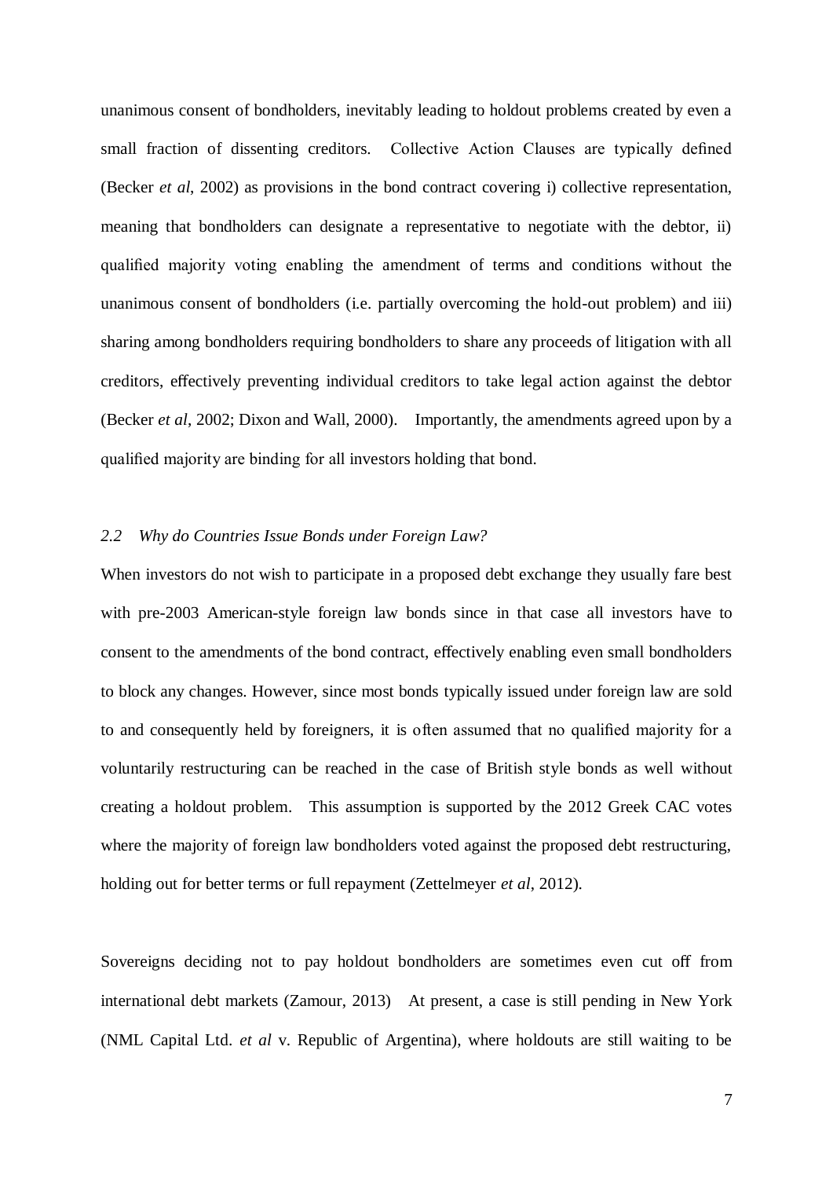unanimous consent of bondholders, inevitably leading to holdout problems created by even a small fraction of dissenting creditors. Collective Action Clauses are typically defined (Becker *et al*, 2002) as provisions in the bond contract covering i) collective representation, meaning that bondholders can designate a representative to negotiate with the debtor, ii) qualified majority voting enabling the amendment of terms and conditions without the unanimous consent of bondholders (i.e. partially overcoming the hold-out problem) and iii) sharing among bondholders requiring bondholders to share any proceeds of litigation with all creditors, effectively preventing individual creditors to take legal action against the debtor (Becker *et al*, 2002; Dixon and Wall, 2000). Importantly, the amendments agreed upon by a qualified majority are binding for all investors holding that bond.

### *2.2 Why do Countries Issue Bonds under Foreign Law?*

When investors do not wish to participate in a proposed debt exchange they usually fare best with pre-2003 American-style foreign law bonds since in that case all investors have to consent to the amendments of the bond contract, effectively enabling even small bondholders to block any changes. However, since most bonds typically issued under foreign law are sold to and consequently held by foreigners, it is often assumed that no qualified majority for a voluntarily restructuring can be reached in the case of British style bonds as well without creating a holdout problem. This assumption is supported by the 2012 Greek CAC votes where the majority of foreign law bondholders voted against the proposed debt restructuring, holding out for better terms or full repayment (Zettelmeyer *et al*, 2012).

Sovereigns deciding not to pay holdout bondholders are sometimes even cut off from international debt markets (Zamour, 2013) At present, a case is still pending in New York (NML Capital Ltd. *et al* v. Republic of Argentina), where holdouts are still waiting to be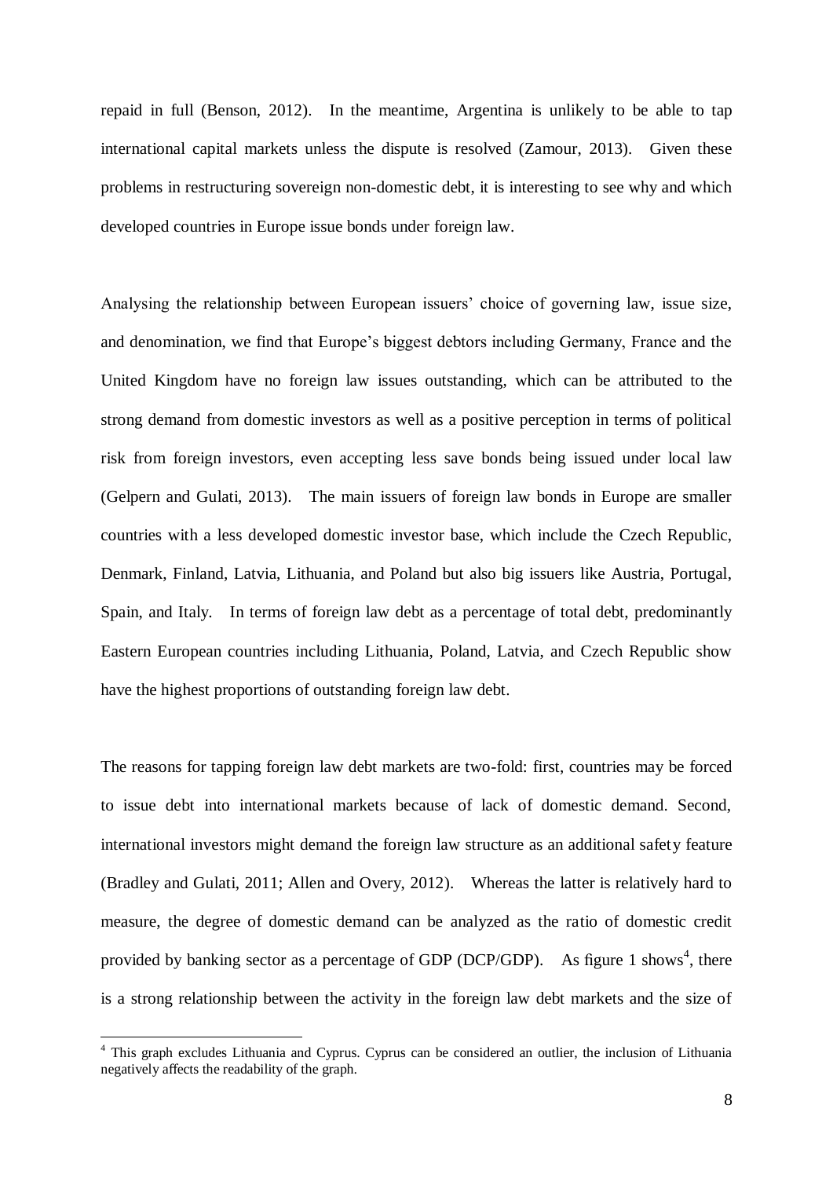repaid in full (Benson, 2012). In the meantime, Argentina is unlikely to be able to tap international capital markets unless the dispute is resolved (Zamour, 2013). Given these problems in restructuring sovereign non-domestic debt, it is interesting to see why and which developed countries in Europe issue bonds under foreign law.

Analysing the relationship between European issuers' choice of governing law, issue size, and denomination, we find that Europe's biggest debtors including Germany, France and the United Kingdom have no foreign law issues outstanding, which can be attributed to the strong demand from domestic investors as well as a positive perception in terms of political risk from foreign investors, even accepting less save bonds being issued under local law (Gelpern and Gulati, 2013). The main issuers of foreign law bonds in Europe are smaller countries with a less developed domestic investor base, which include the Czech Republic, Denmark, Finland, Latvia, Lithuania, and Poland but also big issuers like Austria, Portugal, Spain, and Italy. In terms of foreign law debt as a percentage of total debt, predominantly Eastern European countries including Lithuania, Poland, Latvia, and Czech Republic show have the highest proportions of outstanding foreign law debt.

The reasons for tapping foreign law debt markets are two-fold: first, countries may be forced to issue debt into international markets because of lack of domestic demand. Second, international investors might demand the foreign law structure as an additional safety feature (Bradley and Gulati, 2011; Allen and Overy, 2012). Whereas the latter is relatively hard to measure, the degree of domestic demand can be analyzed as the ratio of domestic credit provided by banking sector as a percentage of GDP (DCP/GDP). As figure 1 shows[4], there is a strong relationship between the activity in the foreign law debt markets and the size of

[4] This graph excludes Lithuania and Cyprus. Cyprus can be considered an outlier, the inclusion of Lithuania negatively affects the readability of the graph.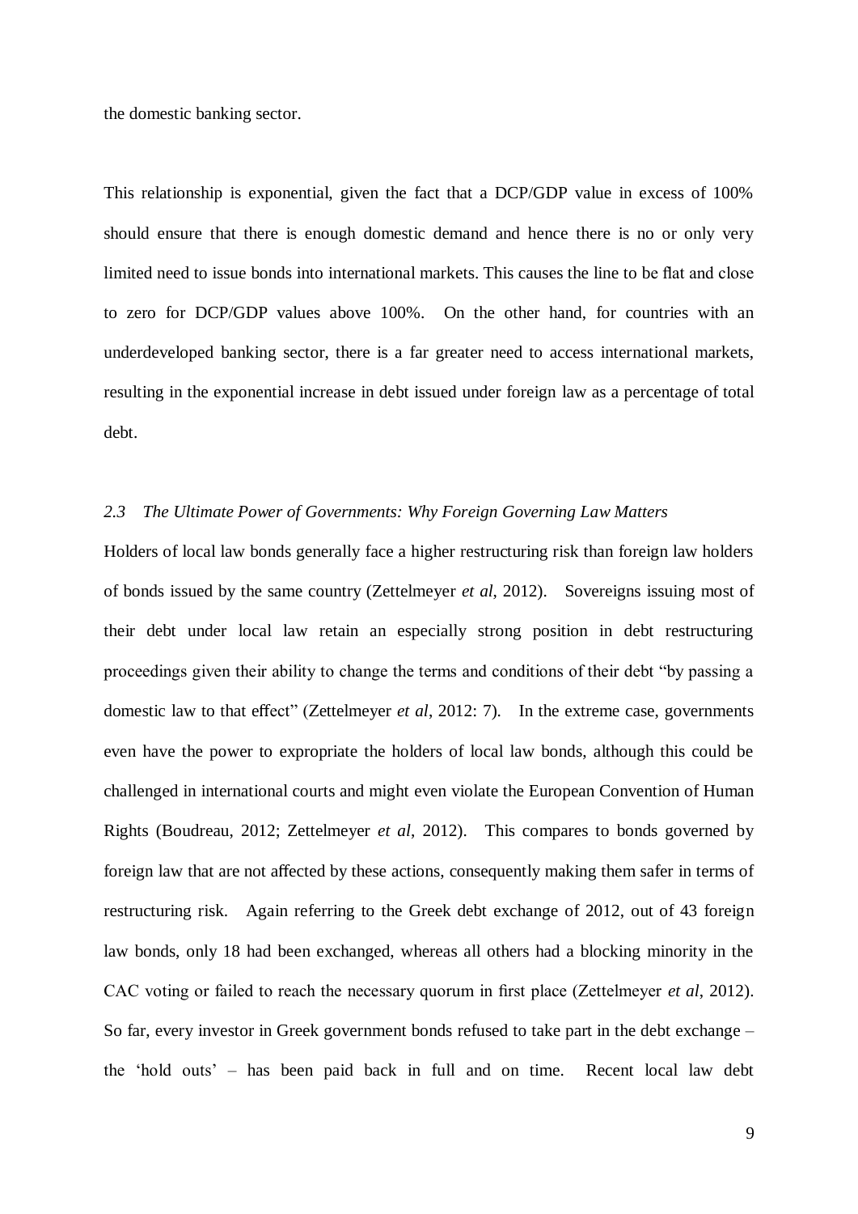the domestic banking sector.

This relationship is exponential, given the fact that a DCP/GDP value in excess of 100% should ensure that there is enough domestic demand and hence there is no or only very limited need to issue bonds into international markets. This causes the line to be flat and close to zero for DCP/GDP values above 100%. On the other hand, for countries with an underdeveloped banking sector, there is a far greater need to access international markets, resulting in the exponential increase in debt issued under foreign law as a percentage of total debt.

### *2.3 The Ultimate Power of Governments: Why Foreign Governing Law Matters*

Holders of local law bonds generally face a higher restructuring risk than foreign law holders of bonds issued by the same country (Zettelmeyer *et al*, 2012). Sovereigns issuing most of their debt under local law retain an especially strong position in debt restructuring proceedings given their ability to change the terms and conditions of their debt "by passing a domestic law to that effect" (Zettelmeyer *et al*, 2012: 7). In the extreme case, governments even have the power to expropriate the holders of local law bonds, although this could be challenged in international courts and might even violate the European Convention of Human Rights (Boudreau, 2012; Zettelmeyer *et al*, 2012). This compares to bonds governed by foreign law that are not affected by these actions, consequently making them safer in terms of restructuring risk. Again referring to the Greek debt exchange of 2012, out of 43 foreign law bonds, only 18 had been exchanged, whereas all others had a blocking minority in the CAC voting or failed to reach the necessary quorum in first place (Zettelmeyer *et al*, 2012). So far, every investor in Greek government bonds refused to take part in the debt exchange – the 'hold outs' – has been paid back in full and on time. Recent local law debt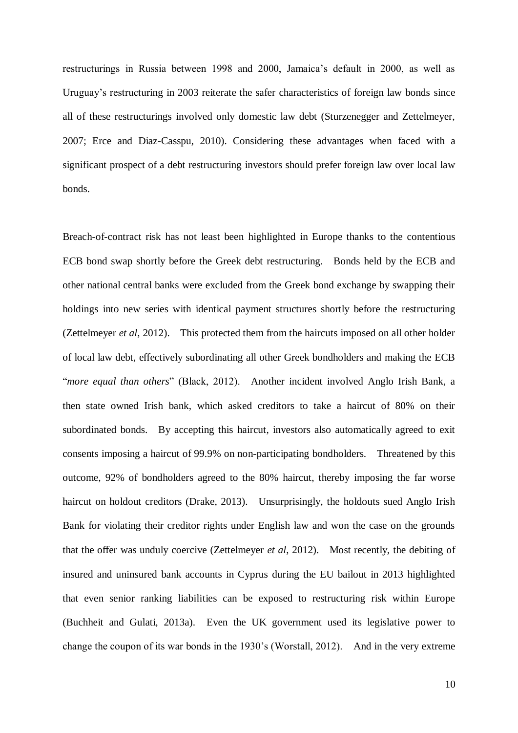restructurings in Russia between 1998 and 2000, Jamaica's default in 2000, as well as Uruguay's restructuring in 2003 reiterate the safer characteristics of foreign law bonds since all of these restructurings involved only domestic law debt (Sturzenegger and Zettelmeyer, 2007; Erce and Diaz-Casspu, 2010). Considering these advantages when faced with a significant prospect of a debt restructuring investors should prefer foreign law over local law bonds.

Breach-of-contract risk has not least been highlighted in Europe thanks to the contentious ECB bond swap shortly before the Greek debt restructuring. Bonds held by the ECB and other national central banks were excluded from the Greek bond exchange by swapping their holdings into new series with identical payment structures shortly before the restructuring (Zettelmeyer *et al*, 2012). This protected them from the haircuts imposed on all other holder of local law debt, effectively subordinating all other Greek bondholders and making the ECB "*more equal than others*" (Black, 2012). Another incident involved Anglo Irish Bank, a then state owned Irish bank, which asked creditors to take a haircut of 80% on their subordinated bonds. By accepting this haircut, investors also automatically agreed to exit consents imposing a haircut of 99.9% on non-participating bondholders. Threatened by this outcome, 92% of bondholders agreed to the 80% haircut, thereby imposing the far worse haircut on holdout creditors (Drake, 2013). Unsurprisingly, the holdouts sued Anglo Irish Bank for violating their creditor rights under English law and won the case on the grounds that the offer was unduly coercive (Zettelmeyer *et al*, 2012). Most recently, the debiting of insured and uninsured bank accounts in Cyprus during the EU bailout in 2013 highlighted that even senior ranking liabilities can be exposed to restructuring risk within Europe (Buchheit and Gulati, 2013a). Even the UK government used its legislative power to change the coupon of its war bonds in the 1930's (Worstall, 2012). And in the very extreme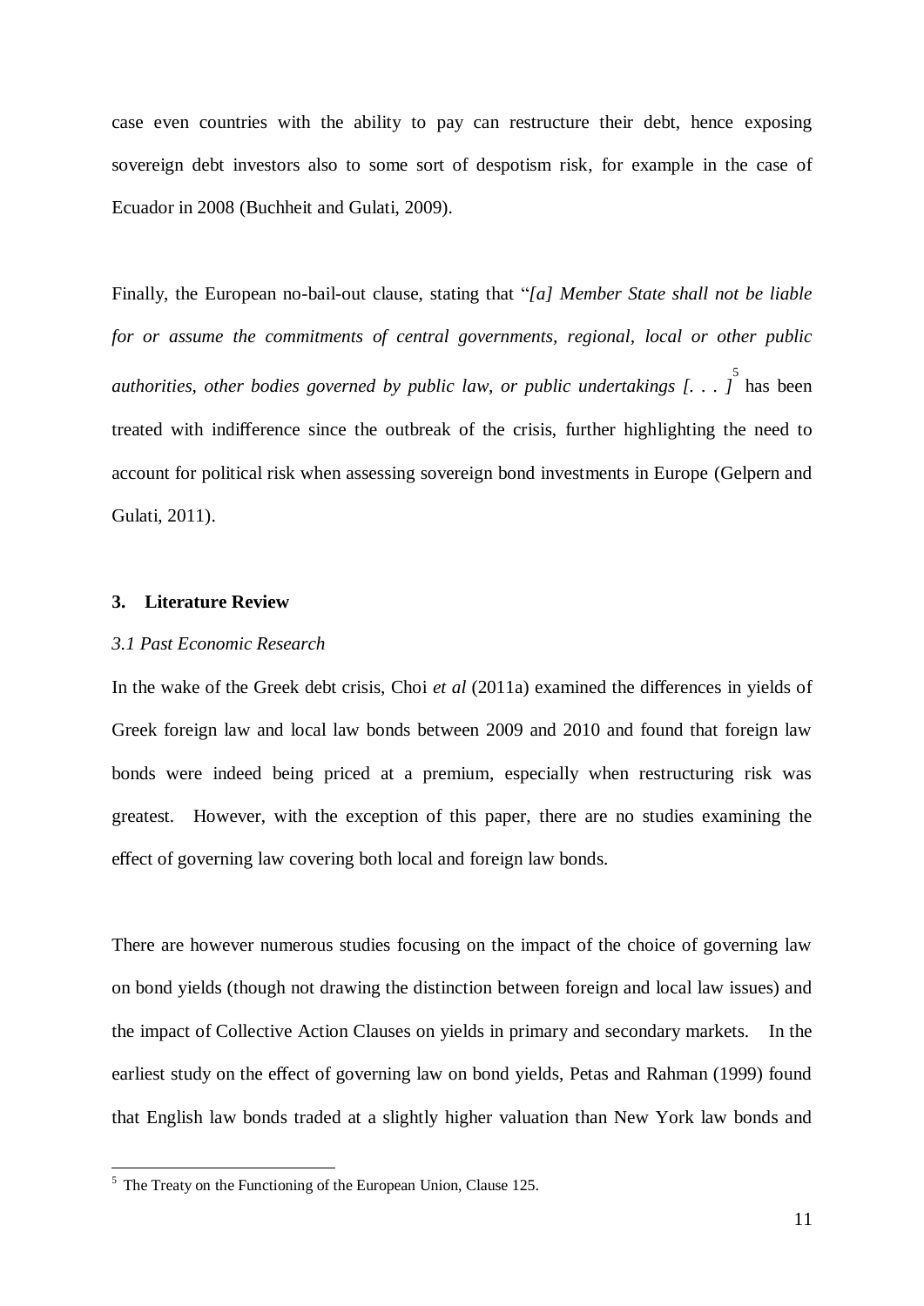case even countries with the ability to pay can restructure their debt, hence exposing sovereign debt investors also to some sort of despotism risk, for example in the case of Ecuador in 2008 (Buchheit and Gulati, 2009).

Finally, the European no-bail-out clause, stating that "*[a] Member State shall not be liable for or assume the commitments of central governments, regional, local or other public authorities, other bodies governed by public law, or public undertakings [. . . ]*[5] has been treated with indifference since the outbreak of the crisis, further highlighting the need to account for political risk when assessing sovereign bond investments in Europe (Gelpern and Gulati, 2011).

## 3. Literature Review

### *3.1 Past Economic Research*

In the wake of the Greek debt crisis, Choi *et al* (2011a) examined the differences in yields of Greek foreign law and local law bonds between 2009 and 2010 and found that foreign law bonds were indeed being priced at a premium, especially when restructuring risk was greatest. However, with the exception of this paper, there are no studies examining the effect of governing law covering both local and foreign law bonds.

There are however numerous studies focusing on the impact of the choice of governing law on bond yields (though not drawing the distinction between foreign and local law issues) and the impact of Collective Action Clauses on yields in primary and secondary markets. In the earliest study on the effect of governing law on bond yields, Petas and Rahman (1999) found that English law bonds traded at a slightly higher valuation than New York law bonds and

[5] The Treaty on the Functioning of the European Union, Clause 125.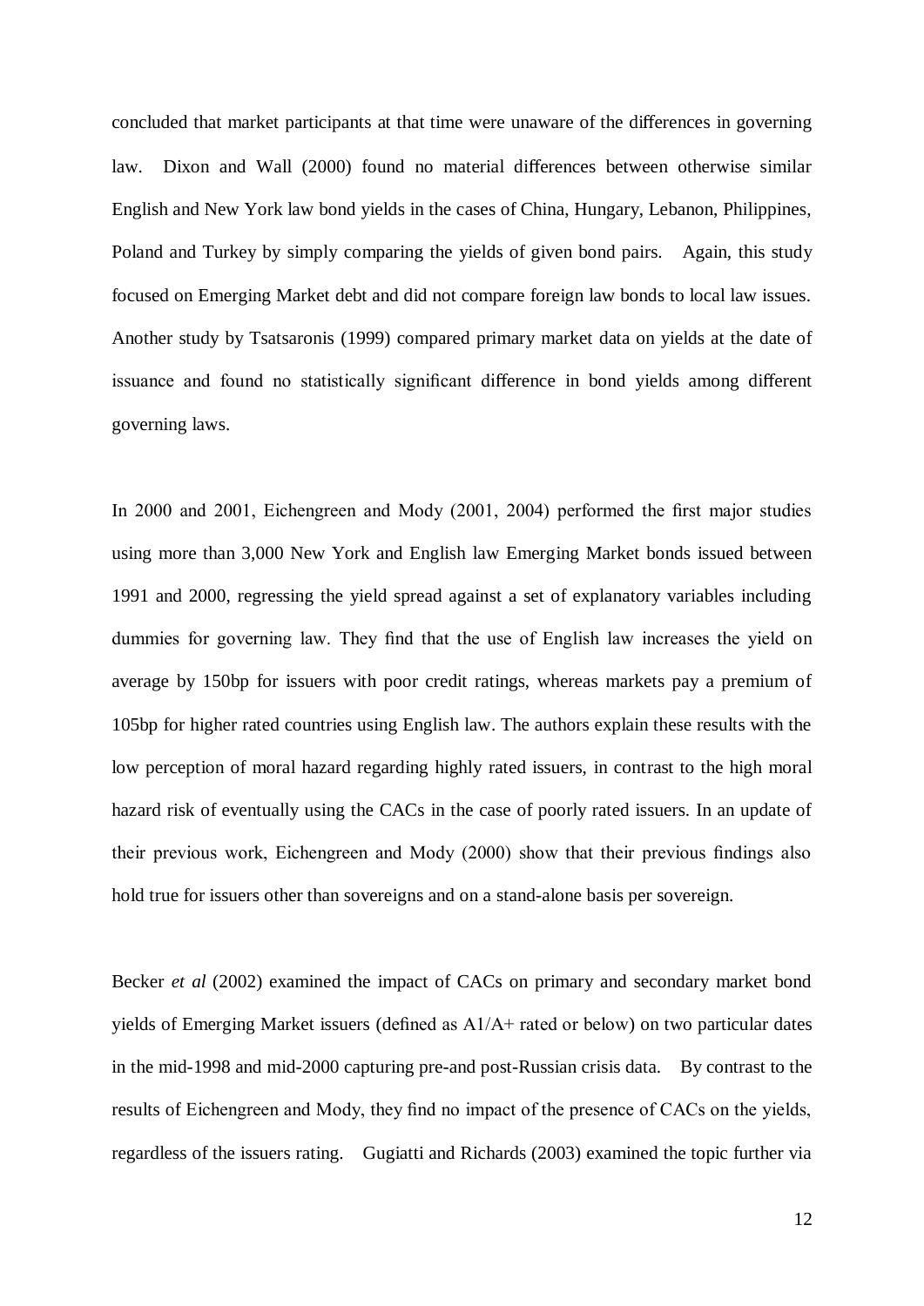concluded that market participants at that time were unaware of the differences in governing law. Dixon and Wall (2000) found no material differences between otherwise similar English and New York law bond yields in the cases of China, Hungary, Lebanon, Philippines, Poland and Turkey by simply comparing the yields of given bond pairs. Again, this study focused on Emerging Market debt and did not compare foreign law bonds to local law issues. Another study by Tsatsaronis (1999) compared primary market data on yields at the date of issuance and found no statistically significant difference in bond yields among different governing laws.

In 2000 and 2001, Eichengreen and Mody (2001, 2004) performed the first major studies using more than 3,000 New York and English law Emerging Market bonds issued between 1991 and 2000, regressing the yield spread against a set of explanatory variables including dummies for governing law. They find that the use of English law increases the yield on average by 150bp for issuers with poor credit ratings, whereas markets pay a premium of 105bp for higher rated countries using English law. The authors explain these results with the low perception of moral hazard regarding highly rated issuers, in contrast to the high moral hazard risk of eventually using the CACs in the case of poorly rated issuers. In an update of their previous work, Eichengreen and Mody (2000) show that their previous findings also hold true for issuers other than sovereigns and on a stand-alone basis per sovereign.

Becker *et al* (2002) examined the impact of CACs on primary and secondary market bond yields of Emerging Market issuers (defined as A1/A+ rated or below) on two particular dates in the mid-1998 and mid-2000 capturing pre-and post-Russian crisis data. By contrast to the results of Eichengreen and Mody, they find no impact of the presence of CACs on the yields, regardless of the issuers rating. Gugiatti and Richards (2003) examined the topic further via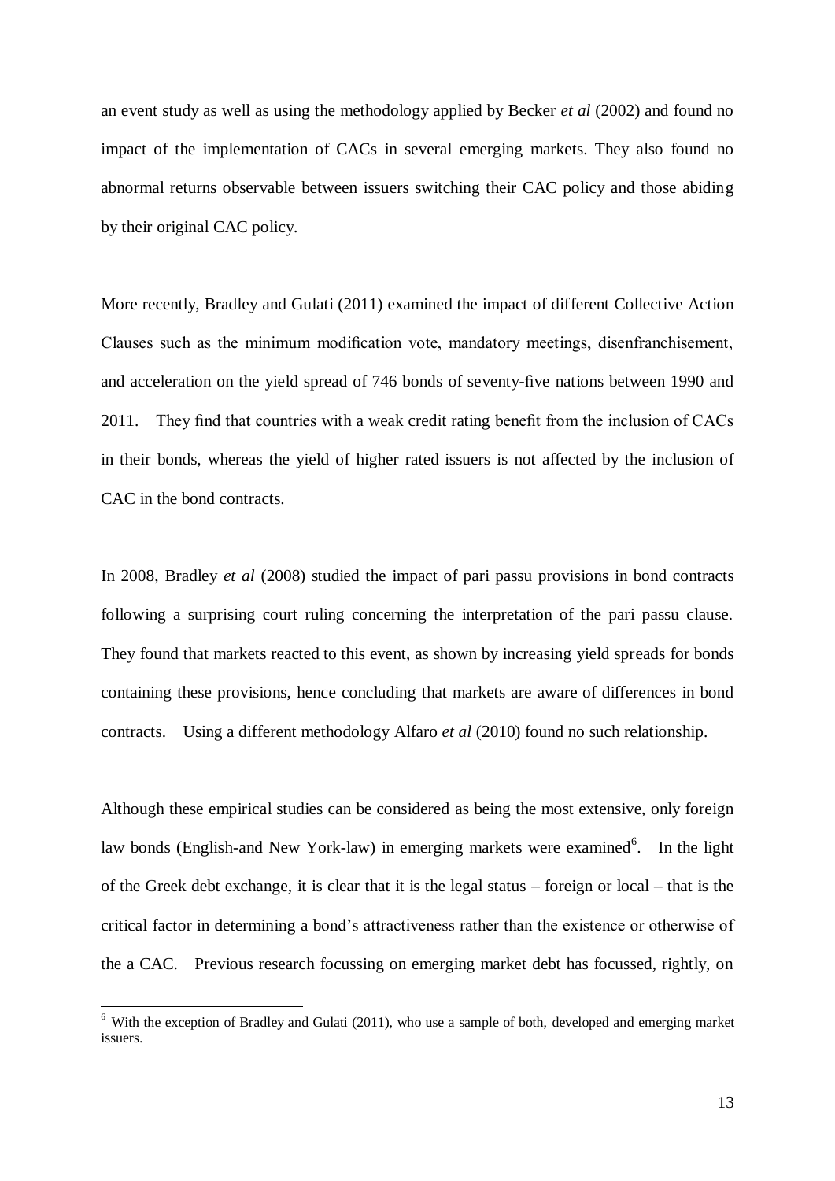an event study as well as using the methodology applied by Becker *et al* (2002) and found no impact of the implementation of CACs in several emerging markets. They also found no abnormal returns observable between issuers switching their CAC policy and those abiding by their original CAC policy.

More recently, Bradley and Gulati (2011) examined the impact of different Collective Action Clauses such as the minimum modification vote, mandatory meetings, disenfranchisement, and acceleration on the yield spread of 746 bonds of seventy-five nations between 1990 and 2011. They find that countries with a weak credit rating benefit from the inclusion of CACs in their bonds, whereas the yield of higher rated issuers is not affected by the inclusion of CAC in the bond contracts.

In 2008, Bradley *et al* (2008) studied the impact of pari passu provisions in bond contracts following a surprising court ruling concerning the interpretation of the pari passu clause. They found that markets reacted to this event, as shown by increasing yield spreads for bonds containing these provisions, hence concluding that markets are aware of differences in bond contracts. Using a different methodology Alfaro *et al* (2010) found no such relationship.

Although these empirical studies can be considered as being the most extensive, only foreign law bonds (English-and New York-law) in emerging markets were examined[6]. In the light of the Greek debt exchange, it is clear that it is the legal status – foreign or local – that is the critical factor in determining a bond's attractiveness rather than the existence or otherwise of the a CAC. Previous research focussing on emerging market debt has focussed, rightly, on

[6] With the exception of Bradley and Gulati (2011), who use a sample of both, developed and emerging market issuers.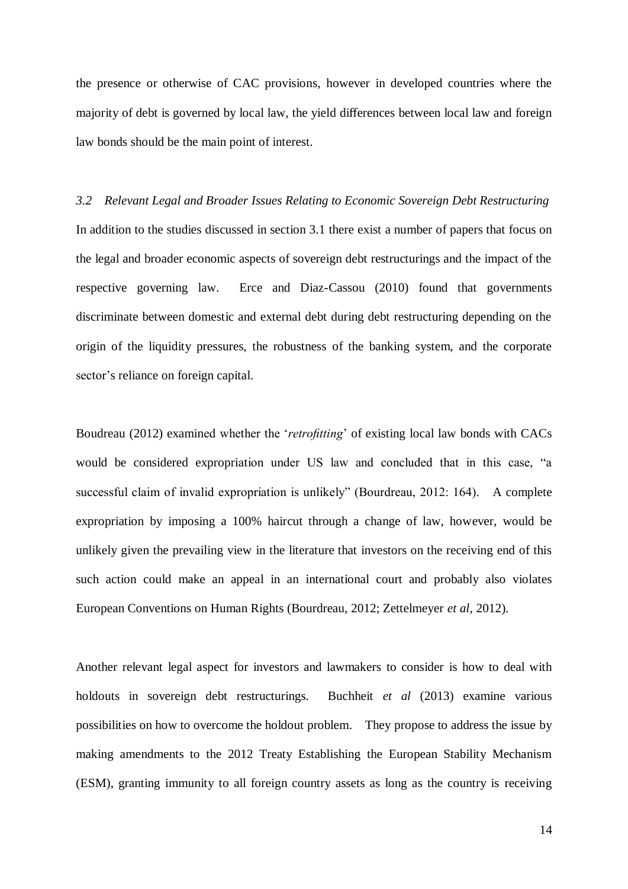the presence or otherwise of CAC provisions, however in developed countries where the majority of debt is governed by local law, the yield differences between local law and foreign law bonds should be the main point of interest.

### *3.2 Relevant Legal and Broader Issues Relating to Economic Sovereign Debt Restructuring*

In addition to the studies discussed in section 3.1 there exist a number of papers that focus on the legal and broader economic aspects of sovereign debt restructurings and the impact of the respective governing law. Erce and Diaz-Cassou (2010) found that governments discriminate between domestic and external debt during debt restructuring depending on the origin of the liquidity pressures, the robustness of the banking system, and the corporate sector's reliance on foreign capital.

Boudreau (2012) examined whether the '*retrofitting*' of existing local law bonds with CACs would be considered expropriation under US law and concluded that in this case, "a successful claim of invalid expropriation is unlikely" (Bourdreau, 2012: 164). A complete expropriation by imposing a 100% haircut through a change of law, however, would be unlikely given the prevailing view in the literature that investors on the receiving end of this such action could make an appeal in an international court and probably also violates European Conventions on Human Rights (Bourdreau, 2012; Zettelmeyer *et al*, 2012).

Another relevant legal aspect for investors and lawmakers to consider is how to deal with holdouts in sovereign debt restructurings. Buchheit *et al* (2013) examine various possibilities on how to overcome the holdout problem. They propose to address the issue by making amendments to the 2012 Treaty Establishing the European Stability Mechanism (ESM), granting immunity to all foreign country assets as long as the country is receiving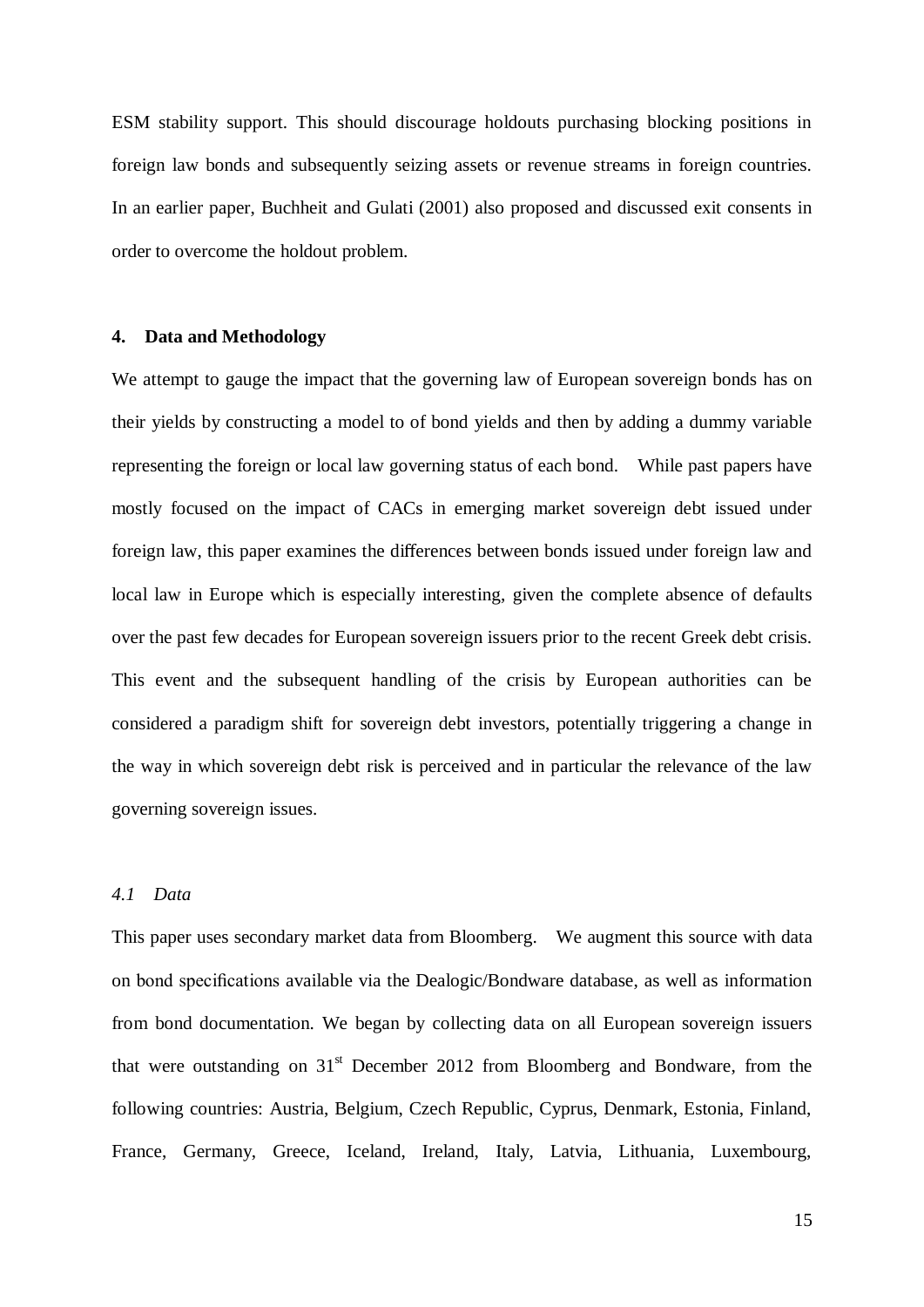ESM stability support. This should discourage holdouts purchasing blocking positions in foreign law bonds and subsequently seizing assets or revenue streams in foreign countries. In an earlier paper, Buchheit and Gulati (2001) also proposed and discussed exit consents in order to overcome the holdout problem.

## 4. Data and Methodology

We attempt to gauge the impact that the governing law of European sovereign bonds has on their yields by constructing a model to of bond yields and then by adding a dummy variable representing the foreign or local law governing status of each bond. While past papers have mostly focused on the impact of CACs in emerging market sovereign debt issued under foreign law, this paper examines the differences between bonds issued under foreign law and local law in Europe which is especially interesting, given the complete absence of defaults over the past few decades for European sovereign issuers prior to the recent Greek debt crisis. This event and the subsequent handling of the crisis by European authorities can be considered a paradigm shift for sovereign debt investors, potentially triggering a change in the way in which sovereign debt risk is perceived and in particular the relevance of the law governing sovereign issues.

### *4.1 Data*

This paper uses secondary market data from Bloomberg. We augment this source with data on bond specifications available via the Dealogic/Bondware database, as well as information from bond documentation. We began by collecting data on all European sovereign issuers that were outstanding on 31st December 2012 from Bloomberg and Bondware, from the following countries: Austria, Belgium, Czech Republic, Cyprus, Denmark, Estonia, Finland, France, Germany, Greece, Iceland, Ireland, Italy, Latvia, Lithuania, Luxembourg,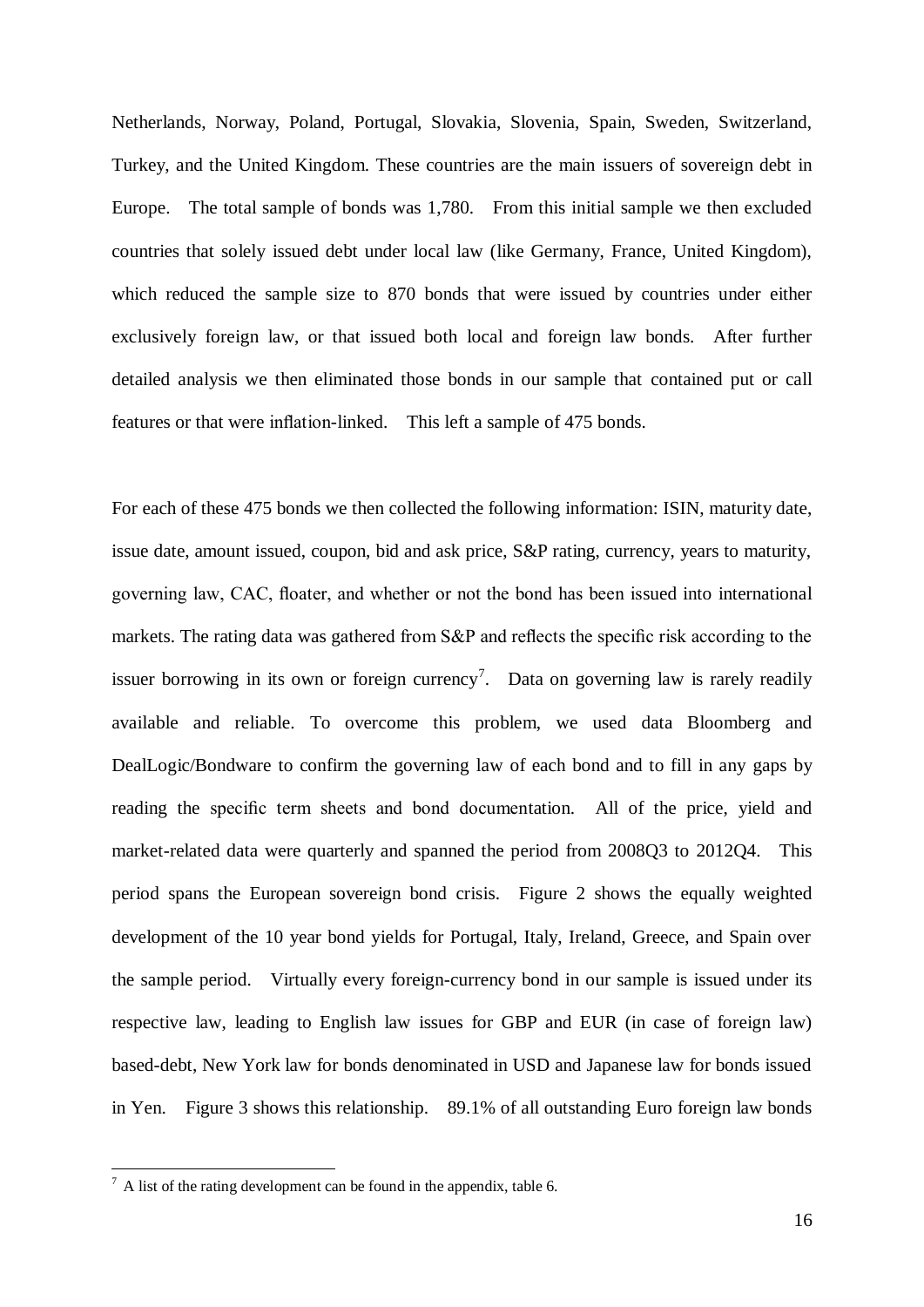Netherlands, Norway, Poland, Portugal, Slovakia, Slovenia, Spain, Sweden, Switzerland, Turkey, and the United Kingdom. These countries are the main issuers of sovereign debt in Europe. The total sample of bonds was 1,780. From this initial sample we then excluded countries that solely issued debt under local law (like Germany, France, United Kingdom), which reduced the sample size to 870 bonds that were issued by countries under either exclusively foreign law, or that issued both local and foreign law bonds. After further detailed analysis we then eliminated those bonds in our sample that contained put or call features or that were inflation-linked. This left a sample of 475 bonds.

For each of these 475 bonds we then collected the following information: ISIN, maturity date, issue date, amount issued, coupon, bid and ask price, S&P rating, currency, years to maturity, governing law, CAC, floater, and whether or not the bond has been issued into international markets. The rating data was gathered from S&P and reflects the specific risk according to the issuer borrowing in its own or foreign currency[7]. Data on governing law is rarely readily available and reliable. To overcome this problem, we used data Bloomberg and DealLogic/Bondware to confirm the governing law of each bond and to fill in any gaps by reading the specific term sheets and bond documentation. All of the price, yield and market-related data were quarterly and spanned the period from 2008Q3 to 2012Q4. This period spans the European sovereign bond crisis. Figure 2 shows the equally weighted development of the 10 year bond yields for Portugal, Italy, Ireland, Greece, and Spain over the sample period. Virtually every foreign-currency bond in our sample is issued under its respective law, leading to English law issues for GBP and EUR (in case of foreign law) based-debt, New York law for bonds denominated in USD and Japanese law for bonds issued in Yen. Figure 3 shows this relationship. 89.1% of all outstanding Euro foreign law bonds

[7] A list of the rating development can be found in the appendix, table 6.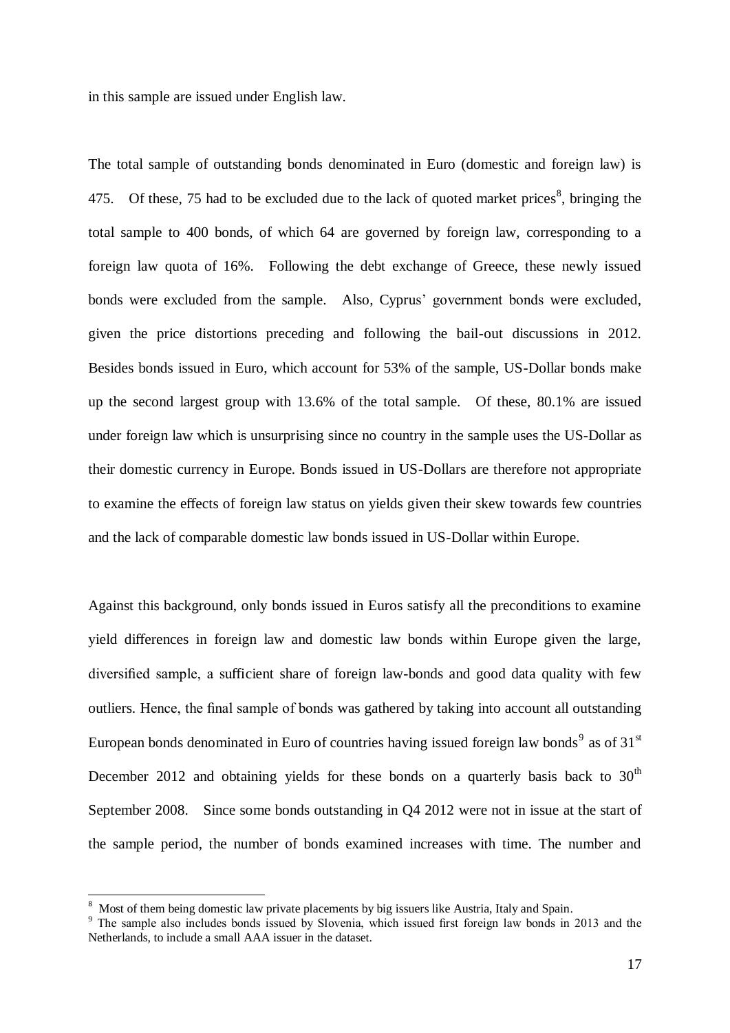in this sample are issued under English law.

The total sample of outstanding bonds denominated in Euro (domestic and foreign law) is 475. Of these, 75 had to be excluded due to the lack of quoted market prices[8], bringing the total sample to 400 bonds, of which 64 are governed by foreign law, corresponding to a foreign law quota of 16%. Following the debt exchange of Greece, these newly issued bonds were excluded from the sample. Also, Cyprus' government bonds were excluded, given the price distortions preceding and following the bail-out discussions in 2012. Besides bonds issued in Euro, which account for 53% of the sample, US-Dollar bonds make up the second largest group with 13.6% of the total sample. Of these, 80.1% are issued under foreign law which is unsurprising since no country in the sample uses the US-Dollar as their domestic currency in Europe. Bonds issued in US-Dollars are therefore not appropriate to examine the effects of foreign law status on yields given their skew towards few countries and the lack of comparable domestic law bonds issued in US-Dollar within Europe.

Against this background, only bonds issued in Euros satisfy all the preconditions to examine yield differences in foreign law and domestic law bonds within Europe given the large, diversified sample, a sufficient share of foreign law-bonds and good data quality with few outliers. Hence, the final sample of bonds was gathered by taking into account all outstanding European bonds denominated in Euro of countries having issued foreign law bonds[9] as of 31st December 2012 and obtaining yields for these bonds on a quarterly basis back to 30th September 2008. Since some bonds outstanding in Q4 2012 were not in issue at the start of the sample period, the number of bonds examined increases with time. The number and

[8] Most of them being domestic law private placements by big issuers like Austria, Italy and Spain.

[9] The sample also includes bonds issued by Slovenia, which issued first foreign law bonds in 2013 and the Netherlands, to include a small AAA issuer in the dataset.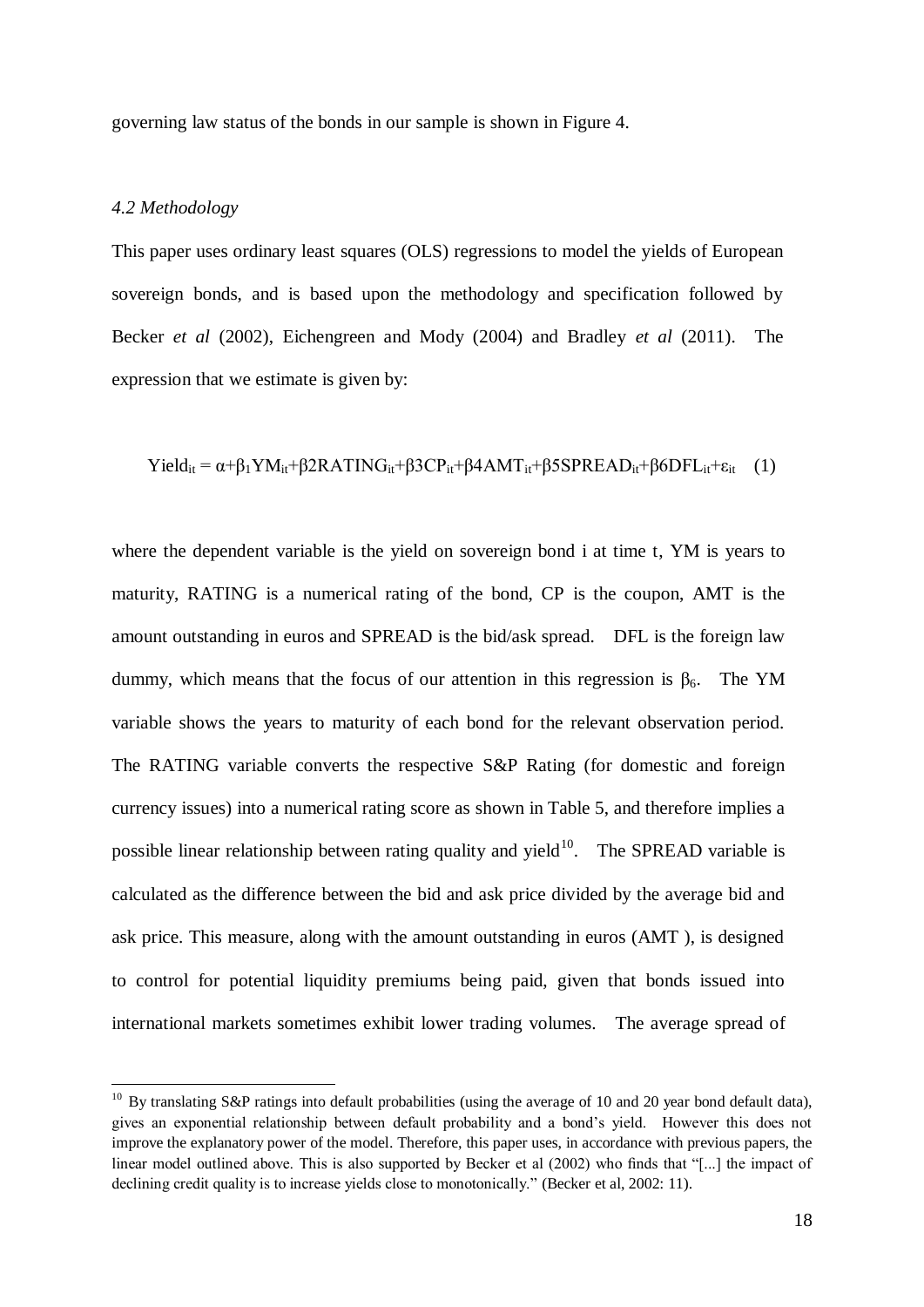governing law status of the bonds in our sample is shown in Figure 4.

#### *4.2 Methodology*

This paper uses ordinary least squares (OLS) regressions to model the yields of European sovereign bonds, and is based upon the methodology and specification followed by Becker *et al* (2002), Eichengreen and Mody (2004) and Bradley *et al* (2011). The expression that we estimate is given by:

$$Yield_{it} = \alpha+\beta_1 YM_{it}+\beta 2RATING_{it}+\beta 3CP_{it}+\beta 4AMT_{it}+\beta 5SPREAD_{it}+\beta 6DFL_{it}+\varepsilon_{it} \quad (1)$$

where the dependent variable is the yield on sovereign bond i at time t, YM is years to maturity, RATING is a numerical rating of the bond, CP is the coupon, AMT is the amount outstanding in euros and SPREAD is the bid/ask spread. DFL is the foreign law dummy, which means that the focus of our attention in this regression is $\beta_6$. The YM variable shows the years to maturity of each bond for the relevant observation period. The RATING variable converts the respective S&P Rating (for domestic and foreign currency issues) into a numerical rating score as shown in Table 5, and therefore implies a possible linear relationship between rating quality and yield[10]. The SPREAD variable is calculated as the difference between the bid and ask price divided by the average bid and ask price. This measure, along with the amount outstanding in euros (AMT ), is designed to control for potential liquidity premiums being paid, given that bonds issued into international markets sometimes exhibit lower trading volumes. The average spread of

---

[10] By translating S&P ratings into default probabilities (using the average of 10 and 20 year bond default data), gives an exponential relationship between default probability and a bond's yield. However this does not improve the explanatory power of the model. Therefore, this paper uses, in accordance with previous papers, the linear model outlined above. This is also supported by Becker et al (2002) who finds that "[...] the impact of declining credit quality is to increase yields close to monotonically." (Becker et al, 2002: 11).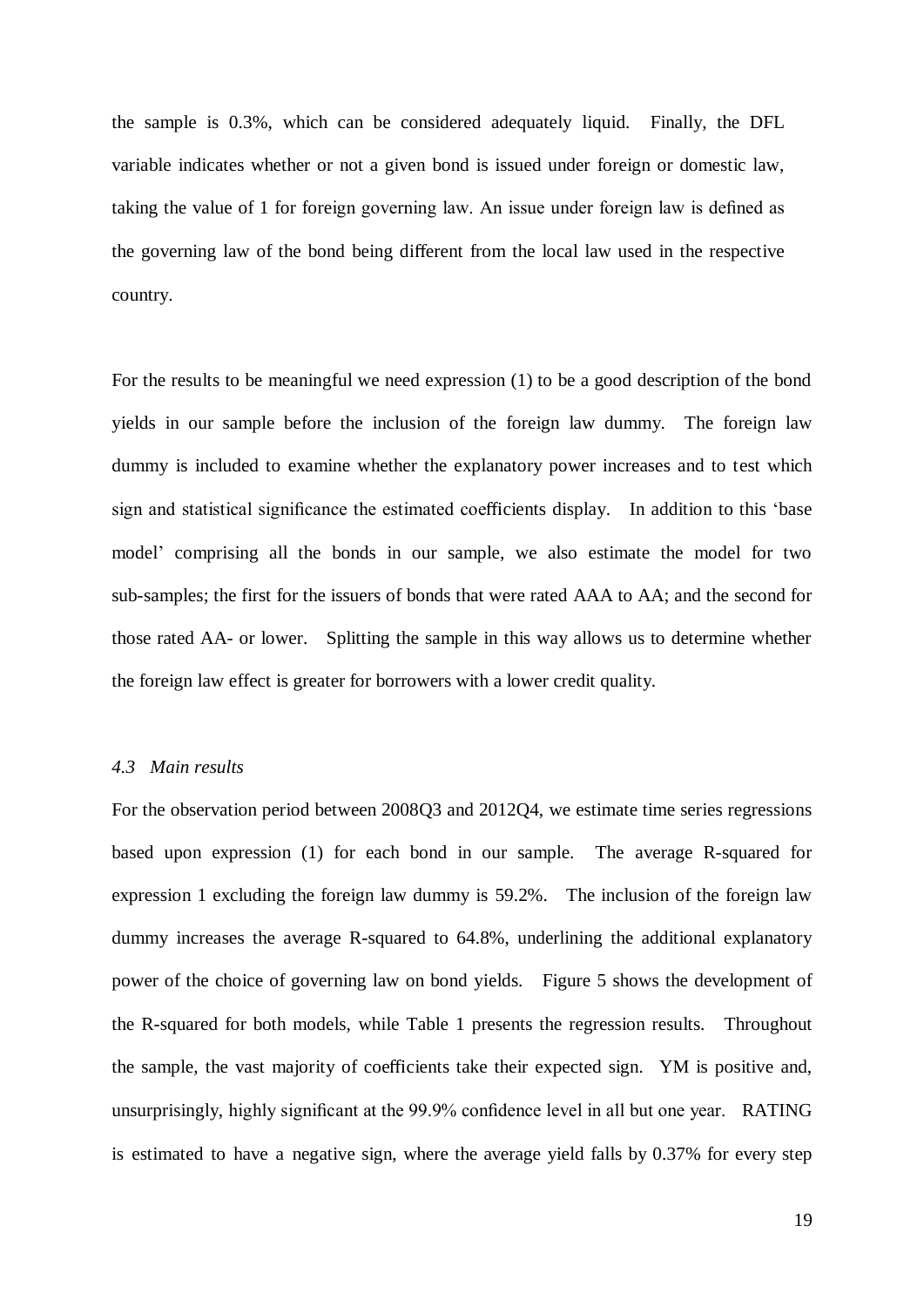the sample is 0.3%, which can be considered adequately liquid. Finally, the DFL variable indicates whether or not a given bond is issued under foreign or domestic law, taking the value of 1 for foreign governing law. An issue under foreign law is defined as the governing law of the bond being different from the local law used in the respective country.

For the results to be meaningful we need expression (1) to be a good description of the bond yields in our sample before the inclusion of the foreign law dummy. The foreign law dummy is included to examine whether the explanatory power increases and to test which sign and statistical significance the estimated coefficients display. In addition to this 'base model' comprising all the bonds in our sample, we also estimate the model for two sub-samples; the first for the issuers of bonds that were rated AAA to AA; and the second for those rated AA- or lower. Splitting the sample in this way allows us to determine whether the foreign law effect is greater for borrowers with a lower credit quality.

### *4.3 Main results*

For the observation period between 2008Q3 and 2012Q4, we estimate time series regressions based upon expression (1) for each bond in our sample. The average R-squared for expression 1 excluding the foreign law dummy is 59.2%. The inclusion of the foreign law dummy increases the average R-squared to 64.8%, underlining the additional explanatory power of the choice of governing law on bond yields. Figure 5 shows the development of the R-squared for both models, while Table 1 presents the regression results. Throughout the sample, the vast majority of coefficients take their expected sign. YM is positive and, unsurprisingly, highly significant at the 99.9% confidence level in all but one year. RATING is estimated to have a negative sign, where the average yield falls by 0.37% for every step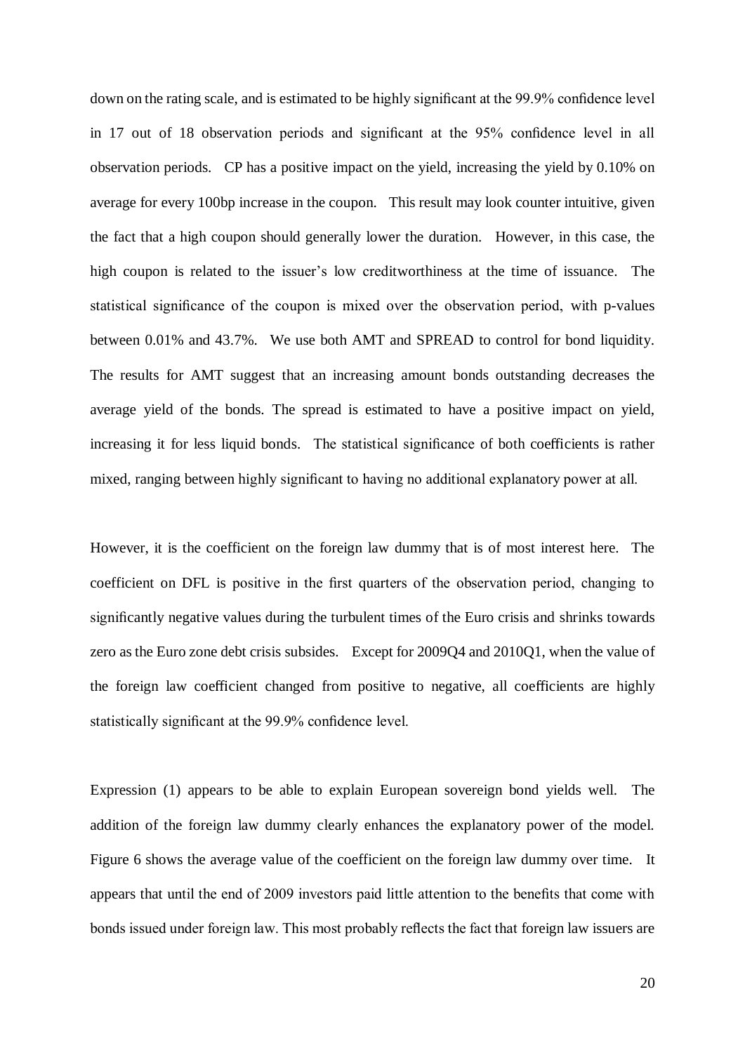down on the rating scale, and is estimated to be highly significant at the 99.9% confidence level in 17 out of 18 observation periods and significant at the 95% confidence level in all observation periods. CP has a positive impact on the yield, increasing the yield by 0.10% on average for every 100bp increase in the coupon. This result may look counter intuitive, given the fact that a high coupon should generally lower the duration. However, in this case, the high coupon is related to the issuer's low creditworthiness at the time of issuance. The statistical significance of the coupon is mixed over the observation period, with p-values between 0.01% and 43.7%. We use both AMT and SPREAD to control for bond liquidity. The results for AMT suggest that an increasing amount bonds outstanding decreases the average yield of the bonds. The spread is estimated to have a positive impact on yield, increasing it for less liquid bonds. The statistical significance of both coefficients is rather mixed, ranging between highly significant to having no additional explanatory power at all.

However, it is the coefficient on the foreign law dummy that is of most interest here. The coefficient on DFL is positive in the first quarters of the observation period, changing to significantly negative values during the turbulent times of the Euro crisis and shrinks towards zero as the Euro zone debt crisis subsides. Except for 2009Q4 and 2010Q1, when the value of the foreign law coefficient changed from positive to negative, all coefficients are highly statistically significant at the 99.9% confidence level.

Expression (1) appears to be able to explain European sovereign bond yields well. The addition of the foreign law dummy clearly enhances the explanatory power of the model. Figure 6 shows the average value of the coefficient on the foreign law dummy over time. It appears that until the end of 2009 investors paid little attention to the benefits that come with bonds issued under foreign law. This most probably reflects the fact that foreign law issuers are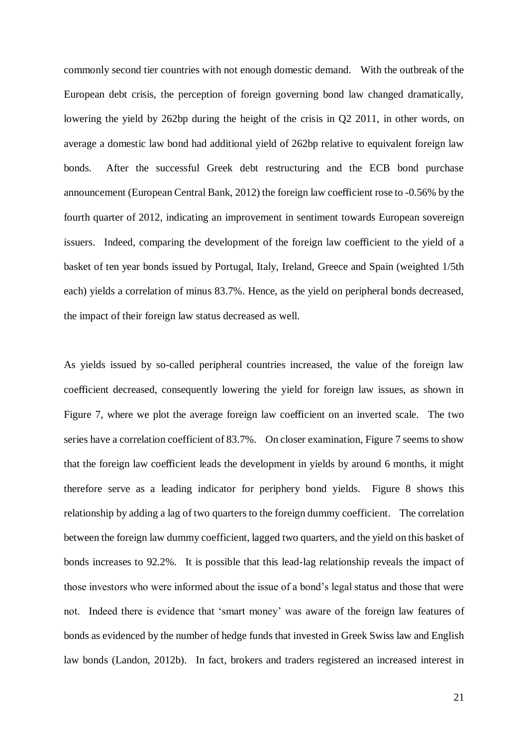commonly second tier countries with not enough domestic demand. With the outbreak of the European debt crisis, the perception of foreign governing bond law changed dramatically, lowering the yield by 262bp during the height of the crisis in Q2 2011, in other words, on average a domestic law bond had additional yield of 262bp relative to equivalent foreign law bonds. After the successful Greek debt restructuring and the ECB bond purchase announcement (European Central Bank, 2012) the foreign law coefficient rose to -0.56% by the fourth quarter of 2012, indicating an improvement in sentiment towards European sovereign issuers. Indeed, comparing the development of the foreign law coefficient to the yield of a basket of ten year bonds issued by Portugal, Italy, Ireland, Greece and Spain (weighted 1/5th each) yields a correlation of minus 83.7%. Hence, as the yield on peripheral bonds decreased, the impact of their foreign law status decreased as well.

As yields issued by so-called peripheral countries increased, the value of the foreign law coefficient decreased, consequently lowering the yield for foreign law issues, as shown in Figure 7, where we plot the average foreign law coefficient on an inverted scale. The two series have a correlation coefficient of 83.7%. On closer examination, Figure 7 seems to show that the foreign law coefficient leads the development in yields by around 6 months, it might therefore serve as a leading indicator for periphery bond yields. Figure 8 shows this relationship by adding a lag of two quarters to the foreign dummy coefficient. The correlation between the foreign law dummy coefficient, lagged two quarters, and the yield on this basket of bonds increases to 92.2%. It is possible that this lead-lag relationship reveals the impact of those investors who were informed about the issue of a bond's legal status and those that were not. Indeed there is evidence that 'smart money' was aware of the foreign law features of bonds as evidenced by the number of hedge funds that invested in Greek Swiss law and English law bonds (Landon, 2012b). In fact, brokers and traders registered an increased interest in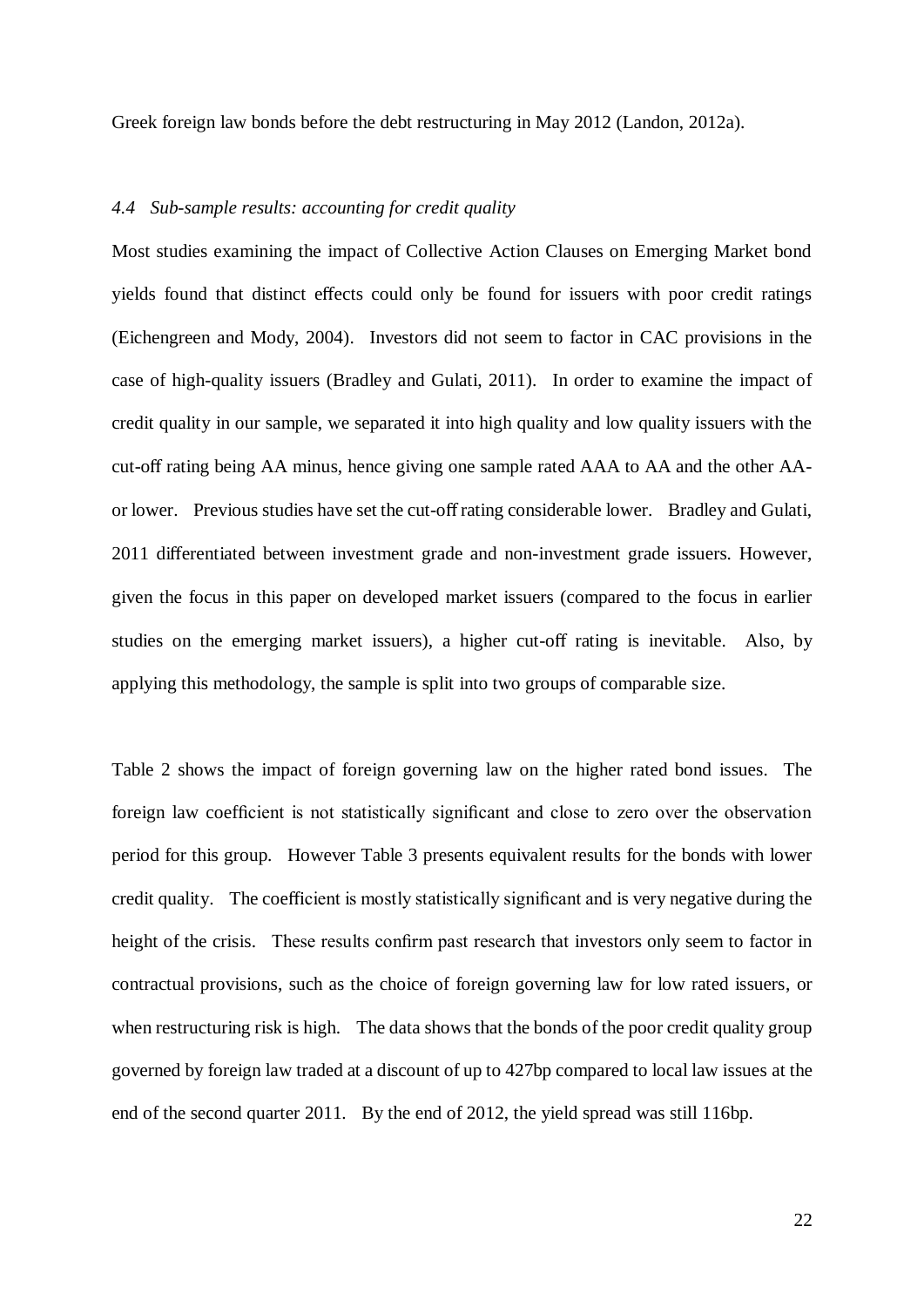Greek foreign law bonds before the debt restructuring in May 2012 (Landon, 2012a).

### *4.4 Sub-sample results: accounting for credit quality*

Most studies examining the impact of Collective Action Clauses on Emerging Market bond yields found that distinct effects could only be found for issuers with poor credit ratings (Eichengreen and Mody, 2004). Investors did not seem to factor in CAC provisions in the case of high-quality issuers (Bradley and Gulati, 2011). In order to examine the impact of credit quality in our sample, we separated it into high quality and low quality issuers with the cut-off rating being AA minus, hence giving one sample rated AAA to AA and the other AA- or lower. Previous studies have set the cut-off rating considerable lower. Bradley and Gulati, 2011 differentiated between investment grade and non-investment grade issuers. However, given the focus in this paper on developed market issuers (compared to the focus in earlier studies on the emerging market issuers), a higher cut-off rating is inevitable. Also, by applying this methodology, the sample is split into two groups of comparable size.

Table 2 shows the impact of foreign governing law on the higher rated bond issues. The foreign law coefficient is not statistically significant and close to zero over the observation period for this group. However Table 3 presents equivalent results for the bonds with lower credit quality. The coefficient is mostly statistically significant and is very negative during the height of the crisis. These results confirm past research that investors only seem to factor in contractual provisions, such as the choice of foreign governing law for low rated issuers, or when restructuring risk is high. The data shows that the bonds of the poor credit quality group governed by foreign law traded at a discount of up to 427bp compared to local law issues at the end of the second quarter 2011. By the end of 2012, the yield spread was still 116bp.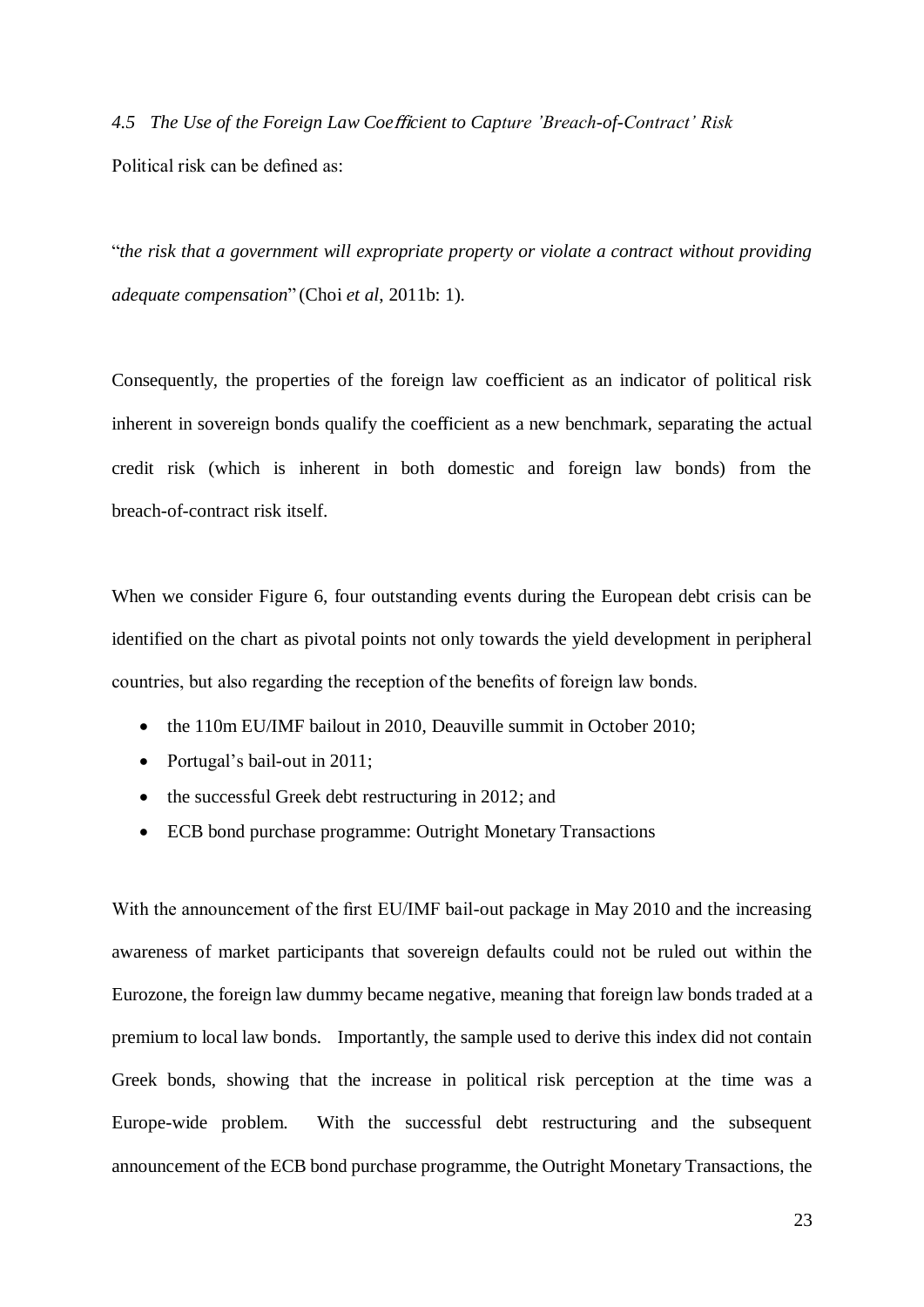### *4.5 The Use of the Foreign Law Coefficient to Capture 'Breach-of-Contract' Risk*

Political risk can be defined as:

"*the risk that a government will expropriate property or violate a contract without providing adequate compensation*" (Choi *et al,* 2011b: 1).

Consequently, the properties of the foreign law coefficient as an indicator of political risk inherent in sovereign bonds qualify the coefficient as a new benchmark, separating the actual credit risk (which is inherent in both domestic and foreign law bonds) from the breach-of-contract risk itself.

When we consider Figure 6, four outstanding events during the European debt crisis can be identified on the chart as pivotal points not only towards the yield development in peripheral countries, but also regarding the reception of the benefits of foreign law bonds.

- the 110m EU/IMF bailout in 2010, Deauville summit in October 2010;
- Portugal's bail-out in 2011;
- the successful Greek debt restructuring in 2012; and
- ECB bond purchase programme: Outright Monetary Transactions

With the announcement of the first EU/IMF bail-out package in May 2010 and the increasing awareness of market participants that sovereign defaults could not be ruled out within the Eurozone, the foreign law dummy became negative, meaning that foreign law bonds traded at a premium to local law bonds. Importantly, the sample used to derive this index did not contain Greek bonds, showing that the increase in political risk perception at the time was a Europe-wide problem. With the successful debt restructuring and the subsequent announcement of the ECB bond purchase programme, the Outright Monetary Transactions, the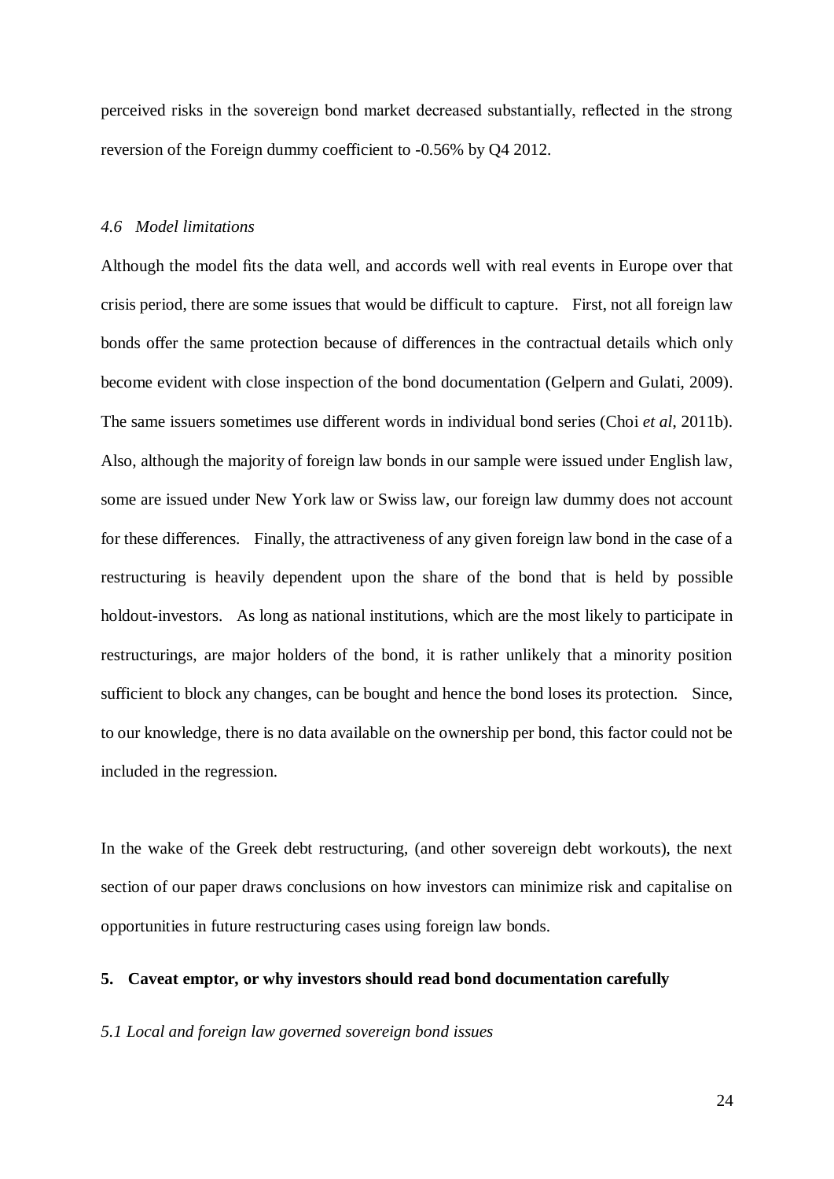perceived risks in the sovereign bond market decreased substantially, reflected in the strong reversion of the Foreign dummy coefficient to -0.56% by Q4 2012.

### *4.6 Model limitations*

Although the model fits the data well, and accords well with real events in Europe over that crisis period, there are some issues that would be difficult to capture. First, not all foreign law bonds offer the same protection because of differences in the contractual details which only become evident with close inspection of the bond documentation (Gelpern and Gulati, 2009). The same issuers sometimes use different words in individual bond series (Choi *et al*, 2011b). Also, although the majority of foreign law bonds in our sample were issued under English law, some are issued under New York law or Swiss law, our foreign law dummy does not account for these differences. Finally, the attractiveness of any given foreign law bond in the case of a restructuring is heavily dependent upon the share of the bond that is held by possible holdout-investors. As long as national institutions, which are the most likely to participate in restructurings, are major holders of the bond, it is rather unlikely that a minority position sufficient to block any changes, can be bought and hence the bond loses its protection. Since, to our knowledge, there is no data available on the ownership per bond, this factor could not be included in the regression.

In the wake of the Greek debt restructuring, (and other sovereign debt workouts), the next section of our paper draws conclusions on how investors can minimize risk and capitalise on opportunities in future restructuring cases using foreign law bonds.

## **5. Caveat emptor, or why investors should read bond documentation carefully**

### *5.1 Local and foreign law governed sovereign bond issues*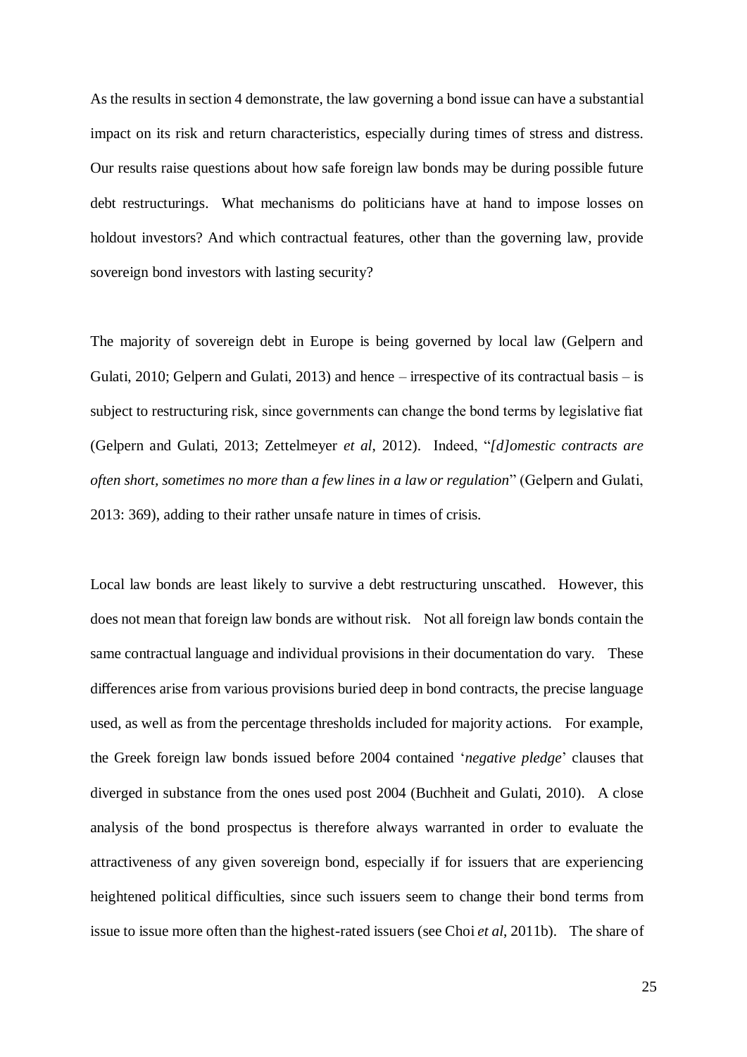As the results in section 4 demonstrate, the law governing a bond issue can have a substantial impact on its risk and return characteristics, especially during times of stress and distress. Our results raise questions about how safe foreign law bonds may be during possible future debt restructurings. What mechanisms do politicians have at hand to impose losses on holdout investors? And which contractual features, other than the governing law, provide sovereign bond investors with lasting security?

The majority of sovereign debt in Europe is being governed by local law (Gelpern and Gulati, 2010; Gelpern and Gulati, 2013) and hence – irrespective of its contractual basis – is subject to restructuring risk, since governments can change the bond terms by legislative fiat (Gelpern and Gulati, 2013; Zettelmeyer *et al*, 2012). Indeed, "*[d]omestic contracts are often short, sometimes no more than a few lines in a law or regulation*" (Gelpern and Gulati, 2013: 369), adding to their rather unsafe nature in times of crisis.

Local law bonds are least likely to survive a debt restructuring unscathed. However, this does not mean that foreign law bonds are without risk. Not all foreign law bonds contain the same contractual language and individual provisions in their documentation do vary. These differences arise from various provisions buried deep in bond contracts, the precise language used, as well as from the percentage thresholds included for majority actions. For example, the Greek foreign law bonds issued before 2004 contained '*negative pledge*' clauses that diverged in substance from the ones used post 2004 (Buchheit and Gulati, 2010). A close analysis of the bond prospectus is therefore always warranted in order to evaluate the attractiveness of any given sovereign bond, especially if for issuers that are experiencing heightened political difficulties, since such issuers seem to change their bond terms from issue to issue more often than the highest-rated issuers (see Choi *et al*, 2011b). The share of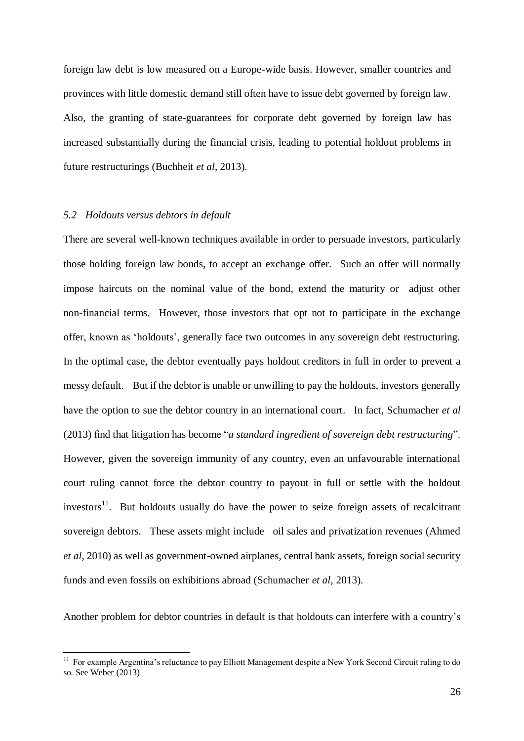foreign law debt is low measured on a Europe-wide basis. However, smaller countries and provinces with little domestic demand still often have to issue debt governed by foreign law. Also, the granting of state-guarantees for corporate debt governed by foreign law has increased substantially during the financial crisis, leading to potential holdout problems in future restructurings (Buchheit *et al*, 2013).

### *5.2 Holdouts versus debtors in default*

There are several well-known techniques available in order to persuade investors, particularly those holding foreign law bonds, to accept an exchange offer. Such an offer will normally impose haircuts on the nominal value of the bond, extend the maturity or adjust other non-financial terms. However, those investors that opt not to participate in the exchange offer, known as 'holdouts', generally face two outcomes in any sovereign debt restructuring. In the optimal case, the debtor eventually pays holdout creditors in full in order to prevent a messy default. But if the debtor is unable or unwilling to pay the holdouts, investors generally have the option to sue the debtor country in an international court. In fact, Schumacher *et al* (2013) find that litigation has become "*a standard ingredient of sovereign debt restructuring*". However, given the sovereign immunity of any country, even an unfavourable international court ruling cannot force the debtor country to payout in full or settle with the holdout investors[11]. But holdouts usually do have the power to seize foreign assets of recalcitrant sovereign debtors. These assets might include oil sales and privatization revenues (Ahmed *et al*, 2010) as well as government-owned airplanes, central bank assets, foreign social security funds and even fossils on exhibitions abroad (Schumacher *et al*, 2013).

Another problem for debtor countries in default is that holdouts can interfere with a country's

---

[11] For example Argentina's reluctance to pay Elliott Management despite a New York Second Circuit ruling to do so. See Weber (2013)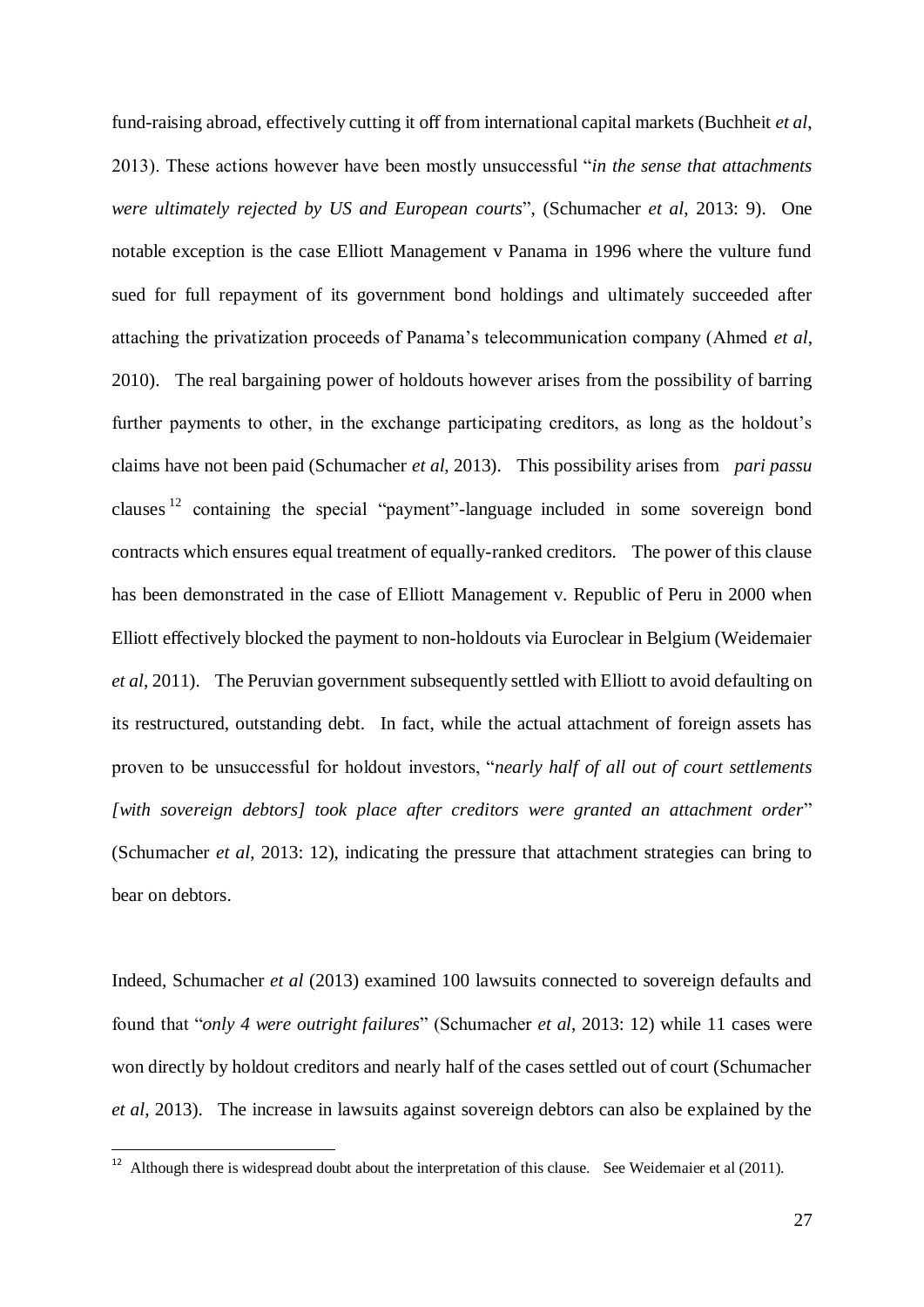fund-raising abroad, effectively cutting it off from international capital markets (Buchheit *et al*, 2013). These actions however have been mostly unsuccessful "*in the sense that attachments were ultimately rejected by US and European courts*", (Schumacher *et al*, 2013: 9). One notable exception is the case Elliott Management v Panama in 1996 where the vulture fund sued for full repayment of its government bond holdings and ultimately succeeded after attaching the privatization proceeds of Panama's telecommunication company (Ahmed *et al*, 2010). The real bargaining power of holdouts however arises from the possibility of barring further payments to other, in the exchange participating creditors, as long as the holdout's claims have not been paid (Schumacher *et al*, 2013). This possibility arises from *pari passu* clauses [12] containing the special "payment"-language included in some sovereign bond contracts which ensures equal treatment of equally-ranked creditors. The power of this clause has been demonstrated in the case of Elliott Management v. Republic of Peru in 2000 when Elliott effectively blocked the payment to non-holdouts via Euroclear in Belgium (Weidemaier *et al*, 2011). The Peruvian government subsequently settled with Elliott to avoid defaulting on its restructured, outstanding debt. In fact, while the actual attachment of foreign assets has proven to be unsuccessful for holdout investors, "*nearly half of all out of court settlements [with sovereign debtors] took place after creditors were granted an attachment order*" (Schumacher *et al*, 2013: 12), indicating the pressure that attachment strategies can bring to bear on debtors.

Indeed, Schumacher *et al* (2013) examined 100 lawsuits connected to sovereign defaults and found that "*only 4 were outright failures*" (Schumacher *et al*, 2013: 12) while 11 cases were won directly by holdout creditors and nearly half of the cases settled out of court (Schumacher *et al*, 2013). The increase in lawsuits against sovereign debtors can also be explained by the

[12] Although there is widespread doubt about the interpretation of this clause. See Weidemaier et al (2011).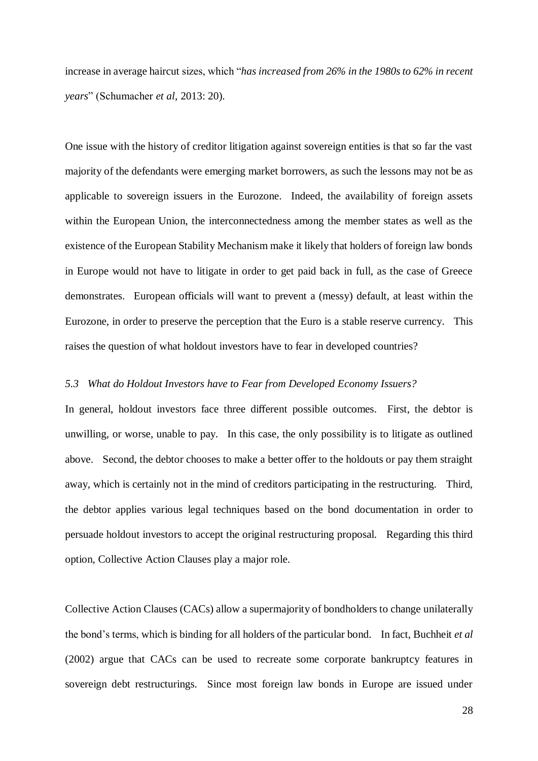increase in average haircut sizes, which "*has increased from 26% in the 1980s to 62% in recent years*" (Schumacher *et al*, 2013: 20).

One issue with the history of creditor litigation against sovereign entities is that so far the vast majority of the defendants were emerging market borrowers, as such the lessons may not be as applicable to sovereign issuers in the Eurozone. Indeed, the availability of foreign assets within the European Union, the interconnectedness among the member states as well as the existence of the European Stability Mechanism make it likely that holders of foreign law bonds in Europe would not have to litigate in order to get paid back in full, as the case of Greece demonstrates. European officials will want to prevent a (messy) default, at least within the Eurozone, in order to preserve the perception that the Euro is a stable reserve currency. This raises the question of what holdout investors have to fear in developed countries?

### *5.3 What do Holdout Investors have to Fear from Developed Economy Issuers?*

In general, holdout investors face three different possible outcomes. First, the debtor is unwilling, or worse, unable to pay. In this case, the only possibility is to litigate as outlined above. Second, the debtor chooses to make a better offer to the holdouts or pay them straight away, which is certainly not in the mind of creditors participating in the restructuring. Third, the debtor applies various legal techniques based on the bond documentation in order to persuade holdout investors to accept the original restructuring proposal. Regarding this third option, Collective Action Clauses play a major role.

Collective Action Clauses (CACs) allow a supermajority of bondholders to change unilaterally the bond's terms, which is binding for all holders of the particular bond. In fact, Buchheit *et al* (2002) argue that CACs can be used to recreate some corporate bankruptcy features in sovereign debt restructurings. Since most foreign law bonds in Europe are issued under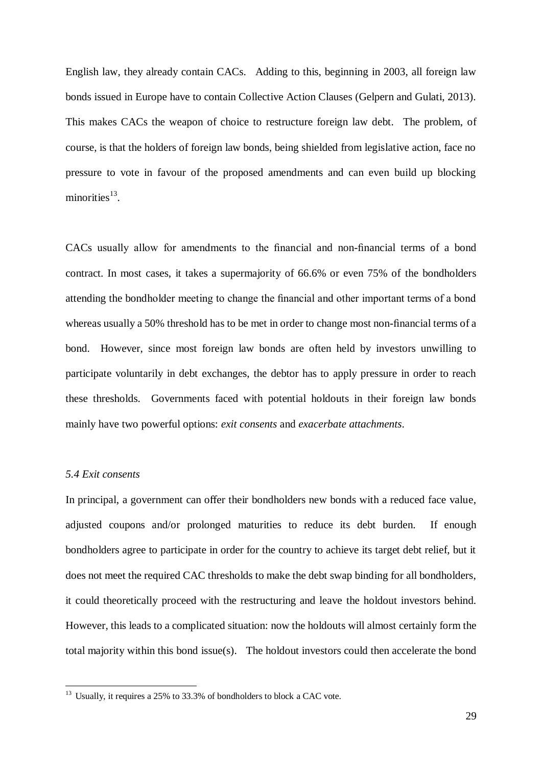English law, they already contain CACs. Adding to this, beginning in 2003, all foreign law bonds issued in Europe have to contain Collective Action Clauses (Gelpern and Gulati, 2013). This makes CACs the weapon of choice to restructure foreign law debt. The problem, of course, is that the holders of foreign law bonds, being shielded from legislative action, face no pressure to vote in favour of the proposed amendments and can even build up blocking minorities[13].

CACs usually allow for amendments to the financial and non-financial terms of a bond contract. In most cases, it takes a supermajority of 66.6% or even 75% of the bondholders attending the bondholder meeting to change the financial and other important terms of a bond whereas usually a 50% threshold has to be met in order to change most non-financial terms of a bond. However, since most foreign law bonds are often held by investors unwilling to participate voluntarily in debt exchanges, the debtor has to apply pressure in order to reach these thresholds. Governments faced with potential holdouts in their foreign law bonds mainly have two powerful options: *exit consents* and *exacerbate attachments*.

### *5.4 Exit consents*

In principal, a government can offer their bondholders new bonds with a reduced face value, adjusted coupons and/or prolonged maturities to reduce its debt burden. If enough bondholders agree to participate in order for the country to achieve its target debt relief, but it does not meet the required CAC thresholds to make the debt swap binding for all bondholders, it could theoretically proceed with the restructuring and leave the holdout investors behind. However, this leads to a complicated situation: now the holdouts will almost certainly form the total majority within this bond issue(s). The holdout investors could then accelerate the bond

[13] Usually, it requires a 25% to 33.3% of bondholders to block a CAC vote.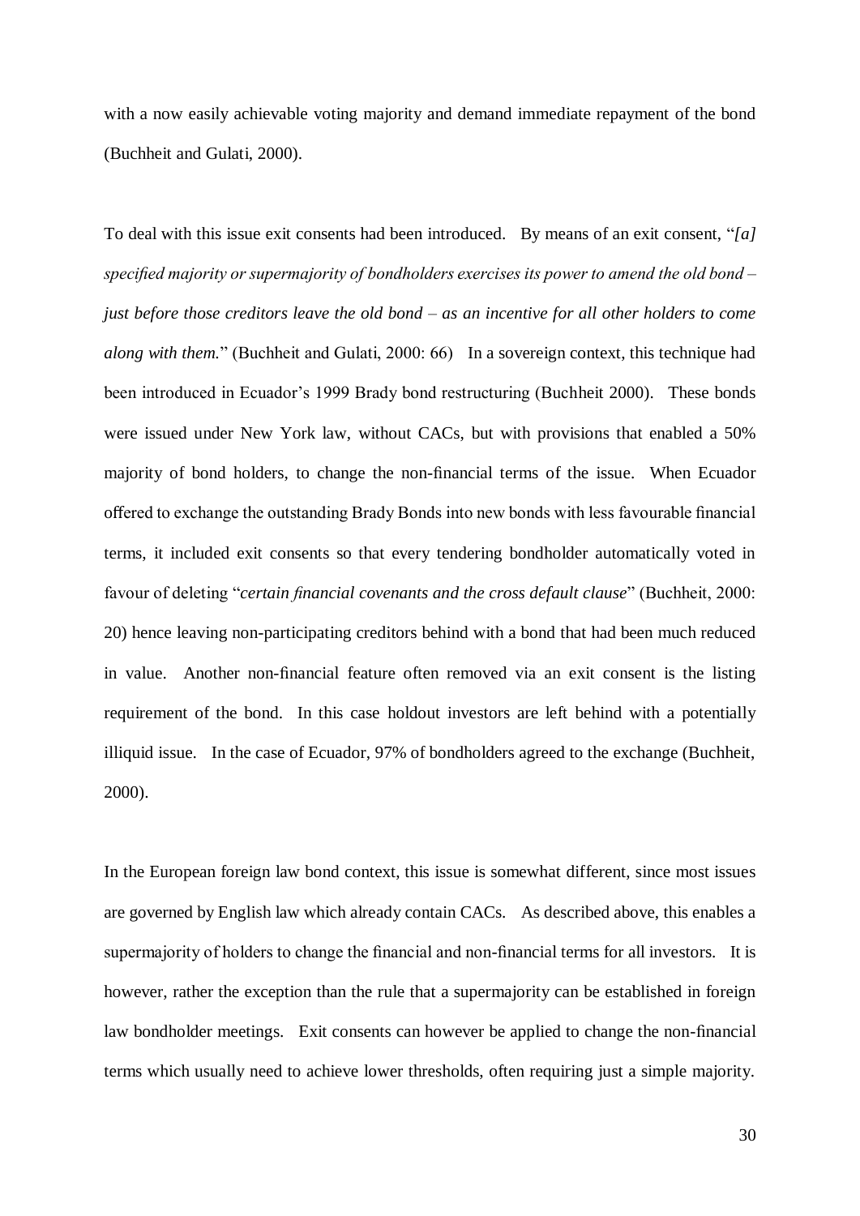with a now easily achievable voting majority and demand immediate repayment of the bond (Buchheit and Gulati, 2000).

To deal with this issue exit consents had been introduced. By means of an exit consent, "*[a] specified majority or supermajority of bondholders exercises its power to amend the old bond – just before those creditors leave the old bond – as an incentive for all other holders to come along with them.*" (Buchheit and Gulati, 2000: 66) In a sovereign context, this technique had been introduced in Ecuador's 1999 Brady bond restructuring (Buchheit 2000). These bonds were issued under New York law, without CACs, but with provisions that enabled a 50% majority of bond holders, to change the non-financial terms of the issue. When Ecuador offered to exchange the outstanding Brady Bonds into new bonds with less favourable financial terms, it included exit consents so that every tendering bondholder automatically voted in favour of deleting "*certain financial covenants and the cross default clause*" (Buchheit, 2000: 20) hence leaving non-participating creditors behind with a bond that had been much reduced in value. Another non-financial feature often removed via an exit consent is the listing requirement of the bond. In this case holdout investors are left behind with a potentially illiquid issue. In the case of Ecuador, 97% of bondholders agreed to the exchange (Buchheit, 2000).

In the European foreign law bond context, this issue is somewhat different, since most issues are governed by English law which already contain CACs. As described above, this enables a supermajority of holders to change the financial and non-financial terms for all investors. It is however, rather the exception than the rule that a supermajority can be established in foreign law bondholder meetings. Exit consents can however be applied to change the non-financial terms which usually need to achieve lower thresholds, often requiring just a simple majority.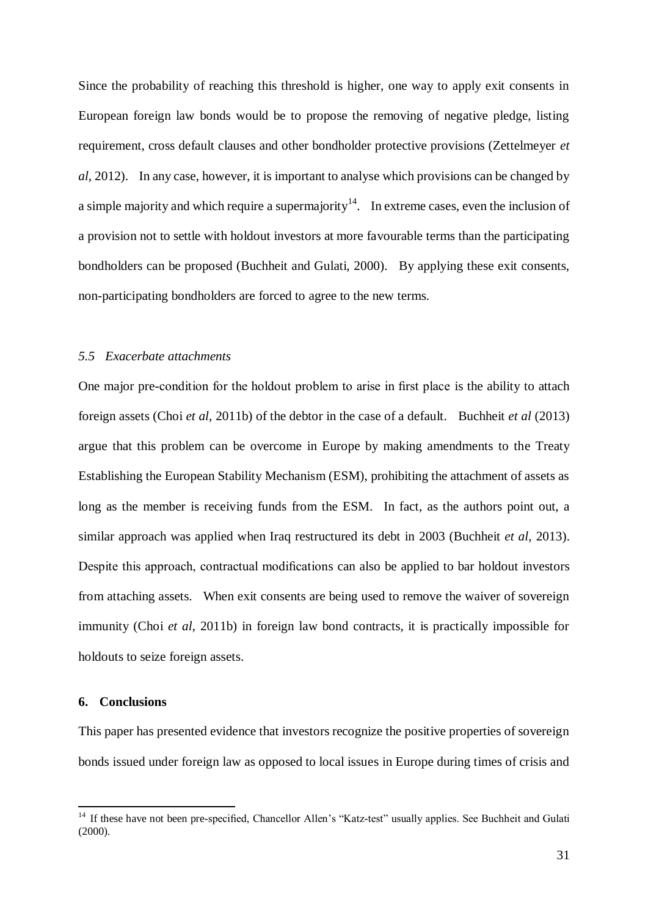Since the probability of reaching this threshold is higher, one way to apply exit consents in European foreign law bonds would be to propose the removing of negative pledge, listing requirement, cross default clauses and other bondholder protective provisions (Zettelmeyer *et al*, 2012). In any case, however, it is important to analyse which provisions can be changed by a simple majority and which require a supermajority[14]. In extreme cases, even the inclusion of a provision not to settle with holdout investors at more favourable terms than the participating bondholders can be proposed (Buchheit and Gulati, 2000). By applying these exit consents, non-participating bondholders are forced to agree to the new terms.

### *5.5 Exacerbate attachments*

One major pre-condition for the holdout problem to arise in first place is the ability to attach foreign assets (Choi *et al*, 2011b) of the debtor in the case of a default. Buchheit *et al* (2013) argue that this problem can be overcome in Europe by making amendments to the Treaty Establishing the European Stability Mechanism (ESM), prohibiting the attachment of assets as long as the member is receiving funds from the ESM. In fact, as the authors point out, a similar approach was applied when Iraq restructured its debt in 2003 (Buchheit *et al*, 2013). Despite this approach, contractual modifications can also be applied to bar holdout investors from attaching assets. When exit consents are being used to remove the waiver of sovereign immunity (Choi *et al*, 2011b) in foreign law bond contracts, it is practically impossible for holdouts to seize foreign assets.

## 6. Conclusions

This paper has presented evidence that investors recognize the positive properties of sovereign bonds issued under foreign law as opposed to local issues in Europe during times of crisis and

[14] If these have not been pre-specified, Chancellor Allen's "Katz-test" usually applies. See Buchheit and Gulati (2000).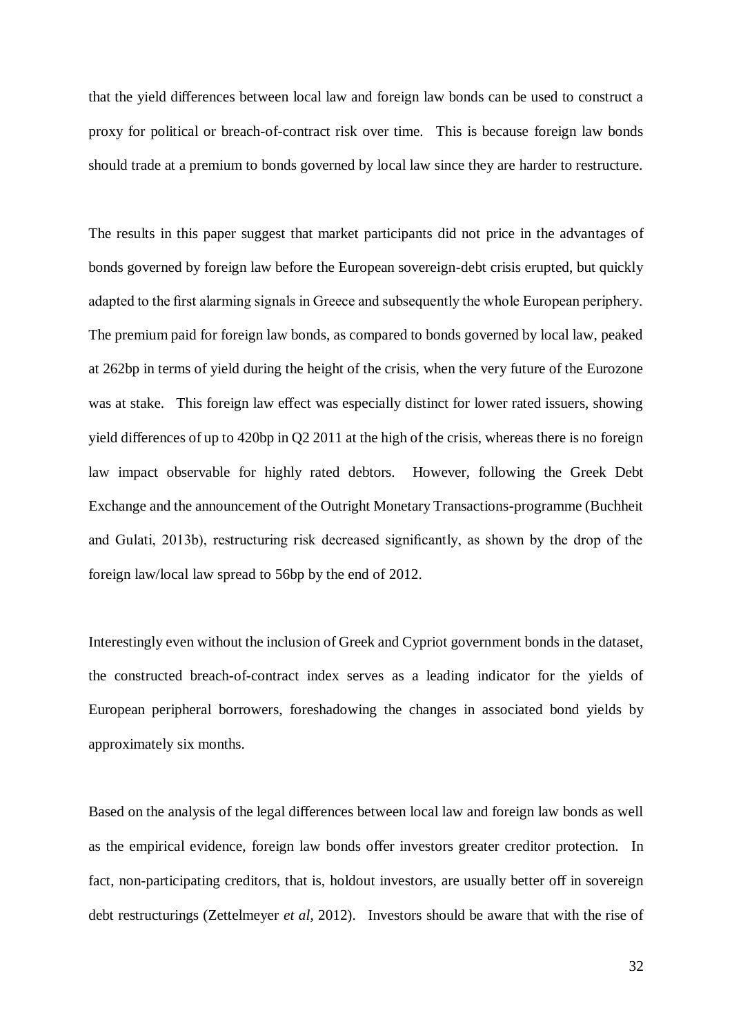that the yield differences between local law and foreign law bonds can be used to construct a proxy for political or breach-of-contract risk over time. This is because foreign law bonds should trade at a premium to bonds governed by local law since they are harder to restructure.

The results in this paper suggest that market participants did not price in the advantages of bonds governed by foreign law before the European sovereign-debt crisis erupted, but quickly adapted to the first alarming signals in Greece and subsequently the whole European periphery. The premium paid for foreign law bonds, as compared to bonds governed by local law, peaked at 262bp in terms of yield during the height of the crisis, when the very future of the Eurozone was at stake. This foreign law effect was especially distinct for lower rated issuers, showing yield differences of up to 420bp in Q2 2011 at the high of the crisis, whereas there is no foreign law impact observable for highly rated debtors. However, following the Greek Debt Exchange and the announcement of the Outright Monetary Transactions-programme (Buchheit and Gulati, 2013b), restructuring risk decreased significantly, as shown by the drop of the foreign law/local law spread to 56bp by the end of 2012.

Interestingly even without the inclusion of Greek and Cypriot government bonds in the dataset, the constructed breach-of-contract index serves as a leading indicator for the yields of European peripheral borrowers, foreshadowing the changes in associated bond yields by approximately six months.

Based on the analysis of the legal differences between local law and foreign law bonds as well as the empirical evidence, foreign law bonds offer investors greater creditor protection. In fact, non-participating creditors, that is, holdout investors, are usually better off in sovereign debt restructurings (Zettelmeyer *et al*, 2012). Investors should be aware that with the rise of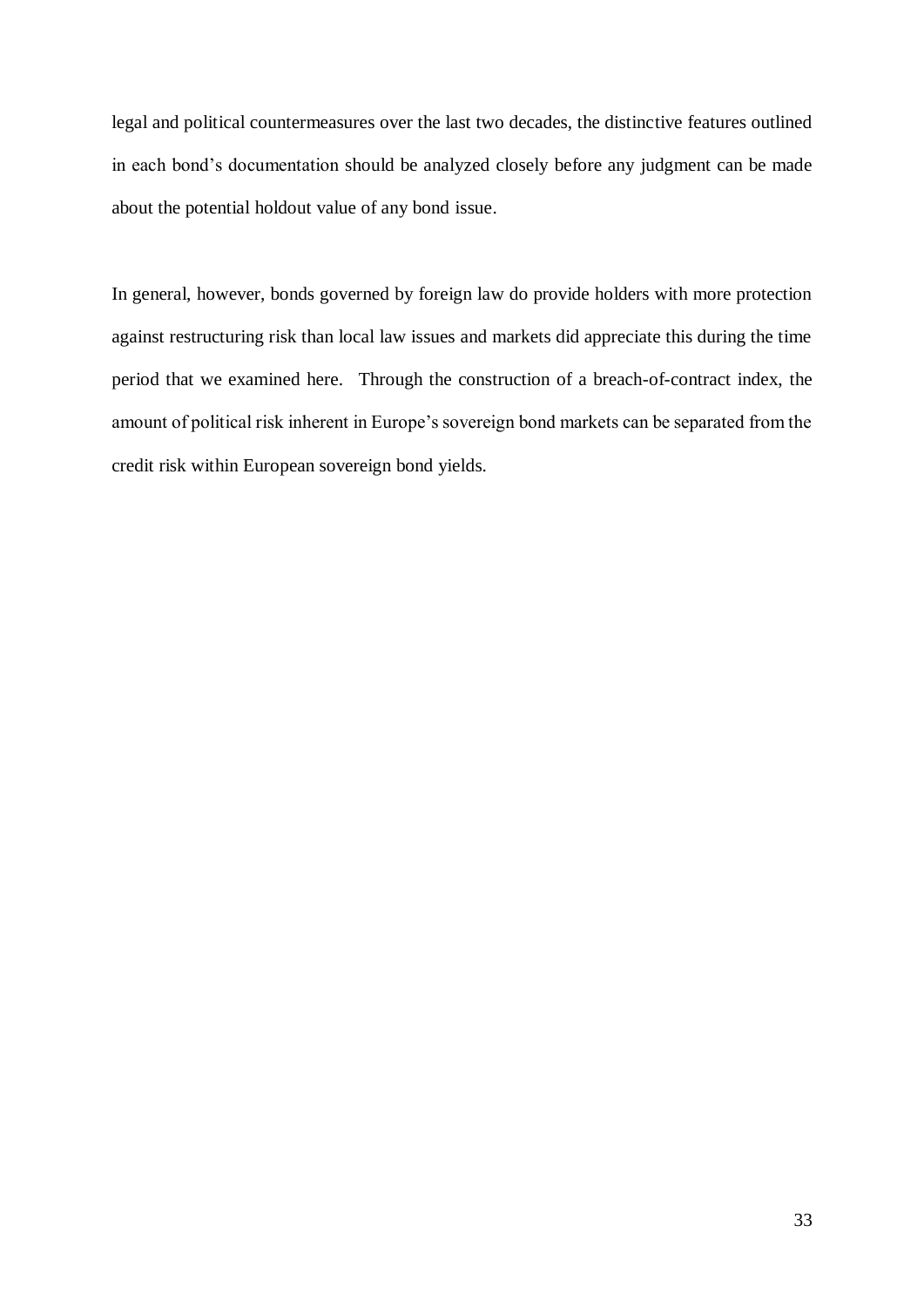legal and political countermeasures over the last two decades, the distinctive features outlined in each bond's documentation should be analyzed closely before any judgment can be made about the potential holdout value of any bond issue.

In general, however, bonds governed by foreign law do provide holders with more protection against restructuring risk than local law issues and markets did appreciate this during the time period that we examined here. Through the construction of a breach-of-contract index, the amount of political risk inherent in Europe's sovereign bond markets can be separated from the credit risk within European sovereign bond yields.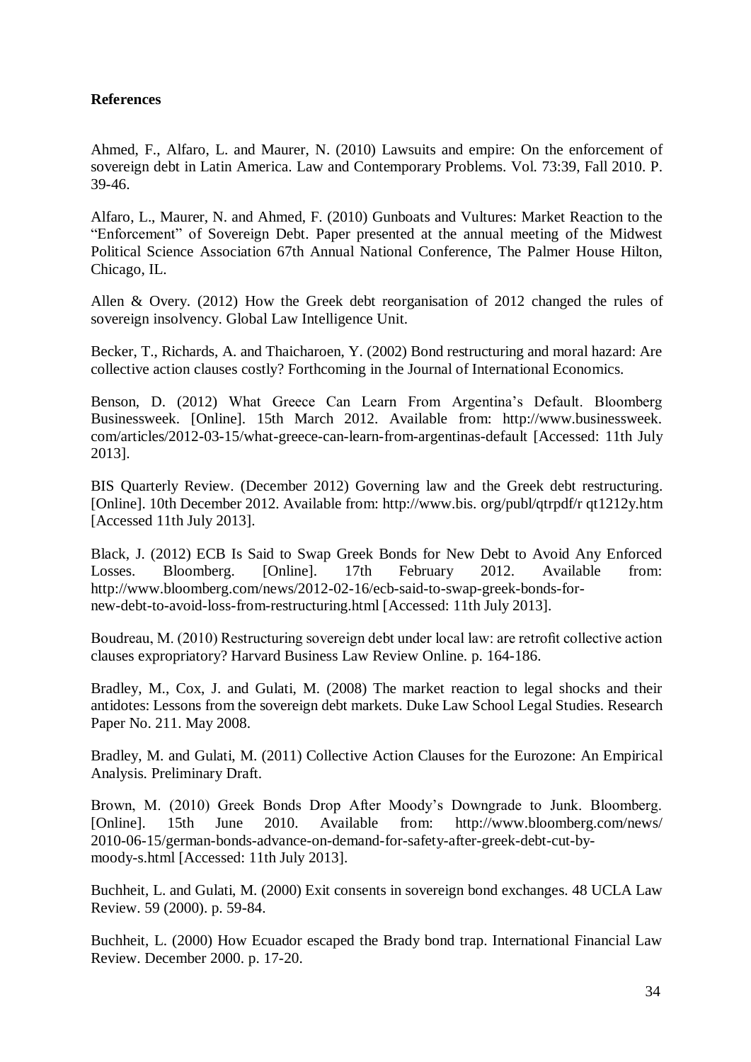**References**

Ahmed, F., Alfaro, L. and Maurer, N. (2010) Lawsuits and empire: On the enforcement of sovereign debt in Latin America. Law and Contemporary Problems. Vol. 73:39, Fall 2010. P. 39-46.

Alfaro, L., Maurer, N. and Ahmed, F. (2010) Gunboats and Vultures: Market Reaction to the "Enforcement" of Sovereign Debt. Paper presented at the annual meeting of the Midwest Political Science Association 67th Annual National Conference, The Palmer House Hilton, Chicago, IL.

Allen & Overy. (2012) How the Greek debt reorganisation of 2012 changed the rules of sovereign insolvency. Global Law Intelligence Unit.

Becker, T., Richards, A. and Thaicharoen, Y. (2002) Bond restructuring and moral hazard: Are collective action clauses costly? Forthcoming in the Journal of International Economics.

Benson, D. (2012) What Greece Can Learn From Argentina's Default. Bloomberg Businessweek. [Online]. 15th March 2012. Available from: http://www.businessweek. com/articles/2012-03-15/what-greece-can-learn-from-argentinas-default [Accessed: 11th July 2013].

BIS Quarterly Review. (December 2012) Governing law and the Greek debt restructuring. [Online]. 10th December 2012. Available from: http://www.bis. org/publ/qtrpdf/r qt1212y.htm [Accessed 11th July 2013].

Black, J. (2012) ECB Is Said to Swap Greek Bonds for New Debt to Avoid Any Enforced Losses. Bloomberg. [Online]. 17th February 2012. Available from: http://www.bloomberg.com/news/2012-02-16/ecb-said-to-swap-greek-bonds-for-new-debt-to-avoid-loss-from-restructuring.html [Accessed: 11th July 2013].

Boudreau, M. (2010) Restructuring sovereign debt under local law: are retrofit collective action clauses expropriatory? Harvard Business Law Review Online. p. 164-186.

Bradley, M., Cox, J. and Gulati, M. (2008) The market reaction to legal shocks and their antidotes: Lessons from the sovereign debt markets. Duke Law School Legal Studies. Research Paper No. 211. May 2008.

Bradley, M. and Gulati, M. (2011) Collective Action Clauses for the Eurozone: An Empirical Analysis. Preliminary Draft.

Brown, M. (2010) Greek Bonds Drop After Moody's Downgrade to Junk. Bloomberg. [Online]. 15th June 2010. Available from: http://www.bloomberg.com/news/ 2010-06-15/german-bonds-advance-on-demand-for-safety-after-greek-debt-cut-by-moody-s.html [Accessed: 11th July 2013].

Buchheit, L. and Gulati, M. (2000) Exit consents in sovereign bond exchanges. 48 UCLA Law Review. 59 (2000). p. 59-84.

Buchheit, L. (2000) How Ecuador escaped the Brady bond trap. International Financial Law Review. December 2000. p. 17-20.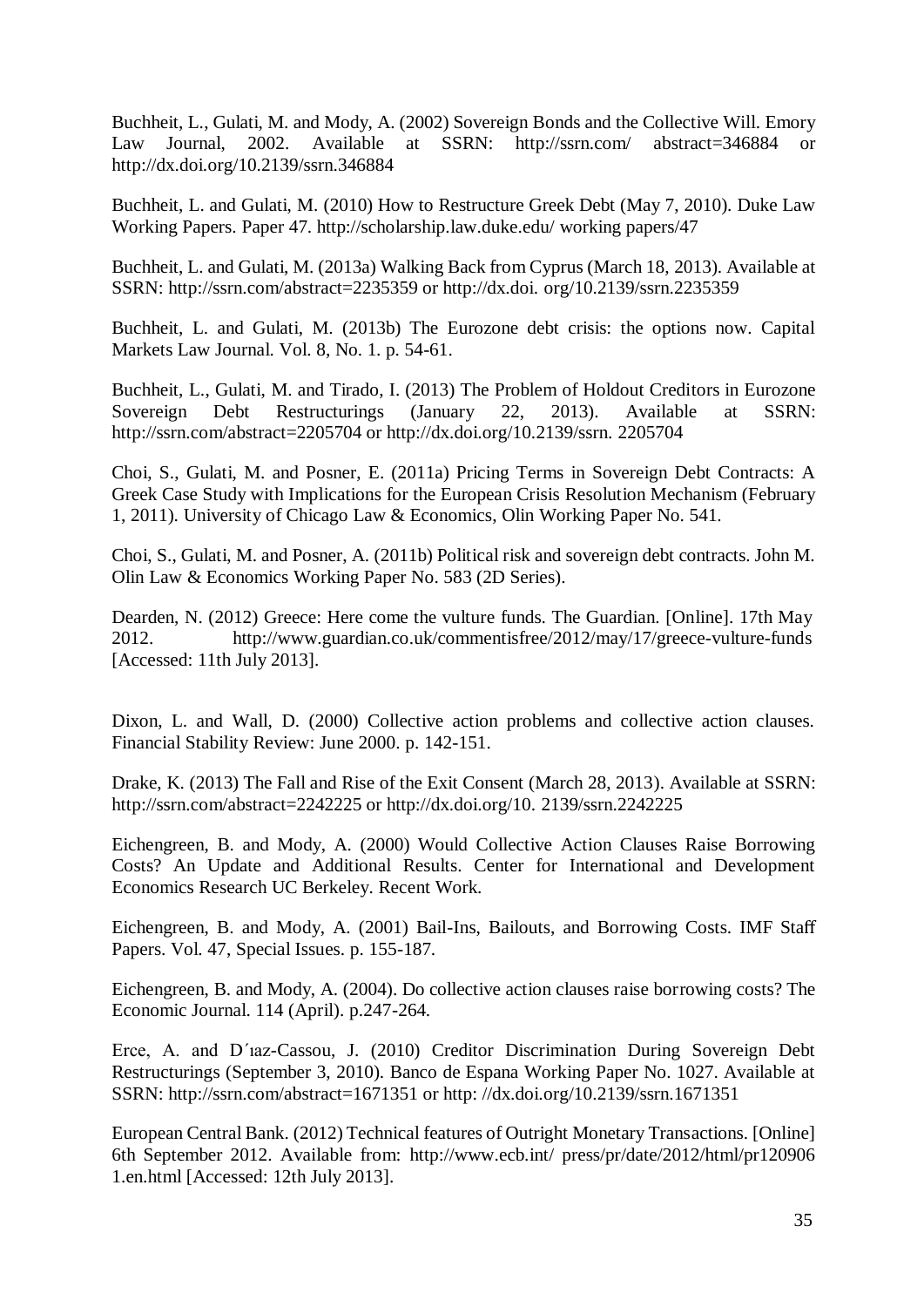Buchheit, L., Gulati, M. and Mody, A. (2002) Sovereign Bonds and the Collective Will. Emory Law Journal, 2002. Available at SSRN: http://ssrn.com/ abstract=346884 or http://dx.doi.org/10.2139/ssrn.346884

Buchheit, L. and Gulati, M. (2010) How to Restructure Greek Debt (May 7, 2010). Duke Law Working Papers. Paper 47. http://scholarship.law.duke.edu/ working papers/47

Buchheit, L. and Gulati, M. (2013a) Walking Back from Cyprus (March 18, 2013). Available at SSRN: http://ssrn.com/abstract=2235359 or http://dx.doi. org/10.2139/ssrn.2235359

Buchheit, L. and Gulati, M. (2013b) The Eurozone debt crisis: the options now. Capital Markets Law Journal. Vol. 8, No. 1. p. 54-61.

Buchheit, L., Gulati, M. and Tirado, I. (2013) The Problem of Holdout Creditors in Eurozone Sovereign Debt Restructurings (January 22, 2013). Available at SSRN: http://ssrn.com/abstract=2205704 or http://dx.doi.org/10.2139/ssrn. 2205704

Choi, S., Gulati, M. and Posner, E. (2011a) Pricing Terms in Sovereign Debt Contracts: A Greek Case Study with Implications for the European Crisis Resolution Mechanism (February 1, 2011). University of Chicago Law & Economics, Olin Working Paper No. 541.

Choi, S., Gulati, M. and Posner, A. (2011b) Political risk and sovereign debt contracts. John M. Olin Law & Economics Working Paper No. 583 (2D Series).

Dearden, N. (2012) Greece: Here come the vulture funds. The Guardian. [Online]. 17th May 2012. http://www.guardian.co.uk/commentisfree/2012/may/17/greece-vulture-funds [Accessed: 11th July 2013].

Dixon, L. and Wall, D. (2000) Collective action problems and collective action clauses. Financial Stability Review: June 2000. p. 142-151.

Drake, K. (2013) The Fall and Rise of the Exit Consent (March 28, 2013). Available at SSRN: http://ssrn.com/abstract=2242225 or http://dx.doi.org/10. 2139/ssrn.2242225

Eichengreen, B. and Mody, A. (2000) Would Collective Action Clauses Raise Borrowing Costs? An Update and Additional Results. Center for International and Development Economics Research UC Berkeley. Recent Work.

Eichengreen, B. and Mody, A. (2001) Bail-Ins, Bailouts, and Borrowing Costs. IMF Staff Papers. Vol. 47, Special Issues. p. 155-187.

Eichengreen, B. and Mody, A. (2004). Do collective action clauses raise borrowing costs? The Economic Journal. 114 (April). p.247-264.

Erce, A. and D´ıaz-Cassou, J. (2010) Creditor Discrimination During Sovereign Debt Restructurings (September 3, 2010). Banco de Espana Working Paper No. 1027. Available at SSRN: http://ssrn.com/abstract=1671351 or http: //dx.doi.org/10.2139/ssrn.1671351

European Central Bank. (2012) Technical features of Outright Monetary Transactions. [Online] 6th September 2012. Available from: http://www.ecb.int/ press/pr/date/2012/html/pr120906 1.en.html [Accessed: 12th July 2013].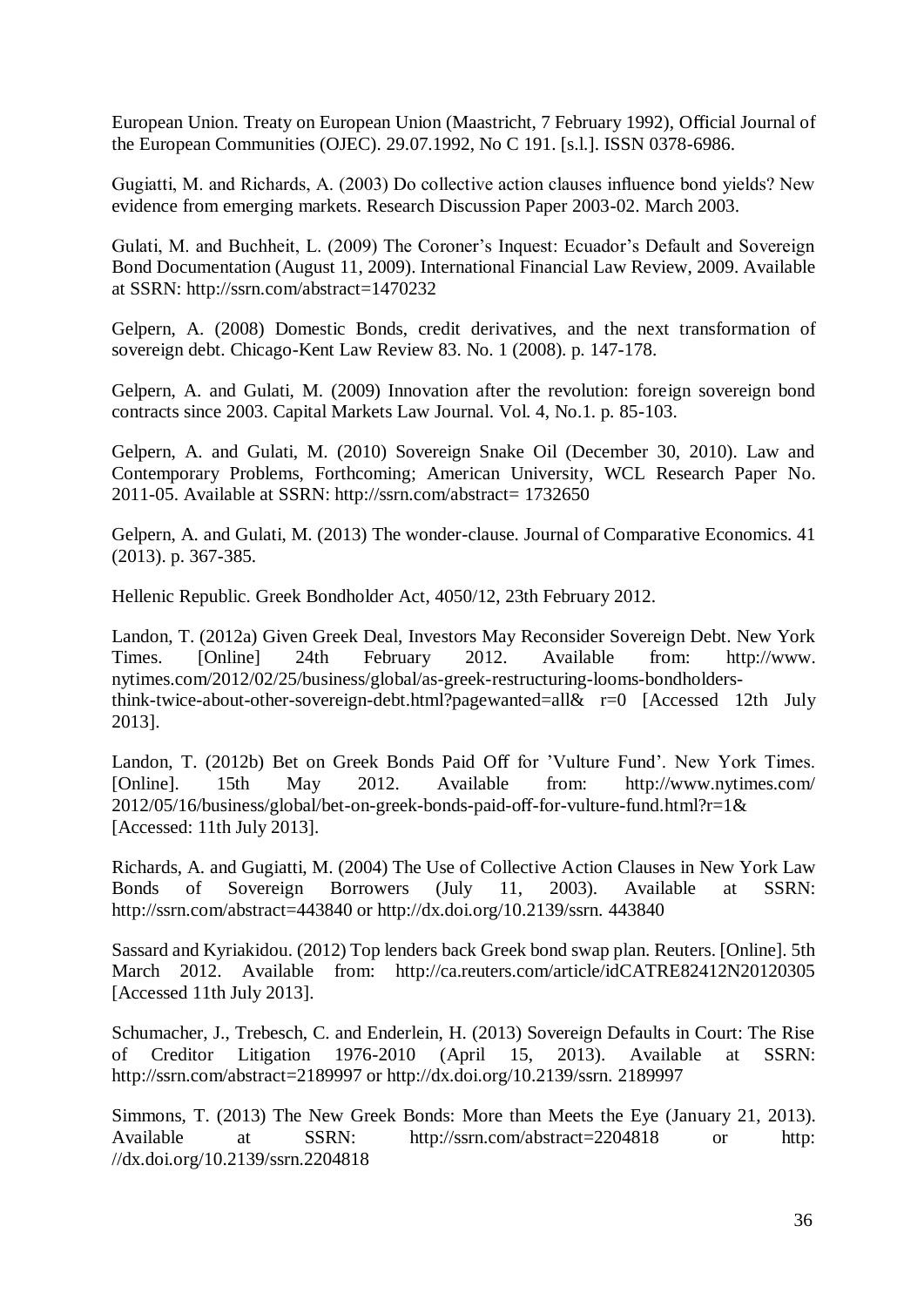European Union. Treaty on European Union (Maastricht, 7 February 1992), Official Journal of the European Communities (OJEC). 29.07.1992, No C 191. [s.l.]. ISSN 0378-6986.

Gugiatti, M. and Richards, A. (2003) Do collective action clauses influence bond yields? New evidence from emerging markets. Research Discussion Paper 2003-02. March 2003.

Gulati, M. and Buchheit, L. (2009) The Coroner's Inquest: Ecuador's Default and Sovereign Bond Documentation (August 11, 2009). International Financial Law Review, 2009. Available at SSRN: http://ssrn.com/abstract=1470232

Gelpern, A. (2008) Domestic Bonds, credit derivatives, and the next transformation of sovereign debt. Chicago-Kent Law Review 83. No. 1 (2008). p. 147-178.

Gelpern, A. and Gulati, M. (2009) Innovation after the revolution: foreign sovereign bond contracts since 2003. Capital Markets Law Journal. Vol. 4, No.1. p. 85-103.

Gelpern, A. and Gulati, M. (2010) Sovereign Snake Oil (December 30, 2010). Law and Contemporary Problems, Forthcoming; American University, WCL Research Paper No. 2011-05. Available at SSRN: http://ssrn.com/abstract= 1732650

Gelpern, A. and Gulati, M. (2013) The wonder-clause. Journal of Comparative Economics. 41 (2013). p. 367-385.

Hellenic Republic. Greek Bondholder Act, 4050/12, 23th February 2012.

Landon, T. (2012a) Given Greek Deal, Investors May Reconsider Sovereign Debt. New York Times. [Online] 24th February 2012. Available from: http://www. nytimes.com/2012/02/25/business/global/as-greek-restructuring-looms-bondholders-think-twice-about-other-sovereign-debt.html?pagewanted=all& r=0 [Accessed 12th July 2013].

Landon, T. (2012b) Bet on Greek Bonds Paid Off for 'Vulture Fund'. New York Times. [Online]. 15th May 2012. Available from: http://www.nytimes.com/ 2012/05/16/business/global/bet-on-greek-bonds-paid-off-for-vulture-fund.html?r=1& [Accessed: 11th July 2013].

Richards, A. and Gugiatti, M. (2004) The Use of Collective Action Clauses in New York Law Bonds of Sovereign Borrowers (July 11, 2003). Available at SSRN: http://ssrn.com/abstract=443840 or http://dx.doi.org/10.2139/ssrn. 443840

Sassard and Kyriakidou. (2012) Top lenders back Greek bond swap plan. Reuters. [Online]. 5th March 2012. Available from: http://ca.reuters.com/article/idCATRE82412N20120305 [Accessed 11th July 2013].

Schumacher, J., Trebesch, C. and Enderlein, H. (2013) Sovereign Defaults in Court: The Rise of Creditor Litigation 1976-2010 (April 15, 2013). Available at SSRN: http://ssrn.com/abstract=2189997 or http://dx.doi.org/10.2139/ssrn. 2189997

Simmons, T. (2013) The New Greek Bonds: More than Meets the Eye (January 21, 2013). Available at SSRN: http://ssrn.com/abstract=2204818 or http: //dx.doi.org/10.2139/ssrn.2204818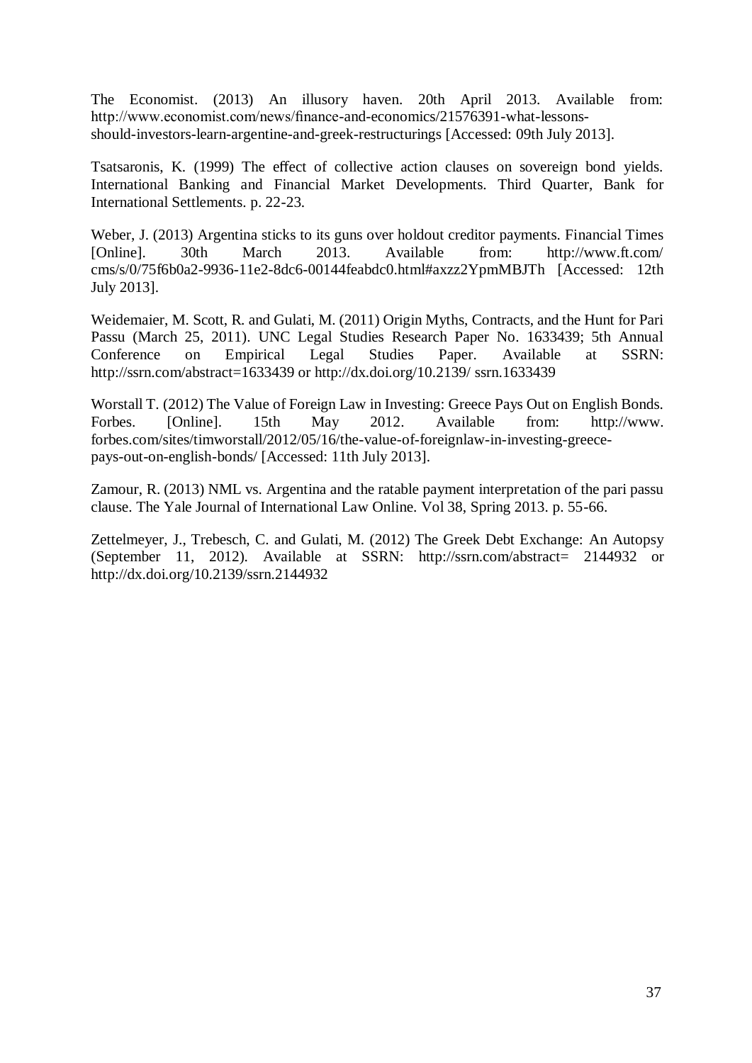The Economist. (2013) An illusory haven. 20th April 2013. Available from: http://www.economist.com/news/finance-and-economics/21576391-what-lessons-should-investors-learn-argentine-and-greek-restructurings [Accessed: 09th July 2013].

Tsatsaronis, K. (1999) The effect of collective action clauses on sovereign bond yields. International Banking and Financial Market Developments. Third Quarter, Bank for International Settlements. p. 22-23.

Weber, J. (2013) Argentina sticks to its guns over holdout creditor payments. Financial Times [Online]. 30th March 2013. Available from: http://www.ft.com/cms/s/0/75f6b0a2-9936-11e2-8dc6-00144feabdc0.html#axzz2YpmMBJTh [Accessed: 12th July 2013].

Weidemaier, M. Scott, R. and Gulati, M. (2011) Origin Myths, Contracts, and the Hunt for Pari Passu (March 25, 2011). UNC Legal Studies Research Paper No. 1633439; 5th Annual Conference on Empirical Legal Studies Paper. Available at SSRN: http://ssrn.com/abstract=1633439 or http://dx.doi.org/10.2139/ ssrn.1633439

Worstall T. (2012) The Value of Foreign Law in Investing: Greece Pays Out on English Bonds. Forbes. [Online]. 15th May 2012. Available from: http://www.forbes.com/sites/timworstall/2012/05/16/the-value-of-foreignlaw-in-investing-greece-pays-out-on-english-bonds/ [Accessed: 11th July 2013].

Zamour, R. (2013) NML vs. Argentina and the ratable payment interpretation of the pari passu clause. The Yale Journal of International Law Online. Vol 38, Spring 2013. p. 55-66.

Zettelmeyer, J., Trebesch, C. and Gulati, M. (2012) The Greek Debt Exchange: An Autopsy (September 11, 2012). Available at SSRN: http://ssrn.com/abstract= 2144932 or http://dx.doi.org/10.2139/ssrn.2144932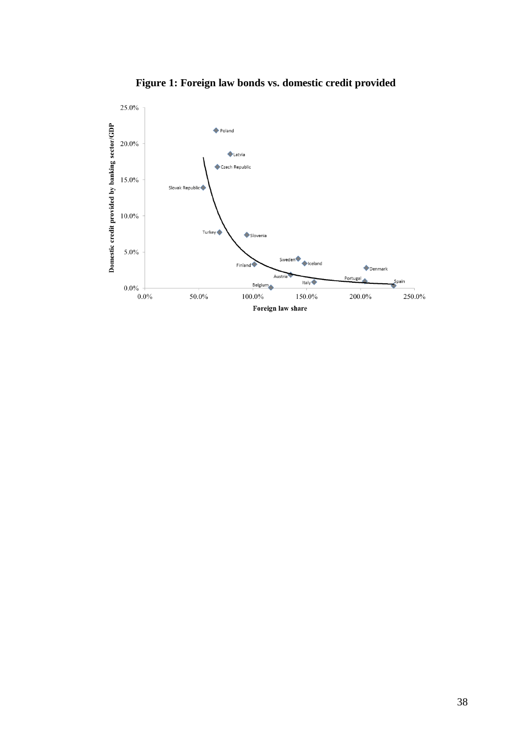**Figure 1: Foreign law bonds vs. domestic credit provided**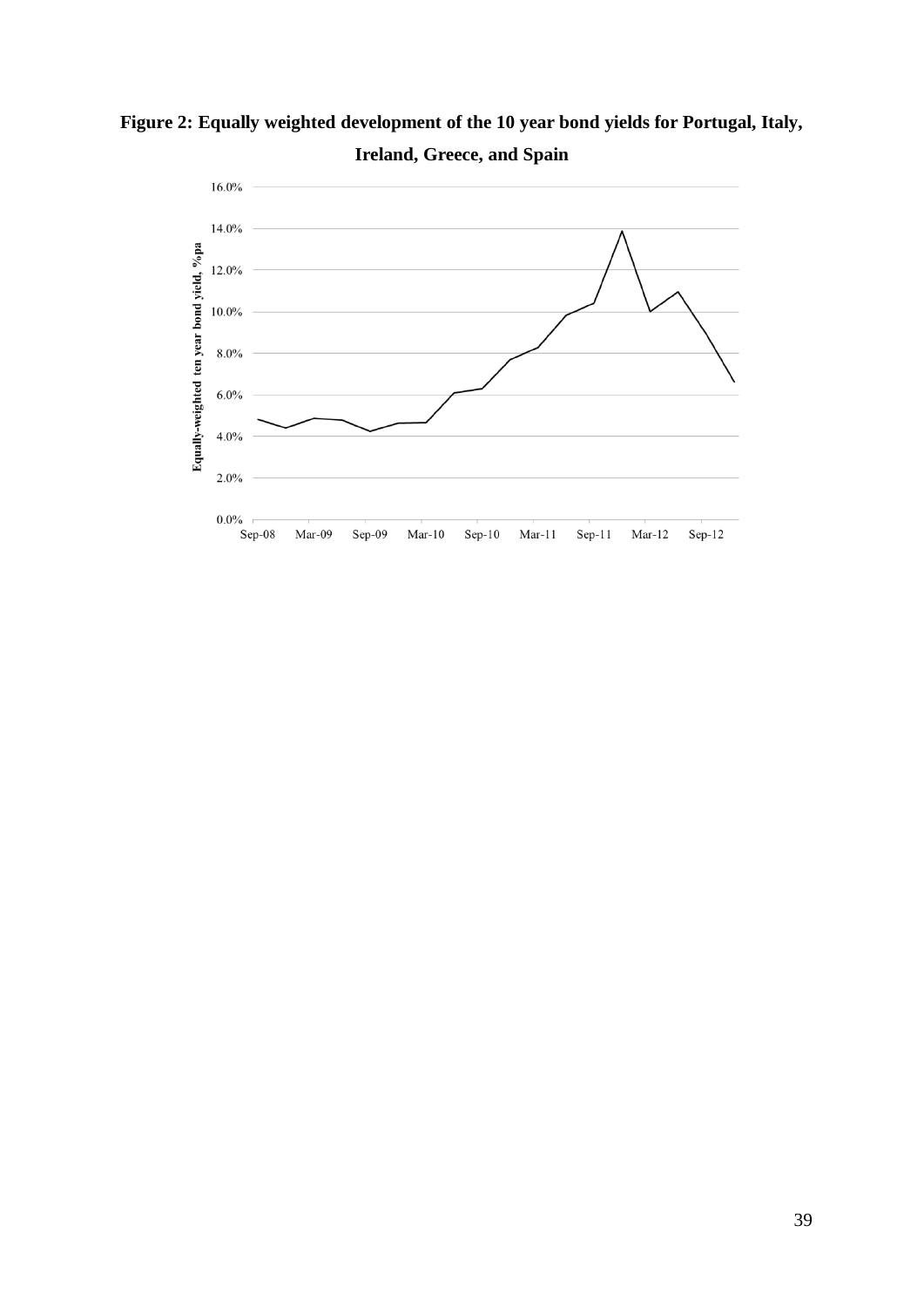**Figure 2: Equally weighted development of the 10 year bond yields for Portugal, Italy, Ireland, Greece, and Spain**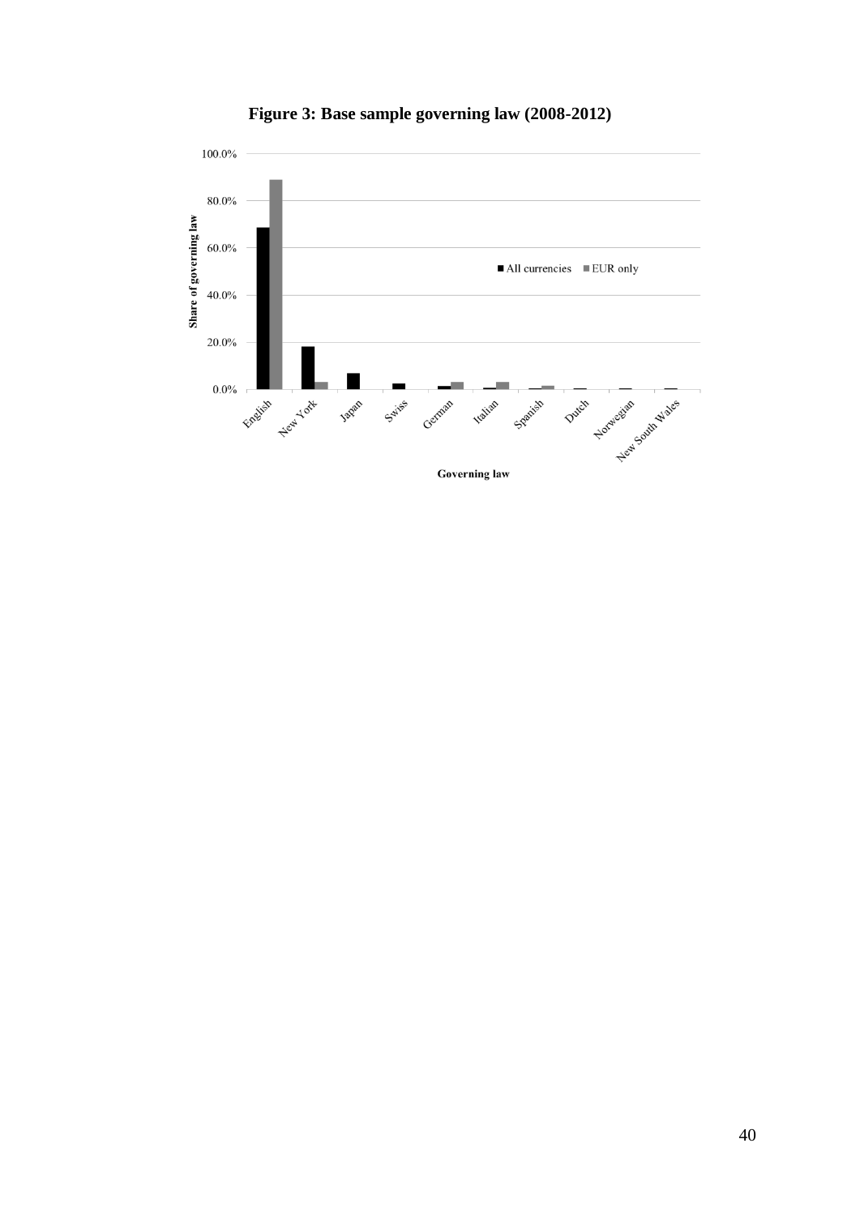**Figure 3: Base sample governing law (2008-2012)**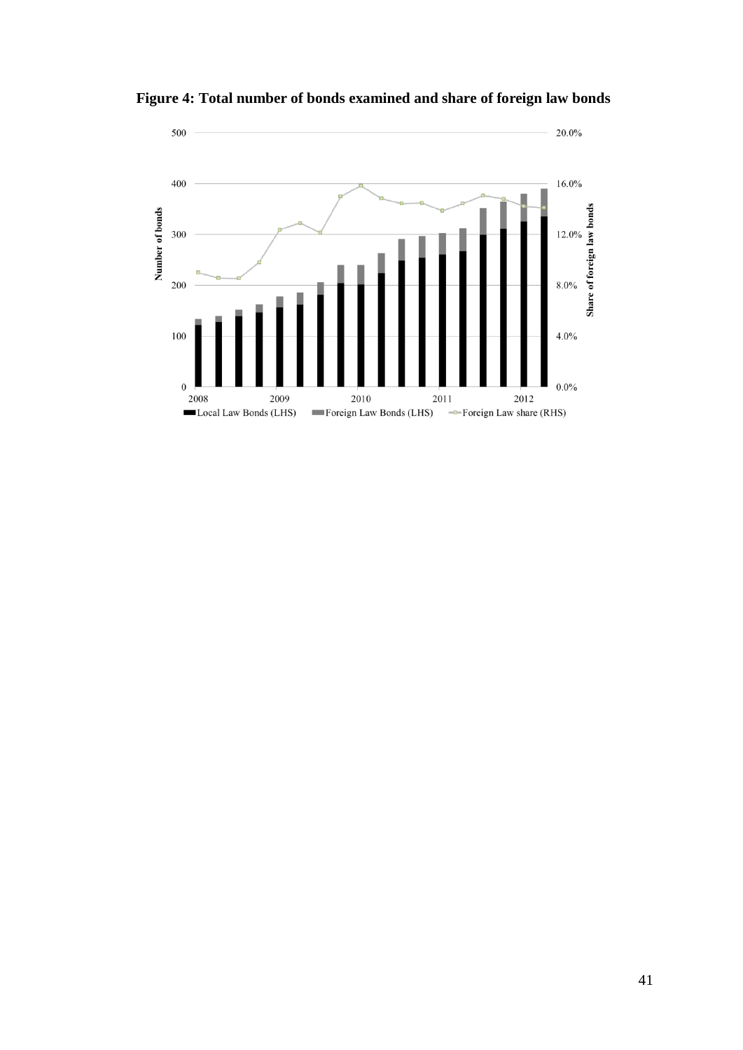**Figure 4: Total number of bonds examined and share of foreign law bonds**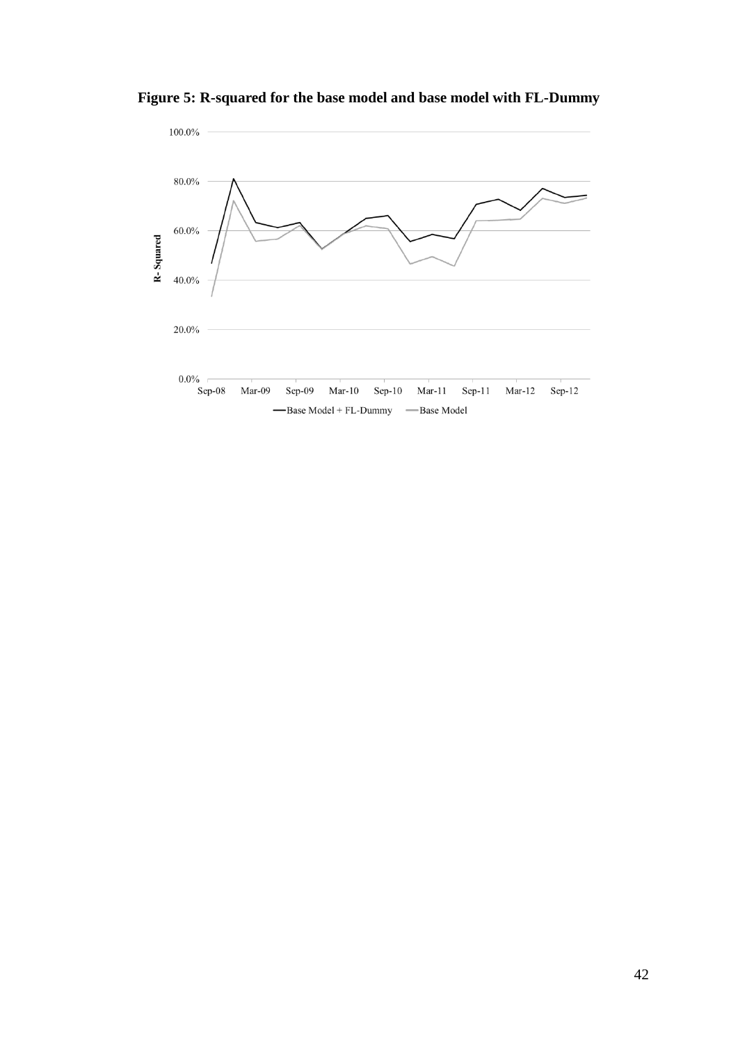**Figure 5: R-squared for the base model and base model with FL-Dummy**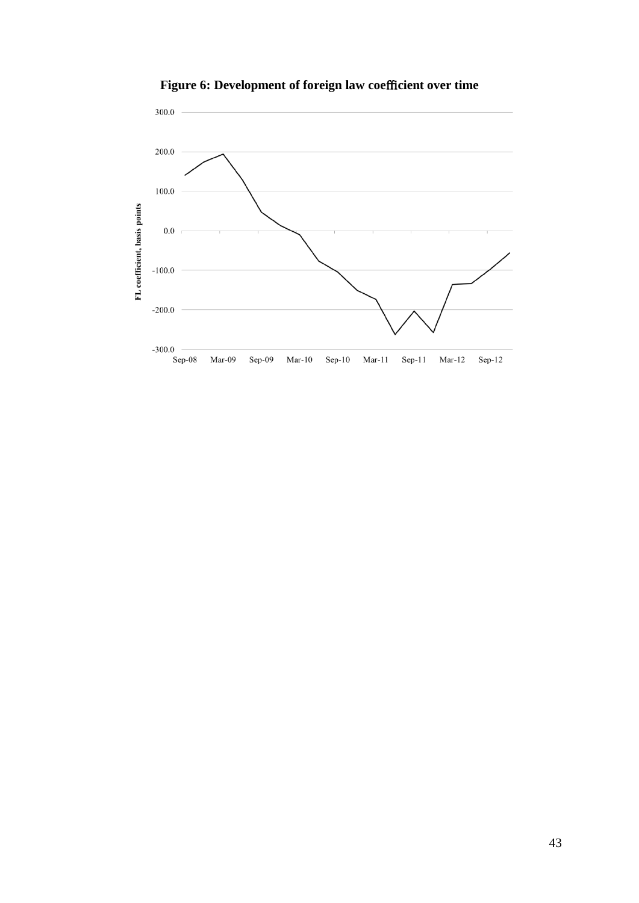**Figure 6: Development of foreign law coefficient over time**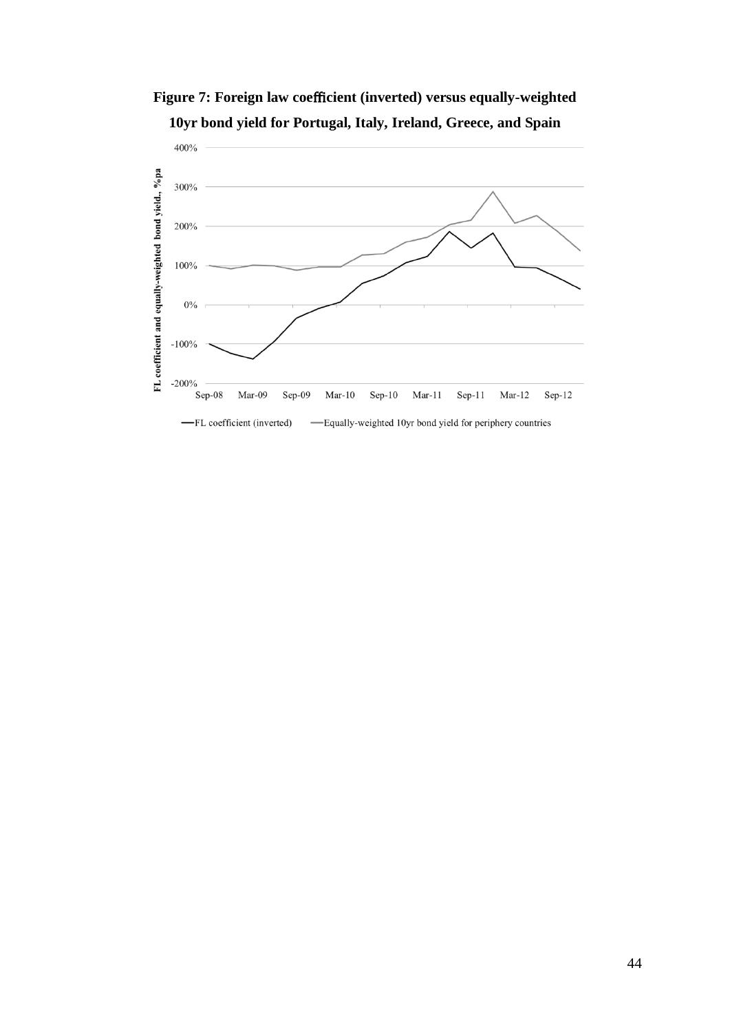**Figure 7: Foreign law coefficient (inverted) versus equally-weighted 10yr bond yield for Portugal, Italy, Ireland, Greece, and Spain**

FL coefficient and equally-weighted bond yield, %pa

400%
300%
200%
100%
0%
-100%
-200%

Sep-08 Mar-09 Sep-09 Mar-10 Sep-10 Mar-11 Sep-11 Mar-12 Sep-12

—FL coefficient (inverted) —Equally-weighted 10yr bond yield for periphery countries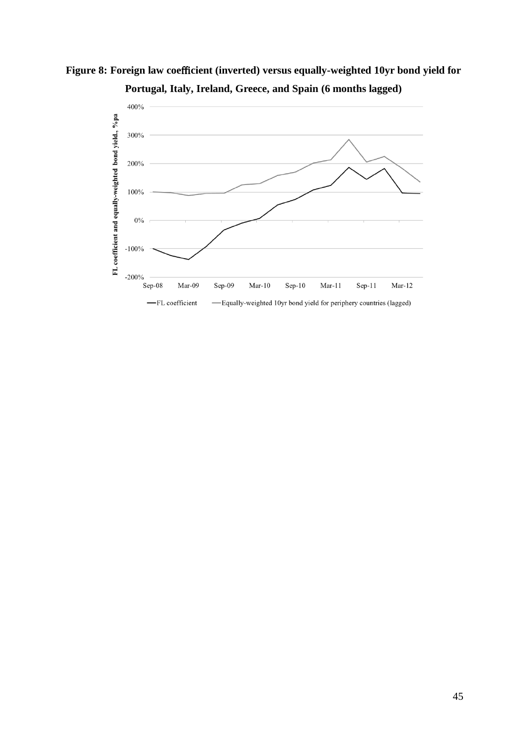**Figure 8: Foreign law coefficient (inverted) versus equally-weighted 10yr bond yield for Portugal, Italy, Ireland, Greece, and Spain (6 months lagged)**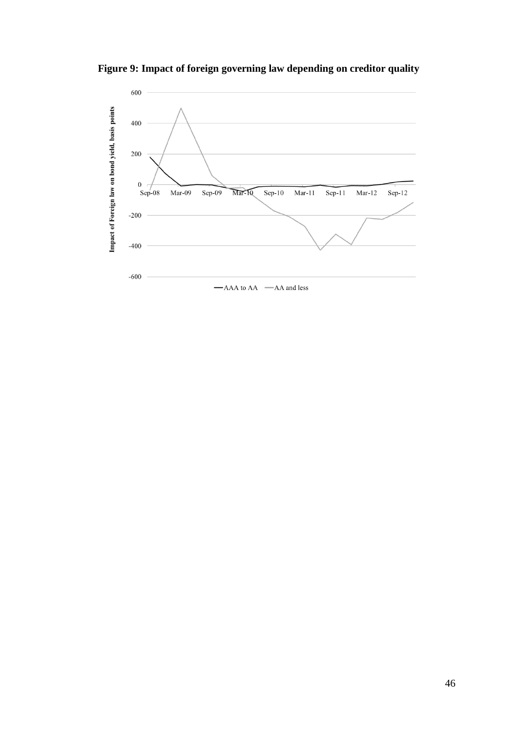**Figure 9: Impact of foreign governing law depending on creditor quality**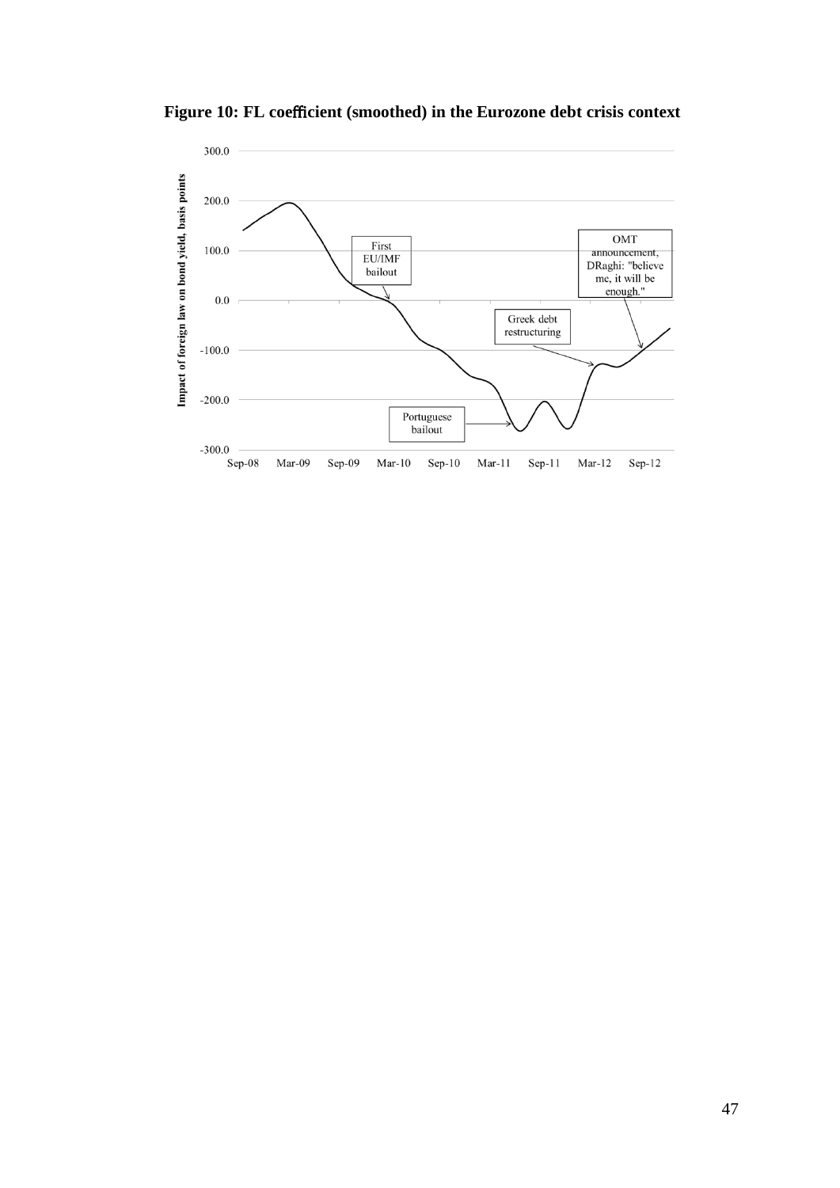**Figure 10: FL coefficient (smoothed) in the Eurozone debt crisis context**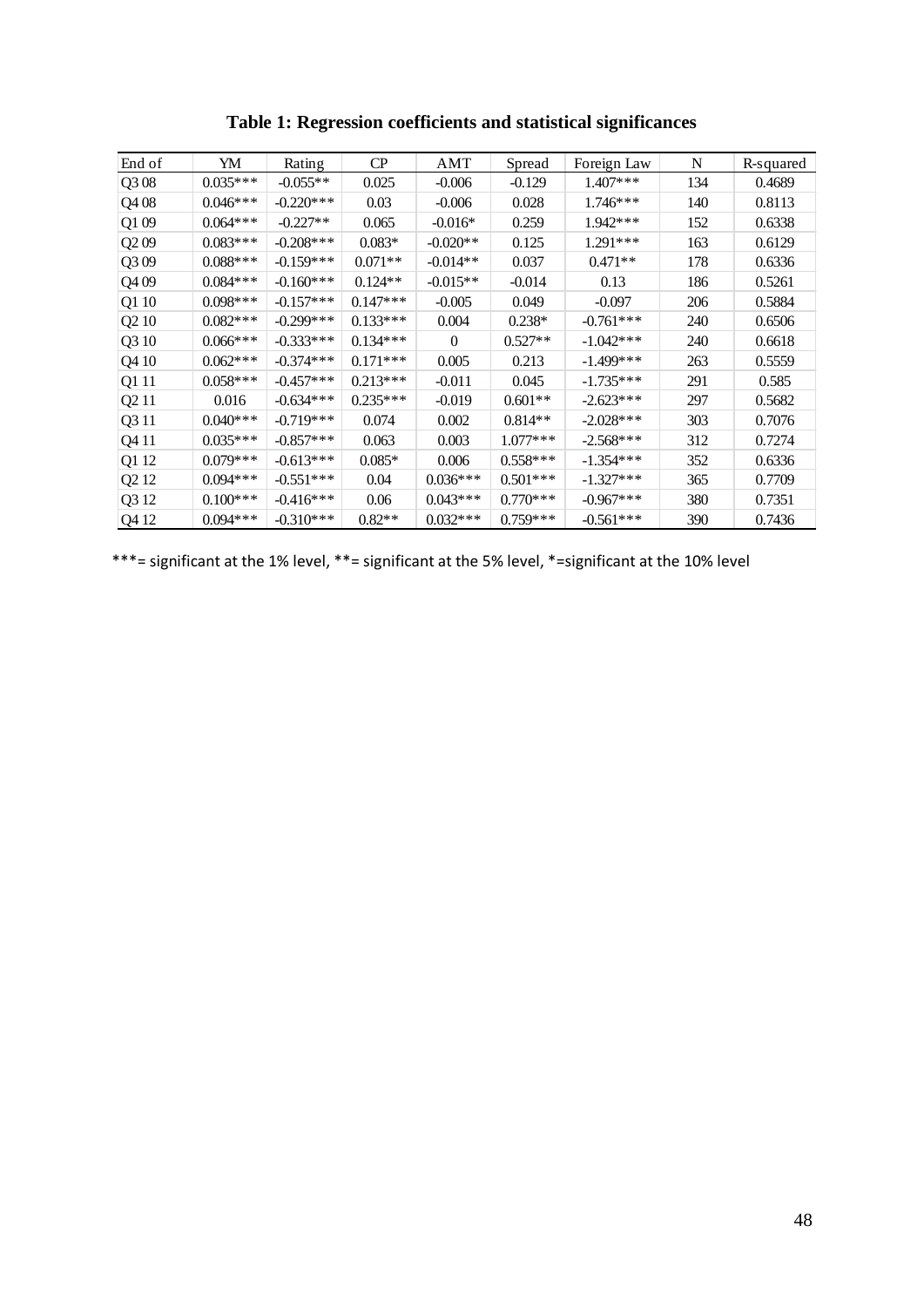**Table 1: Regression coefficients and statistical significances**

| End of | YM | Rating | CP | AMT | Spread | Foreign Law | N | R-squared |
|---|---|---|---|---|---|---|---|---|
| Q3 08 | 0.035*** | -0.055** | 0.025 | -0.006 | -0.129 | 1.407*** | 134 | 0.4689 |
| Q4 08 | 0.046*** | -0.220*** | 0.03 | -0.006 | 0.028 | 1.746*** | 140 | 0.8113 |
| Q1 09 | 0.064*** | -0.227** | 0.065 | -0.016* | 0.259 | 1.942*** | 152 | 0.6338 |
| Q2 09 | 0.083*** | -0.208*** | 0.083* | -0.020** | 0.125 | 1.291*** | 163 | 0.6129 |
| Q3 09 | 0.088*** | -0.159*** | 0.071** | -0.014** | 0.037 | 0.471** | 178 | 0.6336 |
| Q4 09 | 0.084*** | -0.160*** | 0.124** | -0.015** | -0.014 | 0.13 | 186 | 0.5261 |
| Q1 10 | 0.098*** | -0.157*** | 0.147*** | -0.005 | 0.049 | -0.097 | 206 | 0.5884 |
| Q2 10 | 0.082*** | -0.299*** | 0.133*** | 0.004 | 0.238* | -0.761*** | 240 | 0.6506 |
| Q3 10 | 0.066*** | -0.333*** | 0.134*** | 0 | 0.527** | -1.042*** | 240 | 0.6618 |
| Q4 10 | 0.062*** | -0.374*** | 0.171*** | 0.005 | 0.213 | -1.499*** | 263 | 0.5559 |
| Q1 11 | 0.058*** | -0.457*** | 0.213*** | -0.011 | 0.045 | -1.735*** | 291 | 0.585 |
| Q2 11 | 0.016 | -0.634*** | 0.235*** | -0.019 | 0.601** | -2.623*** | 297 | 0.5682 |
| Q3 11 | 0.040*** | -0.719*** | 0.074 | 0.002 | 0.814** | -2.028*** | 303 | 0.7076 |
| Q4 11 | 0.035*** | -0.857*** | 0.063 | 0.003 | 1.077*** | -2.568*** | 312 | 0.7274 |
| Q1 12 | 0.079*** | -0.613*** | 0.085* | 0.006 | 0.558*** | -1.354*** | 352 | 0.6336 |
| Q2 12 | 0.094*** | -0.551*** | 0.04 | 0.036*** | 0.501*** | -1.327*** | 365 | 0.7709 |
| Q3 12 | 0.100*** | -0.416*** | 0.06 | 0.043*** | 0.770*** | -0.967*** | 380 | 0.7351 |
| Q4 12 | 0.094*** | -0.310*** | 0.82** | 0.032*** | 0.759*** | -0.561*** | 390 | 0.7436 |

***= significant at the 1% level, **= significant at the 5% level, *=significant at the 10% level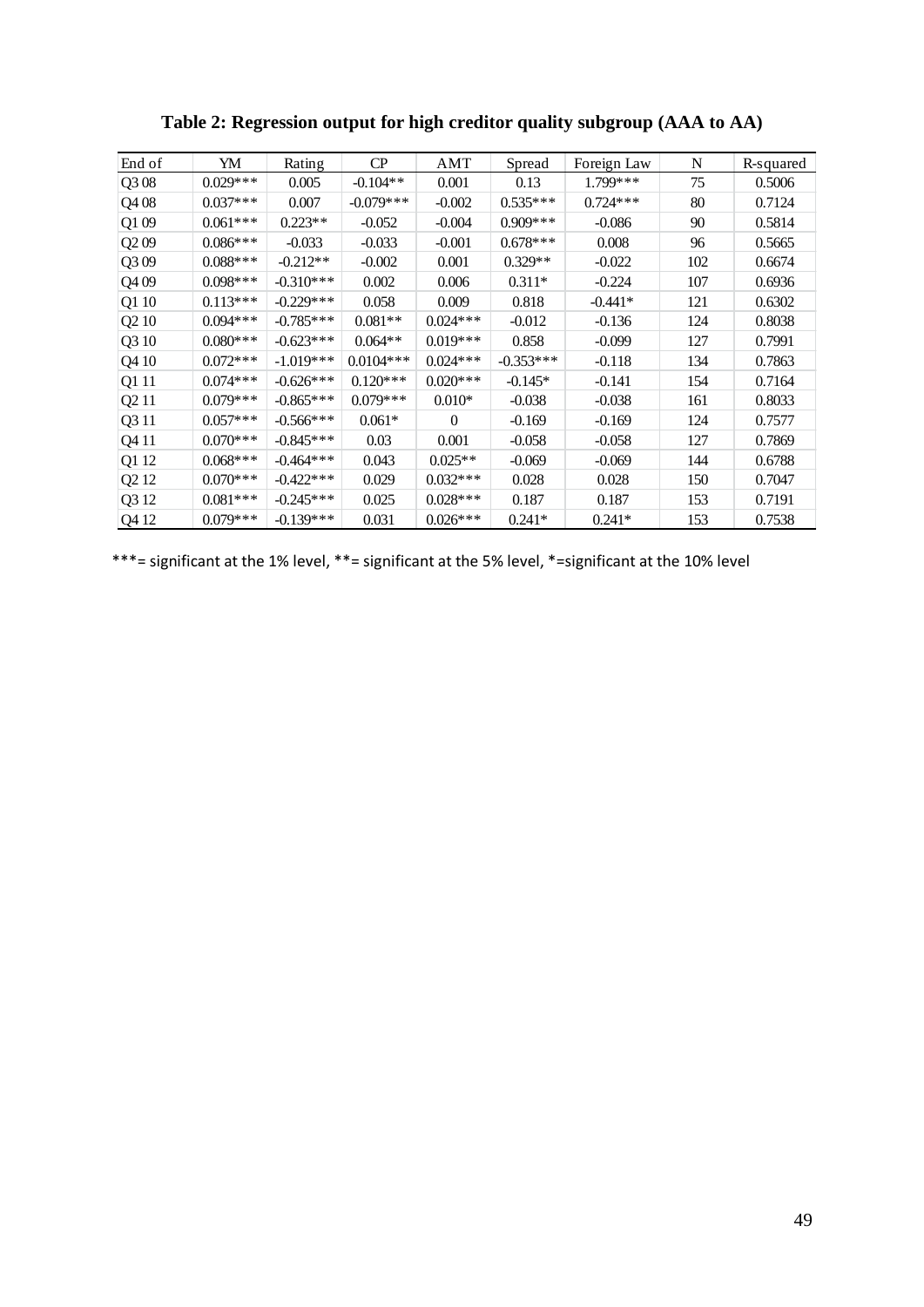**Table 2: Regression output for high creditor quality subgroup (AAA to AA)**

| End of | YM | Rating | CP | AMT | Spread | Foreign Law | N | R-squared |
|---|---|---|---|---|---|---|---|---|
| Q3 08 | 0.029*** | 0.005 | -0.104** | 0.001 | 0.13 | 1.799*** | 75 | 0.5006 |
| Q4 08 | 0.037*** | 0.007 | -0.079*** | -0.002 | 0.535*** | 0.724*** | 80 | 0.7124 |
| Q1 09 | 0.061*** | 0.223** | -0.052 | -0.004 | 0.909*** | -0.086 | 90 | 0.5814 |
| Q2 09 | 0.086*** | -0.033 | -0.033 | -0.001 | 0.678*** | 0.008 | 96 | 0.5665 |
| Q3 09 | 0.088*** | -0.212** | -0.002 | 0.001 | 0.329** | -0.022 | 102 | 0.6674 |
| Q4 09 | 0.098*** | -0.310*** | 0.002 | 0.006 | 0.311* | -0.224 | 107 | 0.6936 |
| Q1 10 | 0.113*** | -0.229*** | 0.058 | 0.009 | 0.818 | -0.441* | 121 | 0.6302 |
| Q2 10 | 0.094*** | -0.785*** | 0.081** | 0.024*** | -0.012 | -0.136 | 124 | 0.8038 |
| Q3 10 | 0.080*** | -0.623*** | 0.064** | 0.019*** | 0.858 | -0.099 | 127 | 0.7991 |
| Q4 10 | 0.072*** | -1.019*** | 0.0104*** | 0.024*** | -0.353*** | -0.118 | 134 | 0.7863 |
| Q1 11 | 0.074*** | -0.626*** | 0.120*** | 0.020*** | -0.145* | -0.141 | 154 | 0.7164 |
| Q2 11 | 0.079*** | -0.865*** | 0.079*** | 0.010* | -0.038 | -0.038 | 161 | 0.8033 |
| Q3 11 | 0.057*** | -0.566*** | 0.061* | 0 | -0.169 | -0.169 | 124 | 0.7577 |
| Q4 11 | 0.070*** | -0.845*** | 0.03 | 0.001 | -0.058 | -0.058 | 127 | 0.7869 |
| Q1 12 | 0.068*** | -0.464*** | 0.043 | 0.025** | -0.069 | -0.069 | 144 | 0.6788 |
| Q2 12 | 0.070*** | -0.422*** | 0.029 | 0.032*** | 0.028 | 0.028 | 150 | 0.7047 |
| Q3 12 | 0.081*** | -0.245*** | 0.025 | 0.028*** | 0.187 | 0.187 | 153 | 0.7191 |
| Q4 12 | 0.079*** | -0.139*** | 0.031 | 0.026*** | 0.241* | 0.241* | 153 | 0.7538 |

***= significant at the 1% level, **= significant at the 5% level, *=significant at the 10% level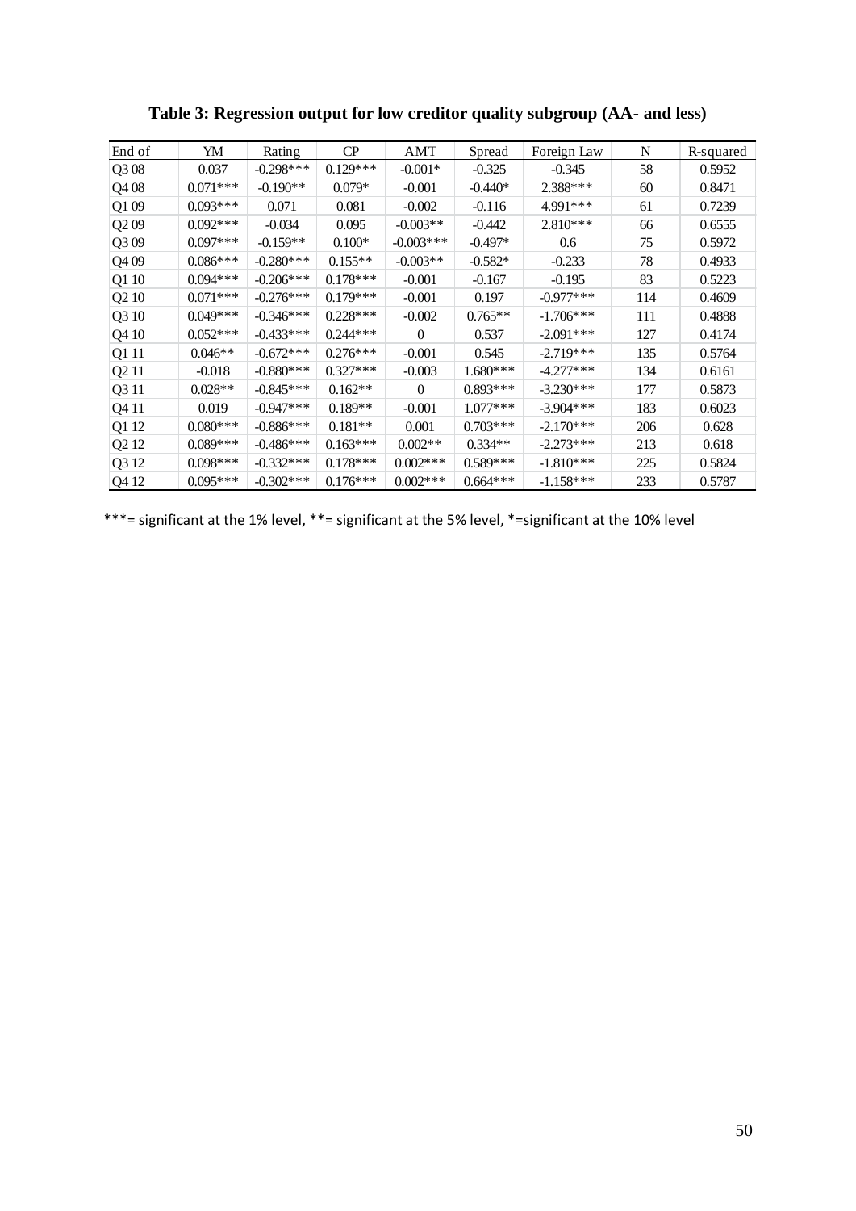**Table 3: Regression output for low creditor quality subgroup (AA- and less)**

| End of | YM | Rating | CP | AMT | Spread | Foreign Law | N | R-squared |
|---|---|---|---|---|---|---|---|---|
| Q3 08 | 0.037 | -0.298*** | 0.129*** | -0.001* | -0.325 | -0.345 | 58 | 0.5952 |
| Q4 08 | 0.071*** | -0.190** | 0.079* | -0.001 | -0.440* | 2.388*** | 60 | 0.8471 |
| Q1 09 | 0.093*** | 0.071 | 0.081 | -0.002 | -0.116 | 4.991*** | 61 | 0.7239 |
| Q2 09 | 0.092*** | -0.034 | 0.095 | -0.003** | -0.442 | 2.810*** | 66 | 0.6555 |
| Q3 09 | 0.097*** | -0.159** | 0.100* | -0.003*** | -0.497* | 0.6 | 75 | 0.5972 |
| Q4 09 | 0.086*** | -0.280*** | 0.155** | -0.003** | -0.582* | -0.233 | 78 | 0.4933 |
| Q1 10 | 0.094*** | -0.206*** | 0.178*** | -0.001 | -0.167 | -0.195 | 83 | 0.5223 |
| Q2 10 | 0.071*** | -0.276*** | 0.179*** | -0.001 | 0.197 | -0.977*** | 114 | 0.4609 |
| Q3 10 | 0.049*** | -0.346*** | 0.228*** | -0.002 | 0.765** | -1.706*** | 111 | 0.4888 |
| Q4 10 | 0.052*** | -0.433*** | 0.244*** | 0 | 0.537 | -2.091*** | 127 | 0.4174 |
| Q1 11 | 0.046** | -0.672*** | 0.276*** | -0.001 | 0.545 | -2.719*** | 135 | 0.5764 |
| Q2 11 | -0.018 | -0.880*** | 0.327*** | -0.003 | 1.680*** | -4.277*** | 134 | 0.6161 |
| Q3 11 | 0.028** | -0.845*** | 0.162** | 0 | 0.893*** | -3.230*** | 177 | 0.5873 |
| Q4 11 | 0.019 | -0.947*** | 0.189** | -0.001 | 1.077*** | -3.904*** | 183 | 0.6023 |
| Q1 12 | 0.080*** | -0.886*** | 0.181** | 0.001 | 0.703*** | -2.170*** | 206 | 0.628 |
| Q2 12 | 0.089*** | -0.486*** | 0.163*** | 0.002** | 0.334** | -2.273*** | 213 | 0.618 |
| Q3 12 | 0.098*** | -0.332*** | 0.178*** | 0.002*** | 0.589*** | -1.810*** | 225 | 0.5824 |
| Q4 12 | 0.095*** | -0.302*** | 0.176*** | 0.002*** | 0.664*** | -1.158*** | 233 | 0.5787 |

***= significant at the 1% level, **= significant at the 5% level, *=significant at the 10% level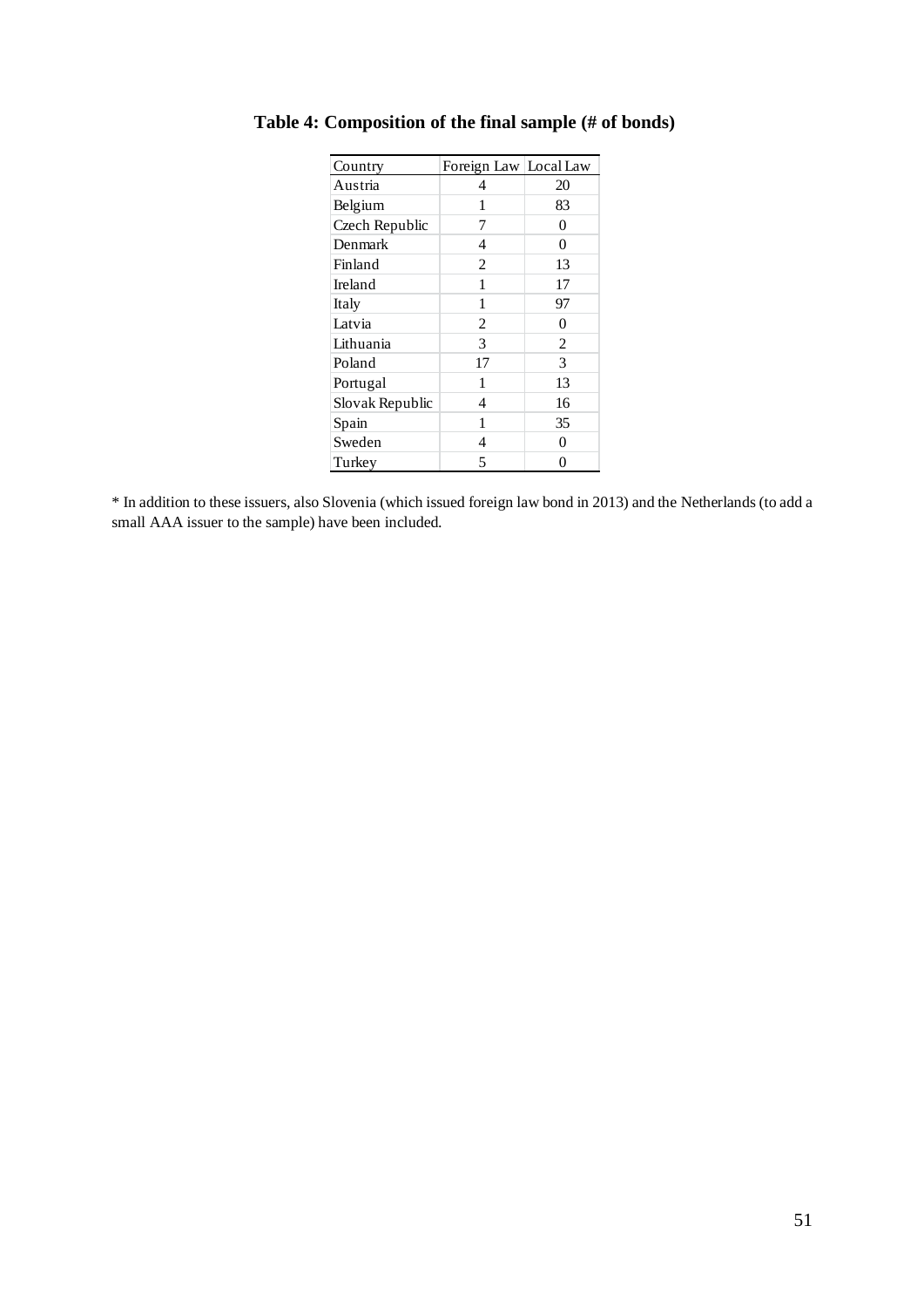**Table 4: Composition of the final sample (# of bonds)**

| Country | Foreign Law | Local Law |
|---|---|---|
| Austria | 4 | 20 |
| Belgium | 1 | 83 |
| Czech Republic | 7 | 0 |
| Denmark | 4 | 0 |
| Finland | 2 | 13 |
| Ireland | 1 | 17 |
| Italy | 1 | 97 |
| Latvia | 2 | 0 |
| Lithuania | 3 | 2 |
| Poland | 17 | 3 |
| Portugal | 1 | 13 |
| Slovak Republic | 4 | 16 |
| Spain | 1 | 35 |
| Sweden | 4 | 0 |
| Turkey | 5 | 0 |

* In addition to these issuers, also Slovenia (which issued foreign law bond in 2013) and the Netherlands (to add a small AAA issuer to the sample) have been included.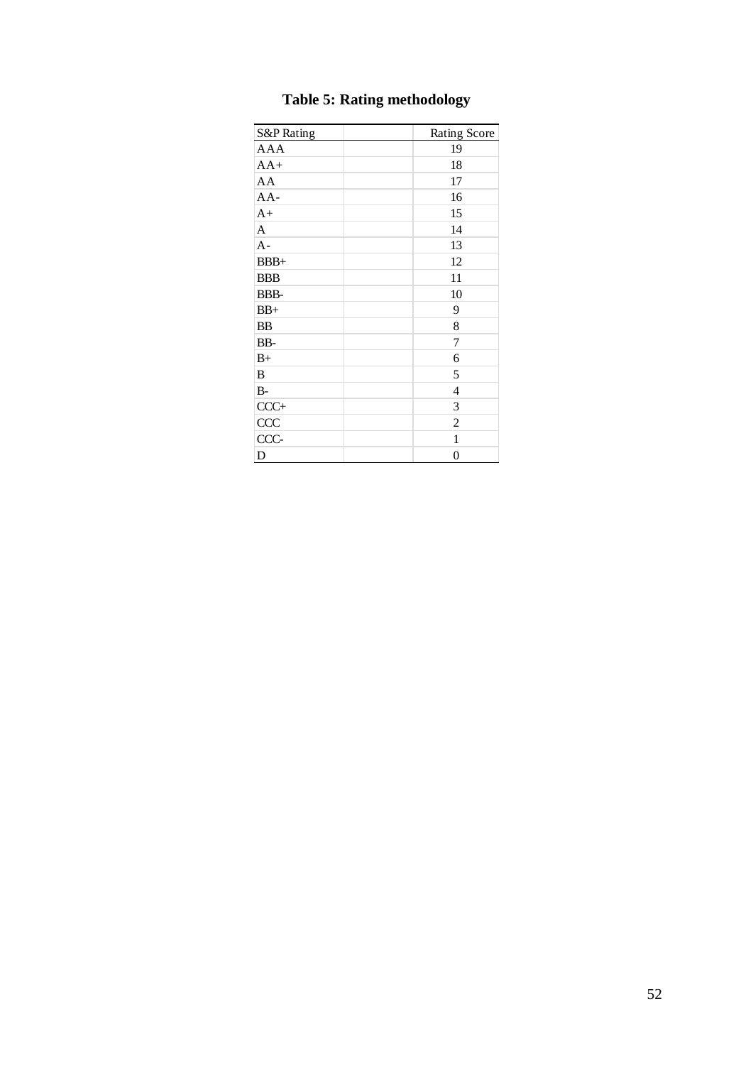**Table 5: Rating methodology**

| S&P Rating | | Rating Score |
|---|---|---|
| AAA | | 19 |
| AA+ | | 18 |
| AA | | 17 |
| AA- | | 16 |
| A+ | | 15 |
| A | | 14 |
| A- | | 13 |
| BBB+ | | 12 |
| BBB | | 11 |
| BBB- | | 10 |
| BB+ | | 9 |
| BB | | 8 |
| BB- | | 7 |
| B+ | | 6 |
| B | | 5 |
| B- | | 4 |
| CCC+ | | 3 |
| CCC | | 2 |
| CCC- | | 1 |
| D | | 0 |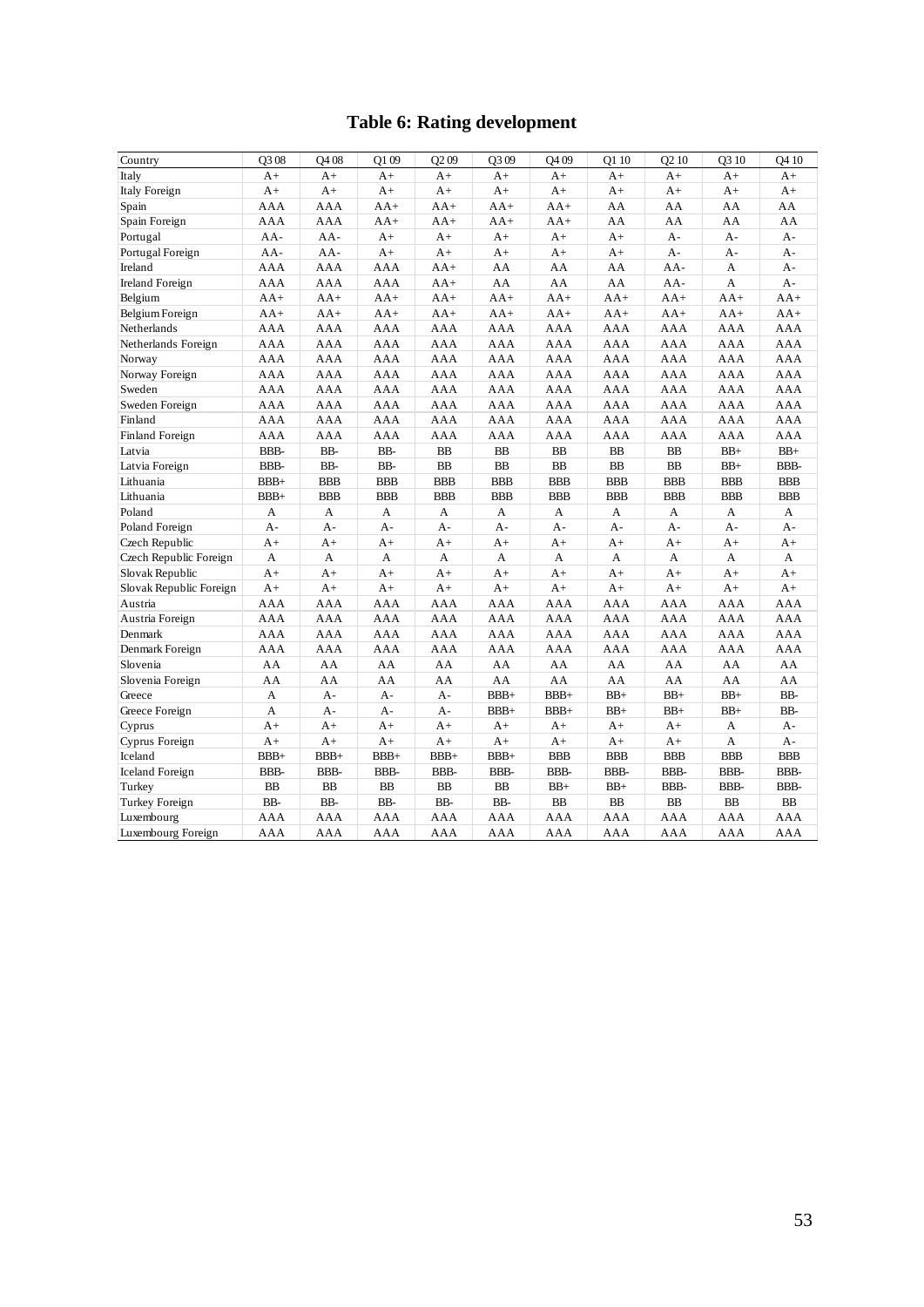# Table 6: Rating development

| Country | Q3 08 | Q4 08 | Q1 09 | Q2 09 | Q3 09 | Q4 09 | Q1 10 | Q2 10 | Q3 10 | Q4 10 |
|---|---|---|---|---|---|---|---|---|---|---|
| Italy | A+ | A+ | A+ | A+ | A+ | A+ | A+ | A+ | A+ | A+ |
| Italy Foreign | A+ | A+ | A+ | A+ | A+ | A+ | A+ | A+ | A+ | A+ |
| Spain | AAA | AAA | AA+ | AA+ | AA+ | AA+ | AA | AA | AA | AA |
| Spain Foreign | AAA | AAA | AA+ | AA+ | AA+ | AA+ | AA | AA | AA | AA |
| Portugal | AA- | AA- | A+ | A+ | A+ | A+ | A+ | A- | A- | A- |
| Portugal Foreign | AA- | AA- | A+ | A+ | A+ | A+ | A+ | A- | A- | A- |
| Ireland | AAA | AAA | AAA | AA+ | AA | AA | AA | AA- | A | A- |
| Ireland Foreign | AAA | AAA | AAA | AA+ | AA | AA | AA | AA- | A | A- |
| Belgium | AA+ | AA+ | AA+ | AA+ | AA+ | AA+ | AA+ | AA+ | AA+ | AA+ |
| Belgium Foreign | AA+ | AA+ | AA+ | AA+ | AA+ | AA+ | AA+ | AA+ | AA+ | AA+ |
| Netherlands | AAA | AAA | AAA | AAA | AAA | AAA | AAA | AAA | AAA | AAA |
| Netherlands Foreign | AAA | AAA | AAA | AAA | AAA | AAA | AAA | AAA | AAA | AAA |
| Norway | AAA | AAA | AAA | AAA | AAA | AAA | AAA | AAA | AAA | AAA |
| Norway Foreign | AAA | AAA | AAA | AAA | AAA | AAA | AAA | AAA | AAA | AAA |
| Sweden | AAA | AAA | AAA | AAA | AAA | AAA | AAA | AAA | AAA | AAA |
| Sweden Foreign | AAA | AAA | AAA | AAA | AAA | AAA | AAA | AAA | AAA | AAA |
| Finland | AAA | AAA | AAA | AAA | AAA | AAA | AAA | AAA | AAA | AAA |
| Finland Foreign | AAA | AAA | AAA | AAA | AAA | AAA | AAA | AAA | AAA | AAA |
| Latvia | BBB- | BB- | BB- | BB | BB | BB | BB | BB | BB+ | BB+ |
| Latvia Foreign | BBB- | BB- | BB- | BB | BB | BB | BB | BB | BB+ | BBB- |
| Lithuania | BBB+ | BBB | BBB | BBB | BBB | BBB | BBB | BBB | BBB | BBB |
| Lithuania | BBB+ | BBB | BBB | BBB | BBB | BBB | BBB | BBB | BBB | BBB |
| Poland | A | A | A | A | A | A | A | A | A | A |
| Poland Foreign | A- | A- | A- | A- | A- | A- | A- | A- | A- | A- |
| Czech Republic | A+ | A+ | A+ | A+ | A+ | A+ | A+ | A+ | A+ | A+ |
| Czech Republic Foreign | A | A | A | A | A | A | A | A | A | A |
| Slovak Republic | A+ | A+ | A+ | A+ | A+ | A+ | A+ | A+ | A+ | A+ |
| Slovak Republic Foreign | A+ | A+ | A+ | A+ | A+ | A+ | A+ | A+ | A+ | A+ |
| Austria | AAA | AAA | AAA | AAA | AAA | AAA | AAA | AAA | AAA | AAA |
| Austria Foreign | AAA | AAA | AAA | AAA | AAA | AAA | AAA | AAA | AAA | AAA |
| Denmark | AAA | AAA | AAA | AAA | AAA | AAA | AAA | AAA | AAA | AAA |
| Denmark Foreign | AAA | AAA | AAA | AAA | AAA | AAA | AAA | AAA | AAA | AAA |
| Slovenia | AA | AA | AA | AA | AA | AA | AA | AA | AA | AA |
| Slovenia Foreign | AA | AA | AA | AA | AA | AA | AA | AA | AA | AA |
| Greece | A | A- | A- | A- | BBB+ | BBB+ | BB+ | BB+ | BB+ | BB- |
| Greece Foreign | A | A- | A- | A- | BBB+ | BBB+ | BB+ | BB+ | BB+ | BB- |
| Cyprus | A+ | A+ | A+ | A+ | A+ | A+ | A+ | A+ | A | A- |
| Cyprus Foreign | A+ | A+ | A+ | A+ | A+ | A+ | A+ | A+ | A | A- |
| Iceland | BBB+ | BBB+ | BBB+ | BBB+ | BBB+ | BBB | BBB | BBB | BBB | BBB |
| Iceland Foreign | BBB- | BBB- | BBB- | BBB- | BBB- | BBB- | BBB- | BBB- | BBB- | BBB- |
| Turkey | BB | BB | BB | BB | BB | BB+ | BB+ | BBB- | BBB- | BBB- |
| Turkey Foreign | BB- | BB- | BB- | BB- | BB- | BB | BB | BB | BB | BB |
| Luxembourg | AAA | AAA | AAA | AAA | AAA | AAA | AAA | AAA | AAA | AAA |
| Luxembourg Foreign | AAA | AAA | AAA | AAA | AAA | AAA | AAA | AAA | AAA | AAA |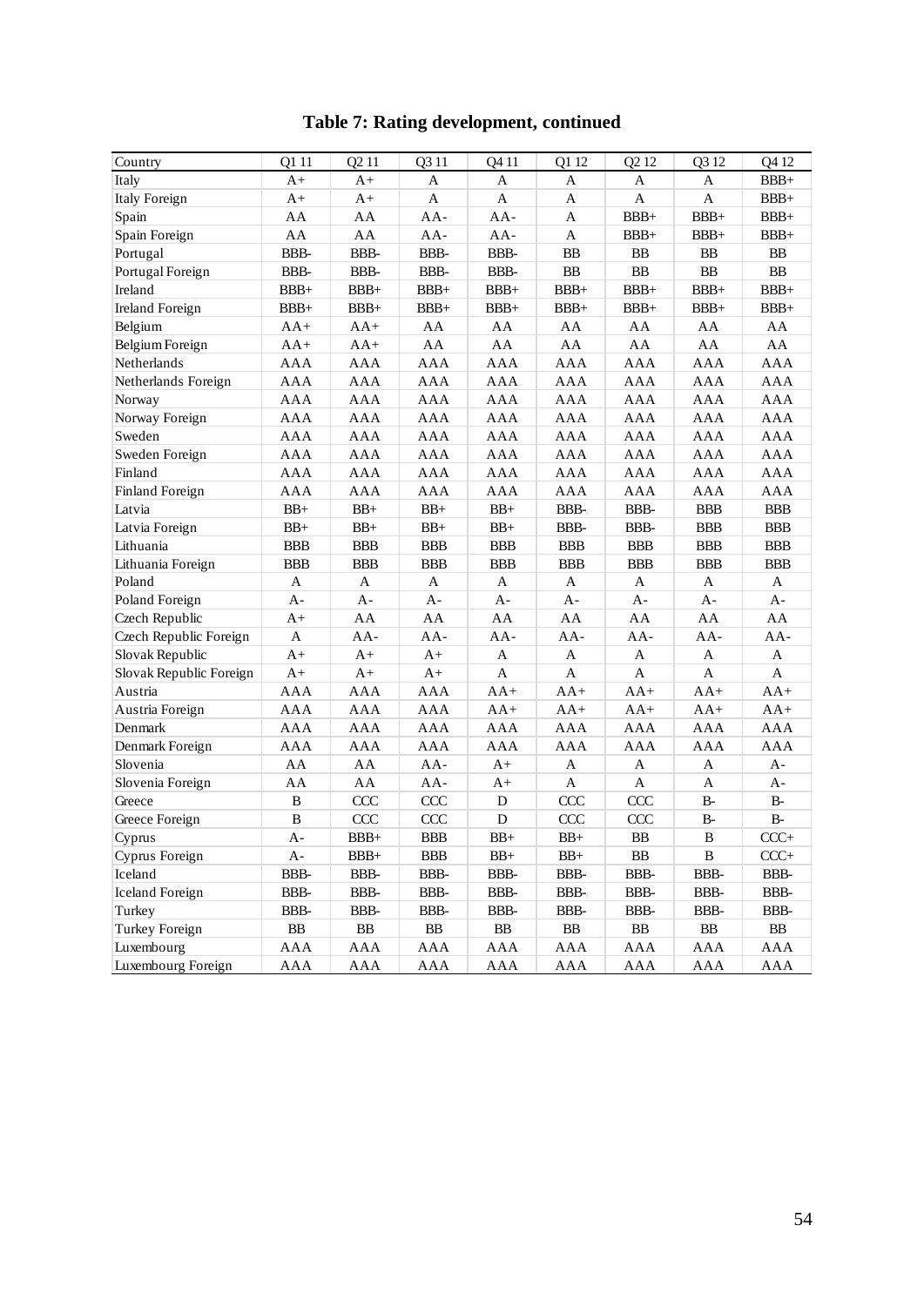**Table 7: Rating development, continued**

| Country | Q1 11 | Q2 11 | Q3 11 | Q4 11 | Q1 12 | Q2 12 | Q3 12 | Q4 12 |
|---|---|---|---|---|---|---|---|---|
| Italy | A+ | A+ | A | A | A | A | A | BBB+ |
| Italy Foreign | A+ | A+ | A | A | A | A | A | BBB+ |
| Spain | AA | AA | AA- | AA- | A | BBB+ | BBB+ | BBB+ |
| Spain Foreign | AA | AA | AA- | AA- | A | BBB+ | BBB+ | BBB+ |
| Portugal | BBB- | BBB- | BBB- | BBB- | BB | BB | BB | BB |
| Portugal Foreign | BBB- | BBB- | BBB- | BBB- | BB | BB | BB | BB |
| Ireland | BBB+ | BBB+ | BBB+ | BBB+ | BBB+ | BBB+ | BBB+ | BBB+ |
| Ireland Foreign | BBB+ | BBB+ | BBB+ | BBB+ | BBB+ | BBB+ | BBB+ | BBB+ |
| Belgium | AA+ | AA+ | AA | AA | AA | AA | AA | AA |
| Belgium Foreign | AA+ | AA+ | AA | AA | AA | AA | AA | AA |
| Netherlands | AAA | AAA | AAA | AAA | AAA | AAA | AAA | AAA |
| Netherlands Foreign | AAA | AAA | AAA | AAA | AAA | AAA | AAA | AAA |
| Norway | AAA | AAA | AAA | AAA | AAA | AAA | AAA | AAA |
| Norway Foreign | AAA | AAA | AAA | AAA | AAA | AAA | AAA | AAA |
| Sweden | AAA | AAA | AAA | AAA | AAA | AAA | AAA | AAA |
| Sweden Foreign | AAA | AAA | AAA | AAA | AAA | AAA | AAA | AAA |
| Finland | AAA | AAA | AAA | AAA | AAA | AAA | AAA | AAA |
| Finland Foreign | AAA | AAA | AAA | AAA | AAA | AAA | AAA | AAA |
| Latvia | BB+ | BB+ | BB+ | BB+ | BBB- | BBB- | BBB | BBB |
| Latvia Foreign | BB+ | BB+ | BB+ | BB+ | BBB- | BBB- | BBB | BBB |
| Lithuania | BBB | BBB | BBB | BBB | BBB | BBB | BBB | BBB |
| Lithuania Foreign | BBB | BBB | BBB | BBB | BBB | BBB | BBB | BBB |
| Poland | A | A | A | A | A | A | A | A |
| Poland Foreign | A- | A- | A- | A- | A- | A- | A- | A- |
| Czech Republic | A+ | AA | AA | AA | AA | AA | AA | AA |
| Czech Republic Foreign | A | AA- | AA- | AA- | AA- | AA- | AA- | AA- |
| Slovak Republic | A+ | A+ | A+ | A | A | A | A | A |
| Slovak Republic Foreign | A+ | A+ | A+ | A | A | A | A | A |
| Austria | AAA | AAA | AAA | AA+ | AA+ | AA+ | AA+ | AA+ |
| Austria Foreign | AAA | AAA | AAA | AA+ | AA+ | AA+ | AA+ | AA+ |
| Denmark | AAA | AAA | AAA | AAA | AAA | AAA | AAA | AAA |
| Denmark Foreign | AAA | AAA | AAA | AAA | AAA | AAA | AAA | AAA |
| Slovenia | AA | AA | AA- | A+ | A | A | A | A- |
| Slovenia Foreign | AA | AA | AA- | A+ | A | A | A | A- |
| Greece | B | CCC | CCC | D | CCC | CCC | B- | B- |
| Greece Foreign | B | CCC | CCC | D | CCC | CCC | B- | B- |
| Cyprus | A- | BBB+ | BBB | BB+ | BB+ | BB | B | CCC+ |
| Cyprus Foreign | A- | BBB+ | BBB | BB+ | BB+ | BB | B | CCC+ |
| Iceland | BBB- | BBB- | BBB- | BBB- | BBB- | BBB- | BBB- | BBB- |
| Iceland Foreign | BBB- | BBB- | BBB- | BBB- | BBB- | BBB- | BBB- | BBB- |
| Turkey | BBB- | BBB- | BBB- | BBB- | BBB- | BBB- | BBB- | BBB- |
| Turkey Foreign | BB | BB | BB | BB | BB | BB | BB | BB |
| Luxembourg | AAA | AAA | AAA | AAA | AAA | AAA | AAA | AAA |
| Luxembourg Foreign | AAA | AAA | AAA | AAA | AAA | AAA | AAA | AAA |